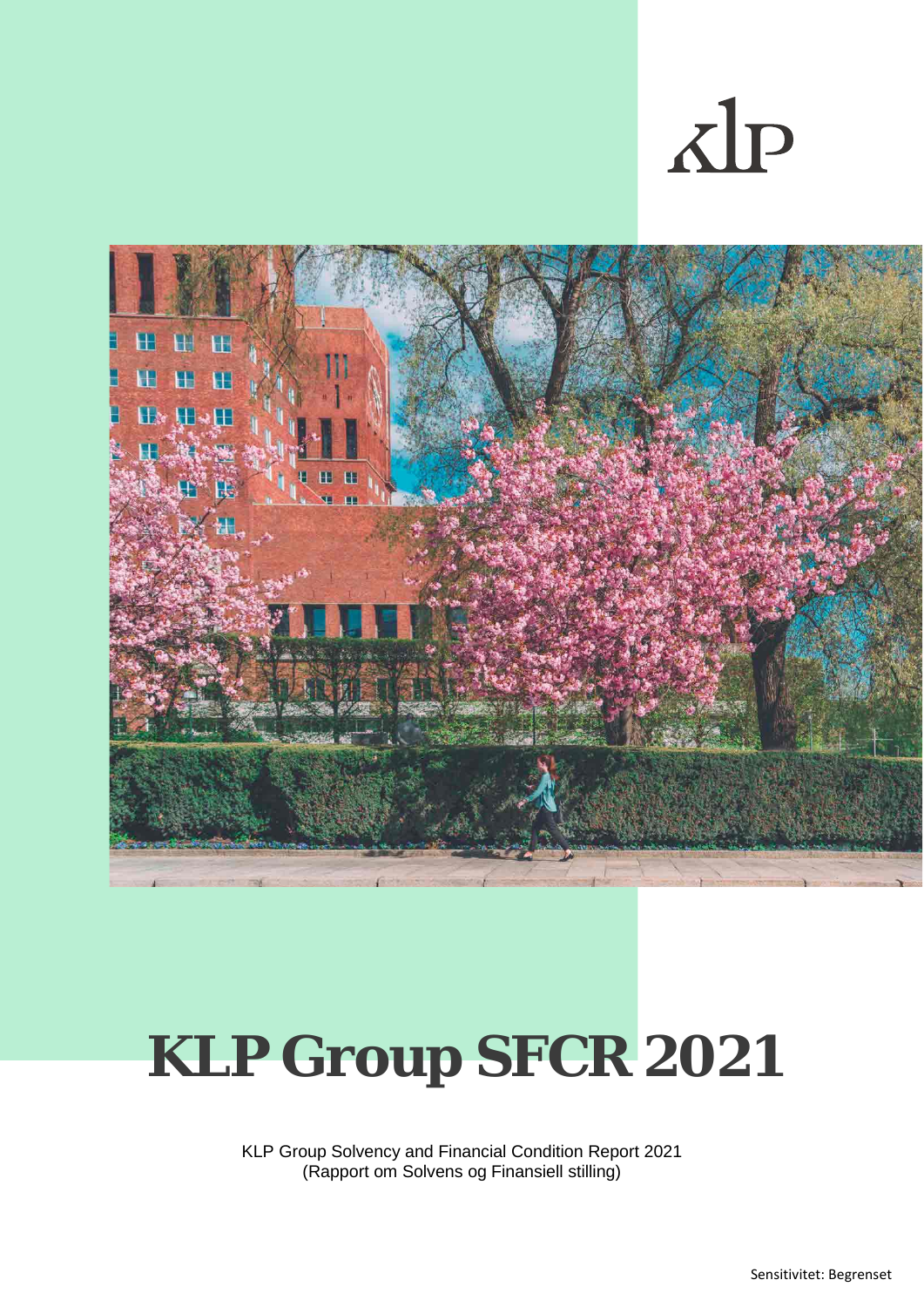klp

# KLP Group SFCR 2021

KLP Group Solvency and Financial Condition Report 2021
(Rapport om Solvens og Finansiell stilling)

Sensitivitet: Begrenset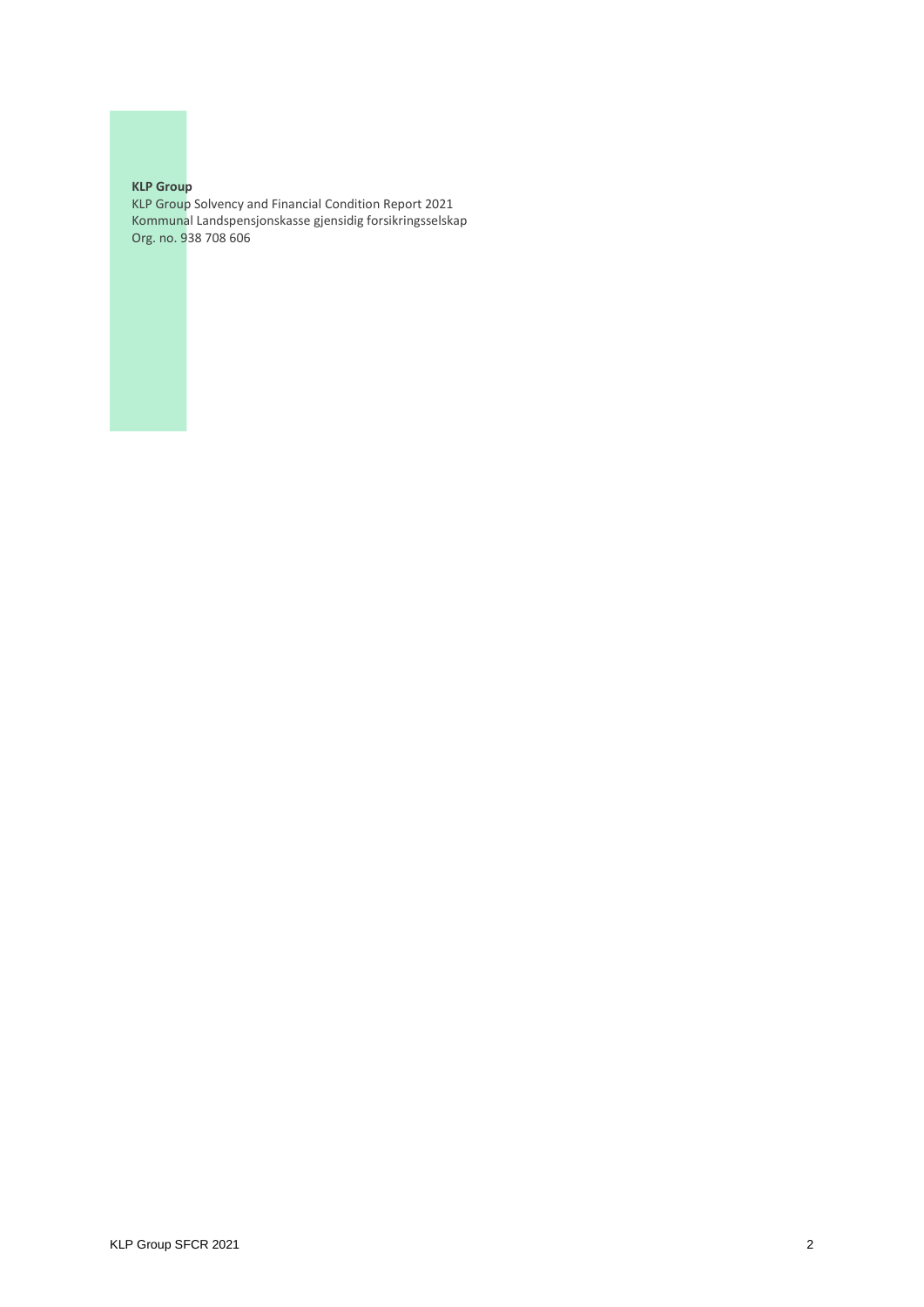**KLP Group**
KLP Group Solvency and Financial Condition Report 2021
Kommunal Landspensjonskasse gjensidig forsikringsselskap
Org. no. 938 708 606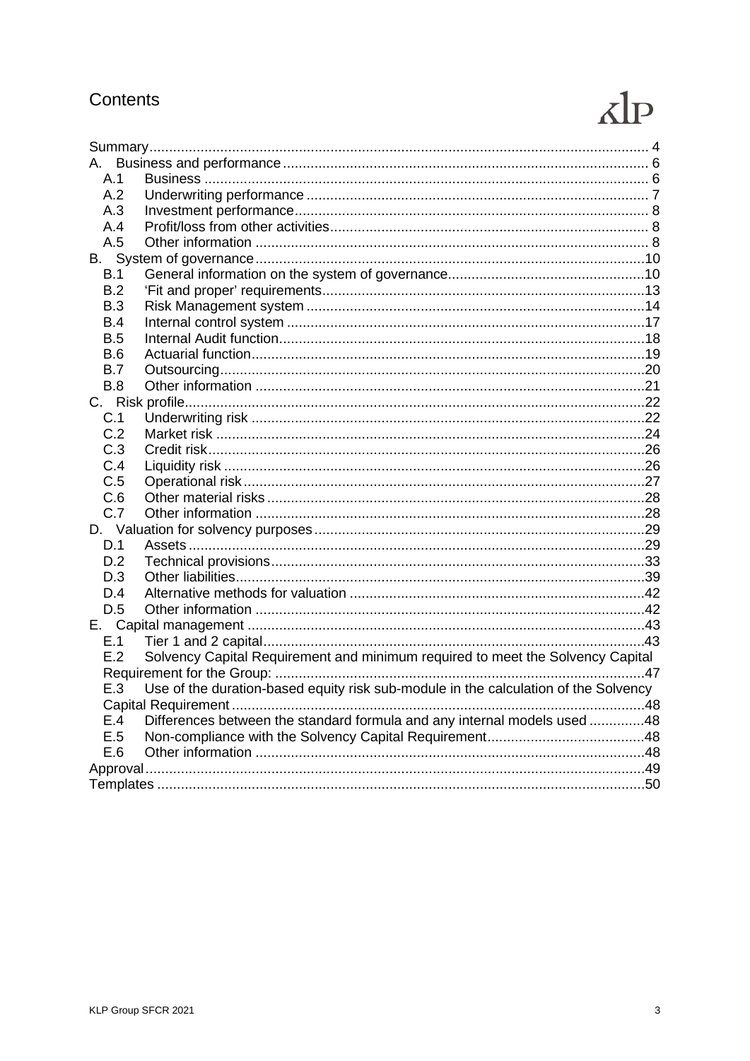# Contents

| | |
|---|---|
| Summary | 4 |
| A. Business and performance | 6 |
| A.1 Business | 6 |
| A.2 Underwriting performance | 7 |
| A.3 Investment performance | 8 |
| A.4 Profit/loss from other activities | 8 |
| A.5 Other information | 8 |
| B. System of governance | 10 |
| B.1 General information on the system of governance | 10 |
| B.2 'Fit and proper' requirements | 13 |
| B.3 Risk Management system | 14 |
| B.4 Internal control system | 17 |
| B.5 Internal Audit function | 18 |
| B.6 Actuarial function | 19 |
| B.7 Outsourcing | 20 |
| B.8 Other information | 21 |
| C. Risk profile | 22 |
| C.1 Underwriting risk | 22 |
| C.2 Market risk | 24 |
| C.3 Credit risk | 26 |
| C.4 Liquidity risk | 26 |
| C.5 Operational risk | 27 |
| C.6 Other material risks | 28 |
| C.7 Other information | 28 |
| D. Valuation for solvency purposes | 29 |
| D.1 Assets | 29 |
| D.2 Technical provisions | 33 |
| D.3 Other liabilities | 39 |
| D.4 Alternative methods for valuation | 42 |
| D.5 Other information | 42 |
| E. Capital management | 43 |
| E.1 Tier 1 and 2 capital | 43 |
| E.2 Solvency Capital Requirement and minimum required to meet the Solvency Capital Requirement for the Group: | 47 |
| E.3 Use of the duration-based equity risk sub-module in the calculation of the Solvency Capital Requirement | 48 |
| E.4 Differences between the standard formula and any internal models used | 48 |
| E.5 Non-compliance with the Solvency Capital Requirement | 48 |
| E.6 Other information | 48 |
| Approval | 49 |
| Templates | 50 |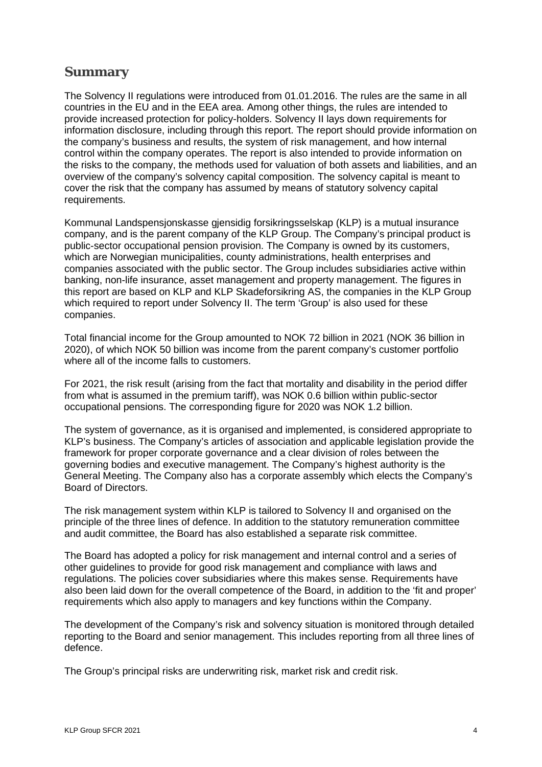## Summary

The Solvency II regulations were introduced from 01.01.2016. The rules are the same in all countries in the EU and in the EEA area. Among other things, the rules are intended to provide increased protection for policy-holders. Solvency II lays down requirements for information disclosure, including through this report. The report should provide information on the company's business and results, the system of risk management, and how internal control within the company operates. The report is also intended to provide information on the risks to the company, the methods used for valuation of both assets and liabilities, and an overview of the company's solvency capital composition. The solvency capital is meant to cover the risk that the company has assumed by means of statutory solvency capital requirements.

Kommunal Landspensjonskasse gjensidig forsikringsselskap (KLP) is a mutual insurance company, and is the parent company of the KLP Group. The Company's principal product is public-sector occupational pension provision. The Company is owned by its customers, which are Norwegian municipalities, county administrations, health enterprises and companies associated with the public sector. The Group includes subsidiaries active within banking, non-life insurance, asset management and property management. The figures in this report are based on KLP and KLP Skadeforsikring AS, the companies in the KLP Group which required to report under Solvency II. The term 'Group' is also used for these companies.

Total financial income for the Group amounted to NOK 72 billion in 2021 (NOK 36 billion in 2020), of which NOK 50 billion was income from the parent company's customer portfolio where all of the income falls to customers.

For 2021, the risk result (arising from the fact that mortality and disability in the period differ from what is assumed in the premium tariff), was NOK 0.6 billion within public-sector occupational pensions. The corresponding figure for 2020 was NOK 1.2 billion.

The system of governance, as it is organised and implemented, is considered appropriate to KLP's business. The Company's articles of association and applicable legislation provide the framework for proper corporate governance and a clear division of roles between the governing bodies and executive management. The Company's highest authority is the General Meeting. The Company also has a corporate assembly which elects the Company's Board of Directors.

The risk management system within KLP is tailored to Solvency II and organised on the principle of the three lines of defence. In addition to the statutory remuneration committee and audit committee, the Board has also established a separate risk committee.

The Board has adopted a policy for risk management and internal control and a series of other guidelines to provide for good risk management and compliance with laws and regulations. The policies cover subsidiaries where this makes sense. Requirements have also been laid down for the overall competence of the Board, in addition to the 'fit and proper' requirements which also apply to managers and key functions within the Company.

The development of the Company's risk and solvency situation is monitored through detailed reporting to the Board and senior management. This includes reporting from all three lines of defence.

The Group's principal risks are underwriting risk, market risk and credit risk.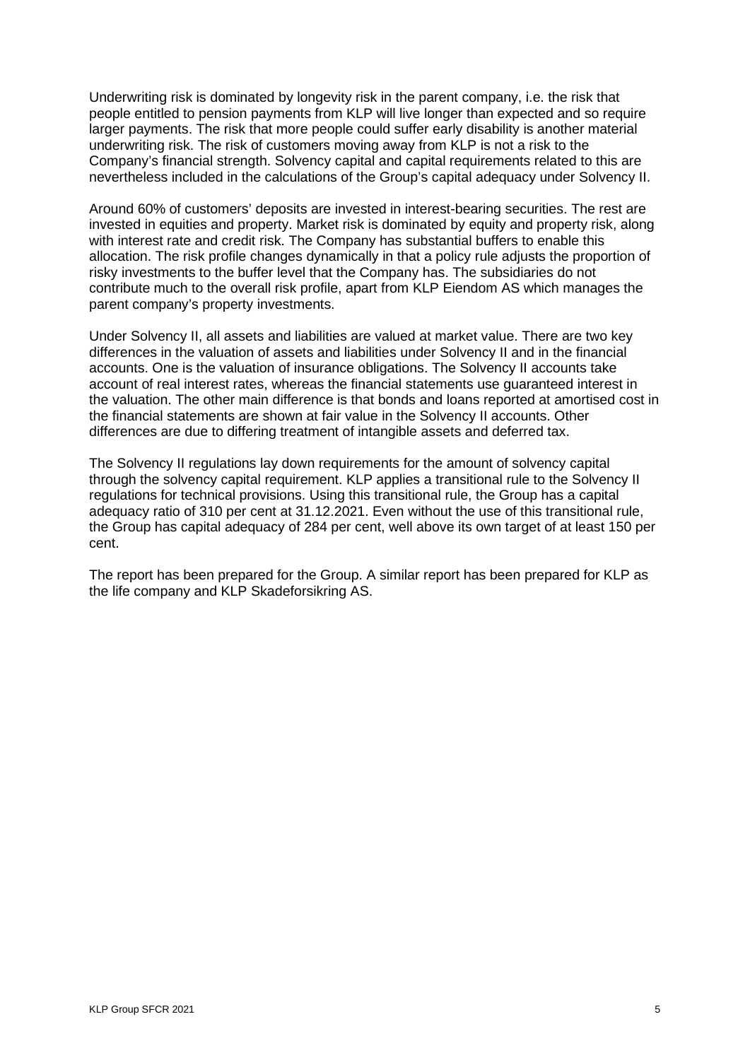Underwriting risk is dominated by longevity risk in the parent company, i.e. the risk that people entitled to pension payments from KLP will live longer than expected and so require larger payments. The risk that more people could suffer early disability is another material underwriting risk. The risk of customers moving away from KLP is not a risk to the Company's financial strength. Solvency capital and capital requirements related to this are nevertheless included in the calculations of the Group's capital adequacy under Solvency II.

Around 60% of customers' deposits are invested in interest-bearing securities. The rest are invested in equities and property. Market risk is dominated by equity and property risk, along with interest rate and credit risk. The Company has substantial buffers to enable this allocation. The risk profile changes dynamically in that a policy rule adjusts the proportion of risky investments to the buffer level that the Company has. The subsidiaries do not contribute much to the overall risk profile, apart from KLP Eiendom AS which manages the parent company's property investments.

Under Solvency II, all assets and liabilities are valued at market value. There are two key differences in the valuation of assets and liabilities under Solvency II and in the financial accounts. One is the valuation of insurance obligations. The Solvency II accounts take account of real interest rates, whereas the financial statements use guaranteed interest in the valuation. The other main difference is that bonds and loans reported at amortised cost in the financial statements are shown at fair value in the Solvency II accounts. Other differences are due to differing treatment of intangible assets and deferred tax.

The Solvency II regulations lay down requirements for the amount of solvency capital through the solvency capital requirement. KLP applies a transitional rule to the Solvency II regulations for technical provisions. Using this transitional rule, the Group has a capital adequacy ratio of 310 per cent at 31.12.2021. Even without the use of this transitional rule, the Group has capital adequacy of 284 per cent, well above its own target of at least 150 per cent.

The report has been prepared for the Group. A similar report has been prepared for KLP as the life company and KLP Skadeforsikring AS.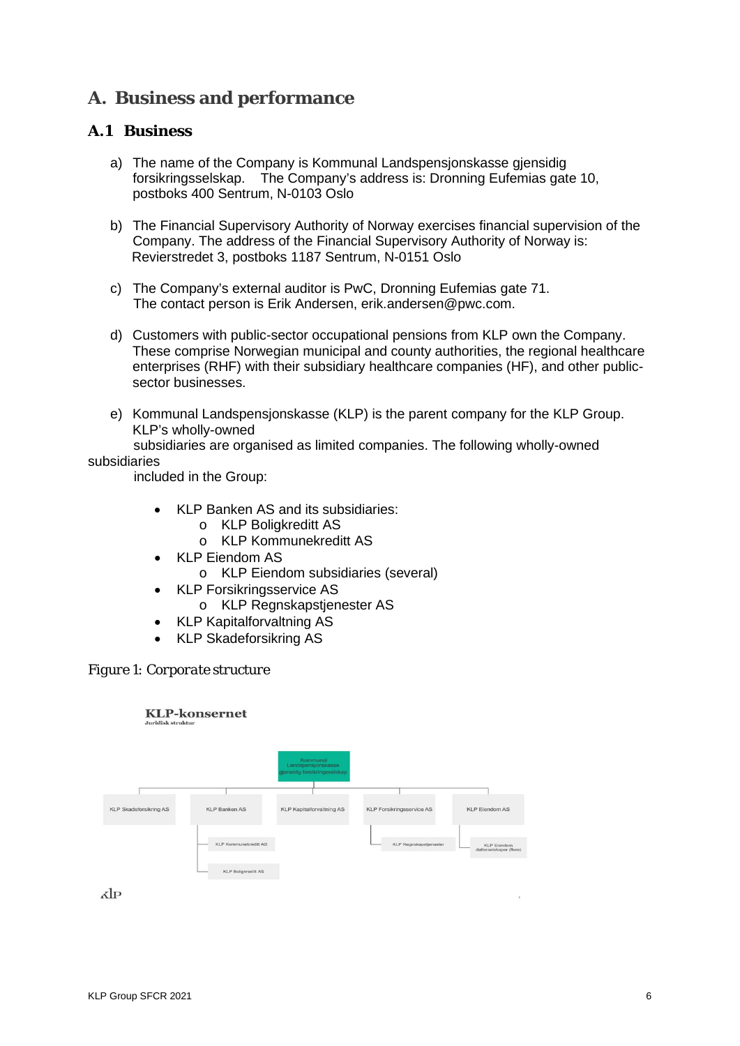# A. Business and performance

## A.1 Business

a) The name of the Company is Kommunal Landspensjonskasse gjensidig forsikringsselskap. The Company's address is: Dronning Eufemias gate 10, postboks 400 Sentrum, N-0103 Oslo

b) The Financial Supervisory Authority of Norway exercises financial supervision of the Company. The address of the Financial Supervisory Authority of Norway is: Revierstredet 3, postboks 1187 Sentrum, N-0151 Oslo

c) The Company's external auditor is PwC, Dronning Eufemias gate 71. The contact person is Erik Andersen, erik.andersen@pwc.com.

d) Customers with public-sector occupational pensions from KLP own the Company. These comprise Norwegian municipal and county authorities, the regional healthcare enterprises (RHF) with their subsidiary healthcare companies (HF), and other public-sector businesses.

e) Kommunal Landspensjonskasse (KLP) is the parent company for the KLP Group. KLP's wholly-owned subsidiaries are organised as limited companies. The following wholly-owned subsidiaries included in the Group:

- KLP Banken AS and its subsidiaries:
  - KLP Boligkreditt AS
  - KLP Kommunekreditt AS
- KLP Eiendom AS
  - KLP Eiendom subsidiaries (several)
- KLP Forsikringsservice AS
  - KLP Regnskapstjenester AS
- KLP Kapitalforvaltning AS
- KLP Skadeforsikring AS

*Figure 1: Corporate structure*

**KLP-konsernet**
Juridisk struktur

- Kommunal Landspensjonskasse gjensidig forsikringsselskap
  - KLP Skadeforsikring AS
  - KLP Banken AS
    - KLP Kommunekreditt AS
    - KLP Boligkreditt AS
  - KLP Kapitalforvaltning AS
  - KLP Forsikringsservice AS
    - KLP Regnskapstjenester
  - KLP Eiendom AS
    - KLP Eiendom datterselskaper (flere)

klp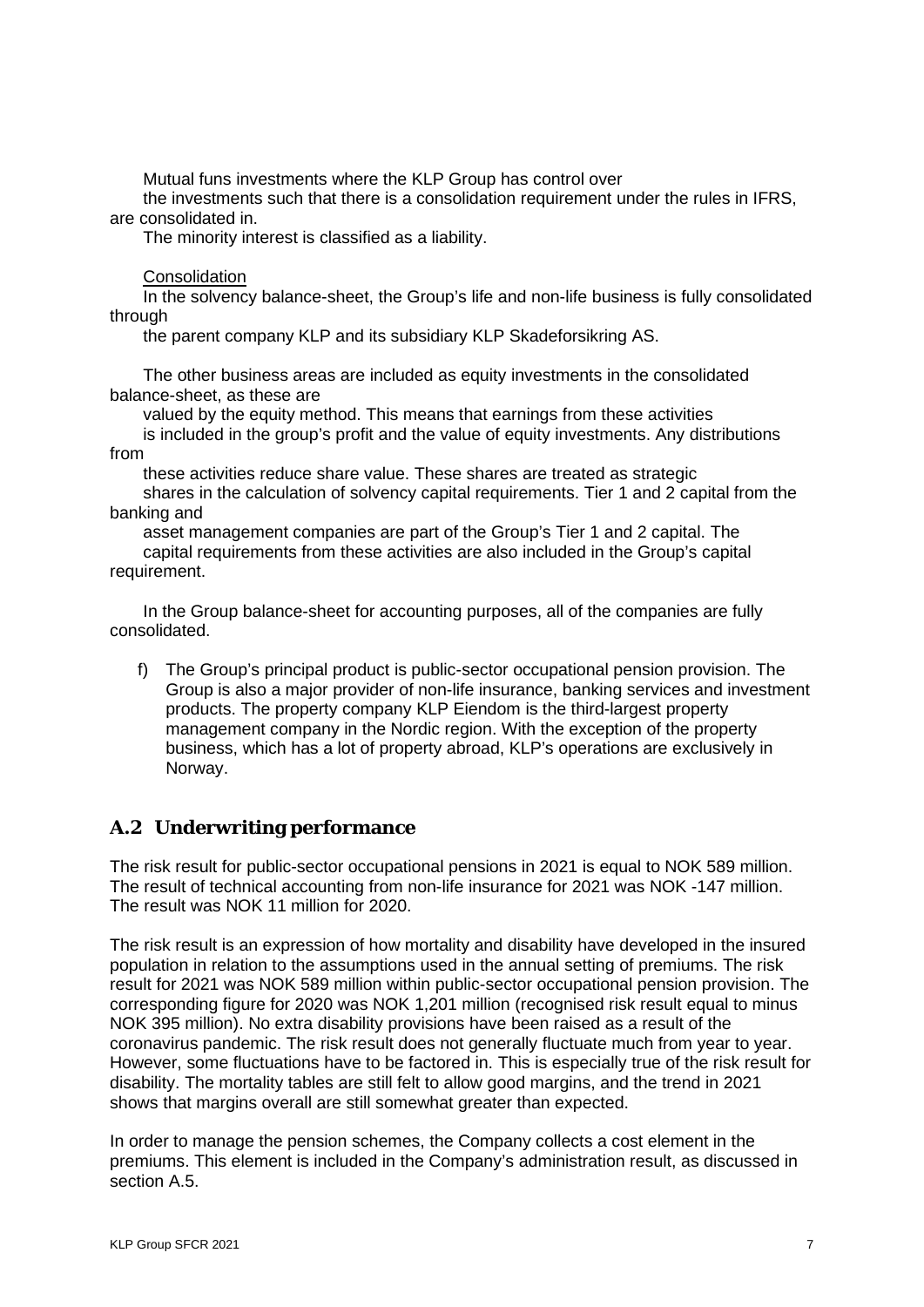Mutual funs investments where the KLP Group has control over the investments such that there is a consolidation requirement under the rules in IFRS, are consolidated in.

The minority interest is classified as a liability.

Consolidation

In the solvency balance-sheet, the Group's life and non-life business is fully consolidated through the parent company KLP and its subsidiary KLP Skadeforsikring AS.

The other business areas are included as equity investments in the consolidated balance-sheet, as these are valued by the equity method. This means that earnings from these activities is included in the group's profit and the value of equity investments. Any distributions from these activities reduce share value. These shares are treated as strategic shares in the calculation of solvency capital requirements. Tier 1 and 2 capital from the banking and asset management companies are part of the Group's Tier 1 and 2 capital. The capital requirements from these activities are also included in the Group's capital requirement.

In the Group balance-sheet for accounting purposes, all of the companies are fully consolidated.

f) The Group's principal product is public-sector occupational pension provision. The Group is also a major provider of non-life insurance, banking services and investment products. The property company KLP Eiendom is the third-largest property management company in the Nordic region. With the exception of the property business, which has a lot of property abroad, KLP's operations are exclusively in Norway.

## A.2 Underwriting performance

The risk result for public-sector occupational pensions in 2021 is equal to NOK 589 million. The result of technical accounting from non-life insurance for 2021 was NOK -147 million. The result was NOK 11 million for 2020.

The risk result is an expression of how mortality and disability have developed in the insured population in relation to the assumptions used in the annual setting of premiums. The risk result for 2021 was NOK 589 million within public-sector occupational pension provision. The corresponding figure for 2020 was NOK 1,201 million (recognised risk result equal to minus NOK 395 million). No extra disability provisions have been raised as a result of the coronavirus pandemic. The risk result does not generally fluctuate much from year to year. However, some fluctuations have to be factored in. This is especially true of the risk result for disability. The mortality tables are still felt to allow good margins, and the trend in 2021 shows that margins overall are still somewhat greater than expected.

In order to manage the pension schemes, the Company collects a cost element in the premiums. This element is included in the Company's administration result, as discussed in section A.5.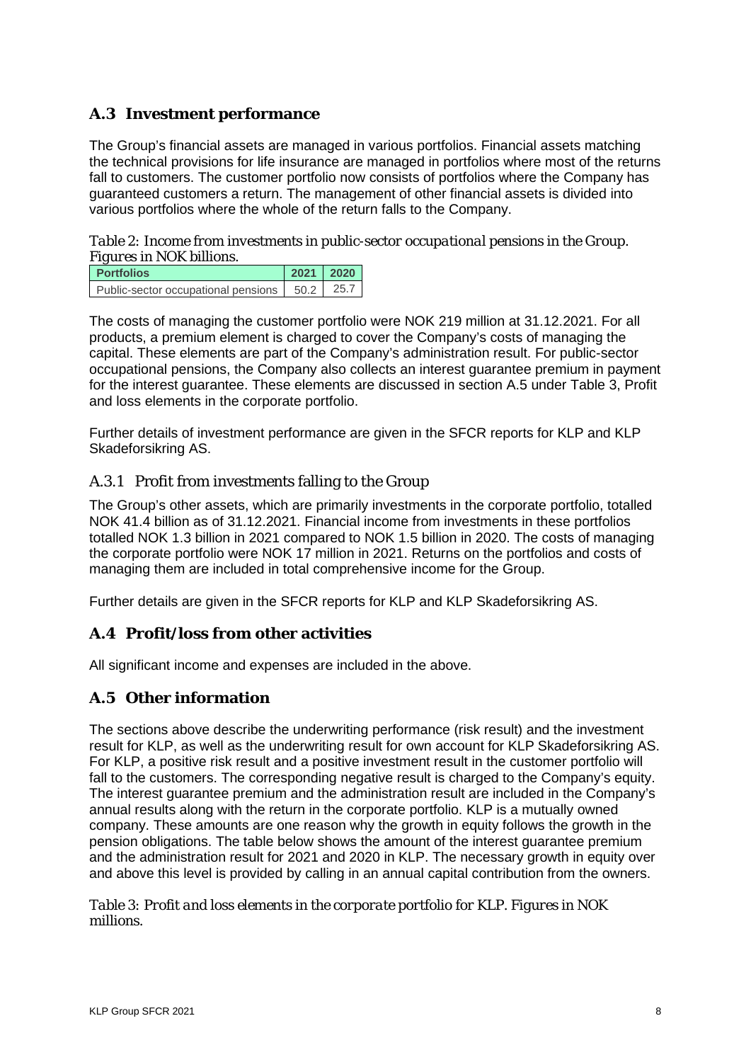## A.3 Investment performance

The Group's financial assets are managed in various portfolios. Financial assets matching the technical provisions for life insurance are managed in portfolios where most of the returns fall to customers. The customer portfolio now consists of portfolios where the Company has guaranteed customers a return. The management of other financial assets is divided into various portfolios where the whole of the return falls to the Company.

*Table 2: Income from investments in public-sector occupational pensions in the Group. Figures in NOK billions.*

| Portfolios | 2021 | 2020 |
|---|---|---|
| Public-sector occupational pensions | 50.2 | 25.7 |

The costs of managing the customer portfolio were NOK 219 million at 31.12.2021. For all products, a premium element is charged to cover the Company's costs of managing the capital. These elements are part of the Company's administration result. For public-sector occupational pensions, the Company also collects an interest guarantee premium in payment for the interest guarantee. These elements are discussed in section A.5 under Table 3, Profit and loss elements in the corporate portfolio.

Further details of investment performance are given in the SFCR reports for KLP and KLP Skadeforsikring AS.

### A.3.1 Profit from investments falling to the Group

The Group's other assets, which are primarily investments in the corporate portfolio, totalled NOK 41.4 billion as of 31.12.2021. Financial income from investments in these portfolios totalled NOK 1.3 billion in 2021 compared to NOK 1.5 billion in 2020. The costs of managing the corporate portfolio were NOK 17 million in 2021. Returns on the portfolios and costs of managing them are included in total comprehensive income for the Group.

Further details are given in the SFCR reports for KLP and KLP Skadeforsikring AS.

## A.4 Profit/loss from other activities

All significant income and expenses are included in the above.

## A.5 Other information

The sections above describe the underwriting performance (risk result) and the investment result for KLP, as well as the underwriting result for own account for KLP Skadeforsikring AS. For KLP, a positive risk result and a positive investment result in the customer portfolio will fall to the customers. The corresponding negative result is charged to the Company's equity. The interest guarantee premium and the administration result are included in the Company's annual results along with the return in the corporate portfolio. KLP is a mutually owned company. These amounts are one reason why the growth in equity follows the growth in the pension obligations. The table below shows the amount of the interest guarantee premium and the administration result for 2021 and 2020 in KLP. The necessary growth in equity over and above this level is provided by calling in an annual capital contribution from the owners.

*Table 3: Profit and loss elements in the corporate portfolio for KLP. Figures in NOK millions.*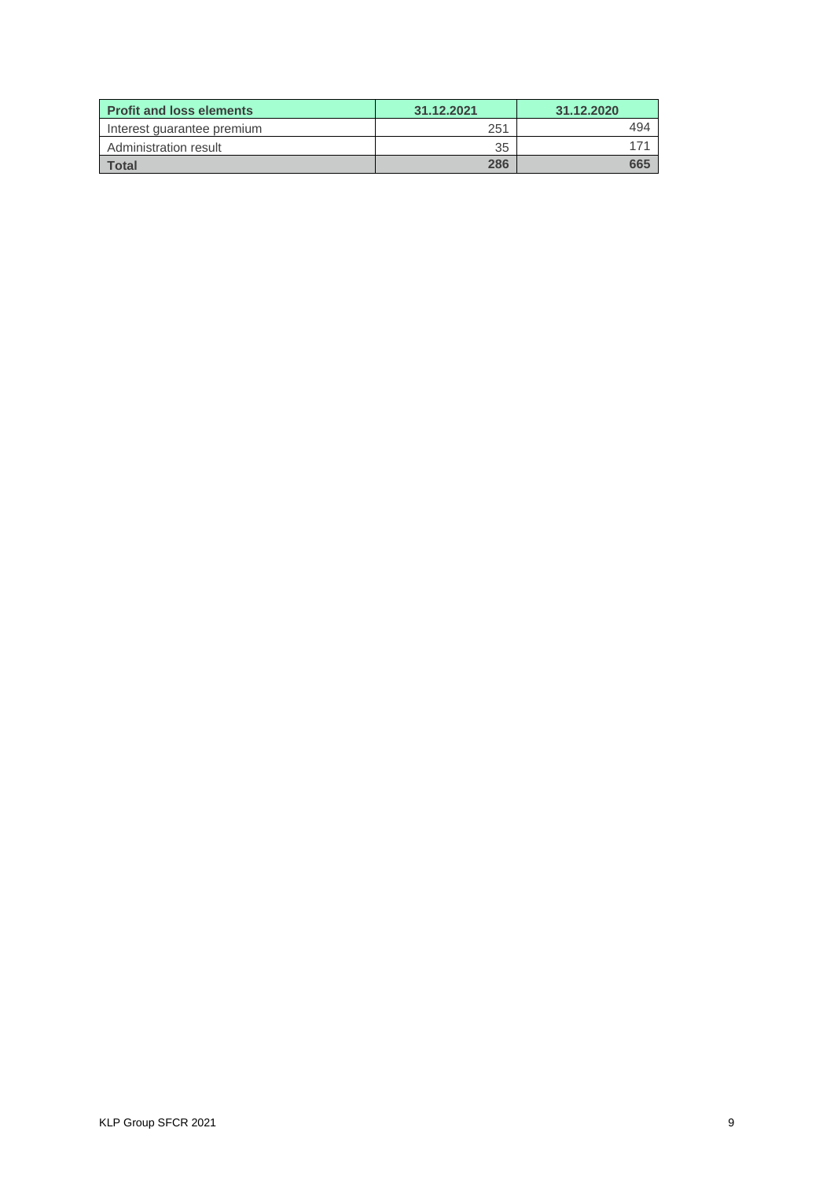| Profit and loss elements | 31.12.2021 | 31.12.2020 |
| --- | --- | --- |
| Interest guarantee premium | 251 | 494 |
| Administration result | 35 | 171 |
| **Total** | **286** | **665** |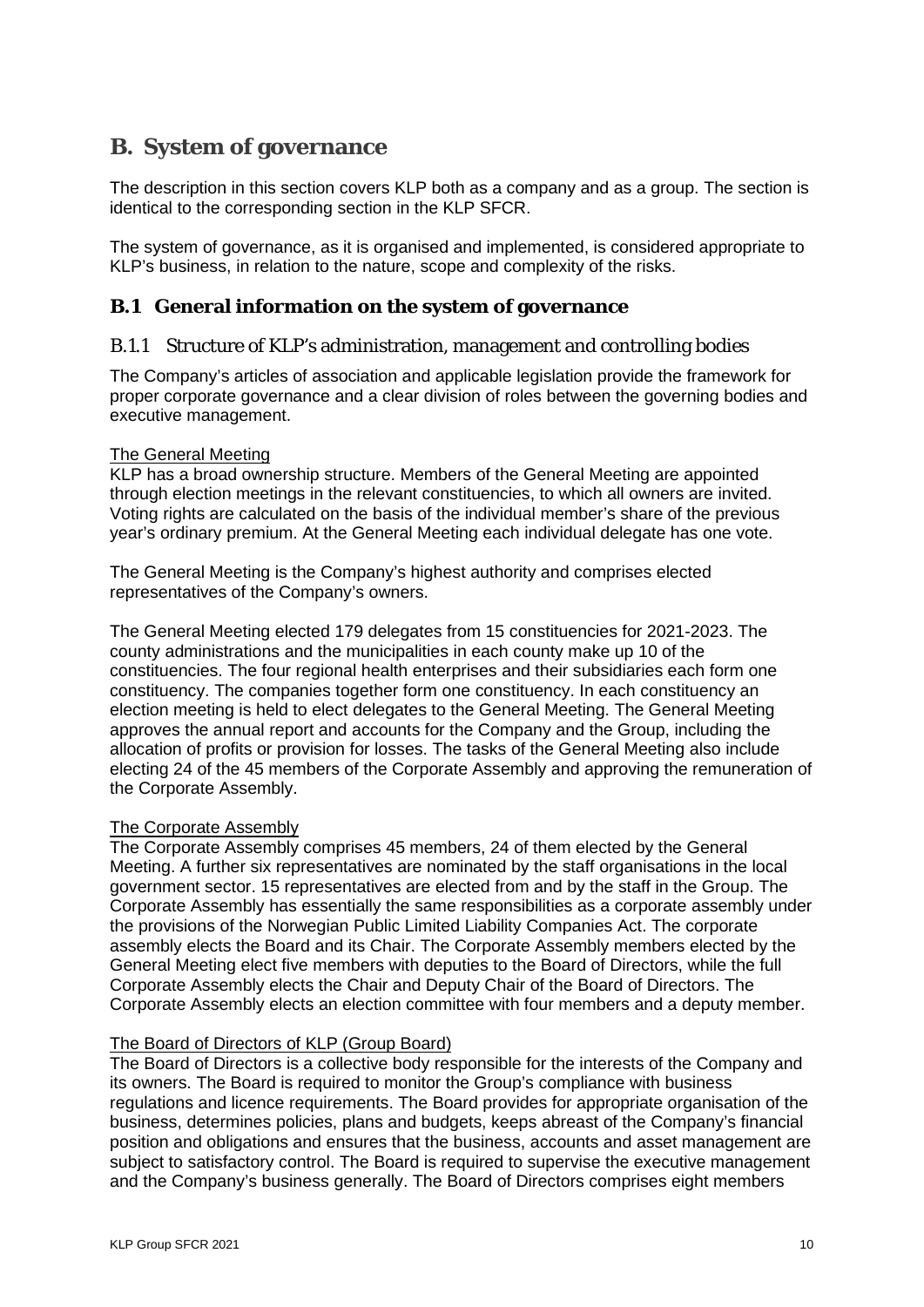# B. System of governance

The description in this section covers KLP both as a company and as a group. The section is identical to the corresponding section in the KLP SFCR.

The system of governance, as it is organised and implemented, is considered appropriate to KLP's business, in relation to the nature, scope and complexity of the risks.

## B.1 General information on the system of governance

### B.1.1 Structure of KLP's administration, management and controlling bodies

The Company's articles of association and applicable legislation provide the framework for proper corporate governance and a clear division of roles between the governing bodies and executive management.

The General Meeting

KLP has a broad ownership structure. Members of the General Meeting are appointed through election meetings in the relevant constituencies, to which all owners are invited. Voting rights are calculated on the basis of the individual member's share of the previous year's ordinary premium. At the General Meeting each individual delegate has one vote.

The General Meeting is the Company's highest authority and comprises elected representatives of the Company's owners.

The General Meeting elected 179 delegates from 15 constituencies for 2021-2023. The county administrations and the municipalities in each county make up 10 of the constituencies. The four regional health enterprises and their subsidiaries each form one constituency. The companies together form one constituency. In each constituency an election meeting is held to elect delegates to the General Meeting. The General Meeting approves the annual report and accounts for the Company and the Group, including the allocation of profits or provision for losses. The tasks of the General Meeting also include electing 24 of the 45 members of the Corporate Assembly and approving the remuneration of the Corporate Assembly.

The Corporate Assembly

The Corporate Assembly comprises 45 members, 24 of them elected by the General Meeting. A further six representatives are nominated by the staff organisations in the local government sector. 15 representatives are elected from and by the staff in the Group. The Corporate Assembly has essentially the same responsibilities as a corporate assembly under the provisions of the Norwegian Public Limited Liability Companies Act. The corporate assembly elects the Board and its Chair. The Corporate Assembly members elected by the General Meeting elect five members with deputies to the Board of Directors, while the full Corporate Assembly elects the Chair and Deputy Chair of the Board of Directors. The Corporate Assembly elects an election committee with four members and a deputy member.

The Board of Directors of KLP (Group Board)

The Board of Directors is a collective body responsible for the interests of the Company and its owners. The Board is required to monitor the Group's compliance with business regulations and licence requirements. The Board provides for appropriate organisation of the business, determines policies, plans and budgets, keeps abreast of the Company's financial position and obligations and ensures that the business, accounts and asset management are subject to satisfactory control. The Board is required to supervise the executive management and the Company's business generally. The Board of Directors comprises eight members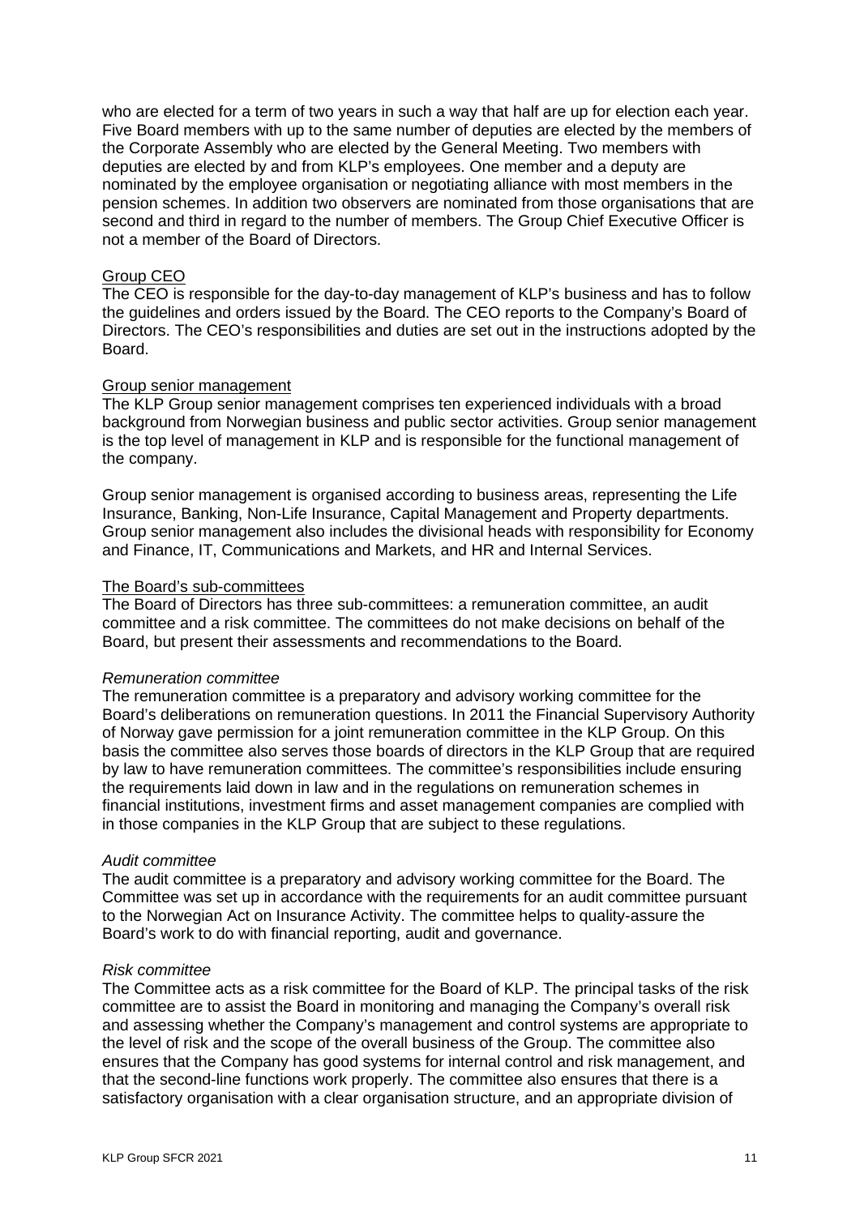who are elected for a term of two years in such a way that half are up for election each year. Five Board members with up to the same number of deputies are elected by the members of the Corporate Assembly who are elected by the General Meeting. Two members with deputies are elected by and from KLP's employees. One member and a deputy are nominated by the employee organisation or negotiating alliance with most members in the pension schemes. In addition two observers are nominated from those organisations that are second and third in regard to the number of members. The Group Chief Executive Officer is not a member of the Board of Directors.

### Group CEO

The CEO is responsible for the day-to-day management of KLP's business and has to follow the guidelines and orders issued by the Board. The CEO reports to the Company's Board of Directors. The CEO's responsibilities and duties are set out in the instructions adopted by the Board.

### Group senior management

The KLP Group senior management comprises ten experienced individuals with a broad background from Norwegian business and public sector activities. Group senior management is the top level of management in KLP and is responsible for the functional management of the company.

Group senior management is organised according to business areas, representing the Life Insurance, Banking, Non-Life Insurance, Capital Management and Property departments. Group senior management also includes the divisional heads with responsibility for Economy and Finance, IT, Communications and Markets, and HR and Internal Services.

### The Board's sub-committees

The Board of Directors has three sub-committees: a remuneration committee, an audit committee and a risk committee. The committees do not make decisions on behalf of the Board, but present their assessments and recommendations to the Board.

#### *Remuneration committee*

The remuneration committee is a preparatory and advisory working committee for the Board's deliberations on remuneration questions. In 2011 the Financial Supervisory Authority of Norway gave permission for a joint remuneration committee in the KLP Group. On this basis the committee also serves those boards of directors in the KLP Group that are required by law to have remuneration committees. The committee's responsibilities include ensuring the requirements laid down in law and in the regulations on remuneration schemes in financial institutions, investment firms and asset management companies are complied with in those companies in the KLP Group that are subject to these regulations.

#### *Audit committee*

The audit committee is a preparatory and advisory working committee for the Board. The Committee was set up in accordance with the requirements for an audit committee pursuant to the Norwegian Act on Insurance Activity. The committee helps to quality-assure the Board's work to do with financial reporting, audit and governance.

#### *Risk committee*

The Committee acts as a risk committee for the Board of KLP. The principal tasks of the risk committee are to assist the Board in monitoring and managing the Company's overall risk and assessing whether the Company's management and control systems are appropriate to the level of risk and the scope of the overall business of the Group. The committee also ensures that the Company has good systems for internal control and risk management, and that the second-line functions work properly. The committee also ensures that there is a satisfactory organisation with a clear organisation structure, and an appropriate division of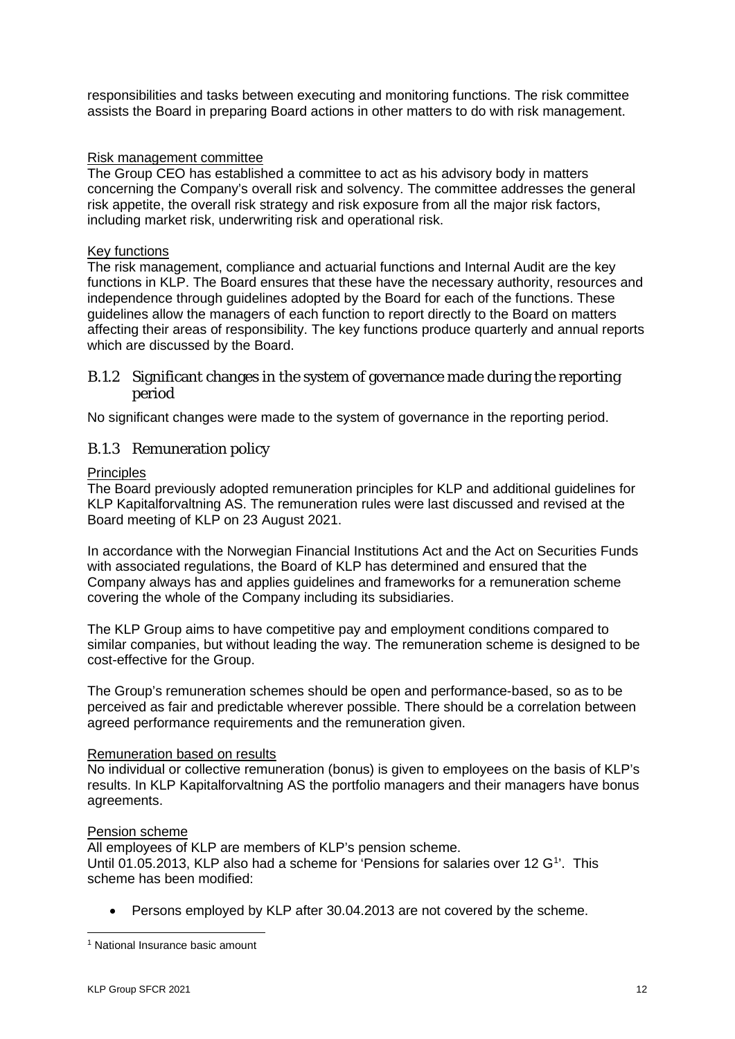responsibilities and tasks between executing and monitoring functions. The risk committee assists the Board in preparing Board actions in other matters to do with risk management.

Risk management committee

The Group CEO has established a committee to act as his advisory body in matters concerning the Company's overall risk and solvency. The committee addresses the general risk appetite, the overall risk strategy and risk exposure from all the major risk factors, including market risk, underwriting risk and operational risk.

Key functions

The risk management, compliance and actuarial functions and Internal Audit are the key functions in KLP. The Board ensures that these have the necessary authority, resources and independence through guidelines adopted by the Board for each of the functions. These guidelines allow the managers of each function to report directly to the Board on matters affecting their areas of responsibility. The key functions produce quarterly and annual reports which are discussed by the Board.

### B.1.2 Significant changes in the system of governance made during the reporting period

No significant changes were made to the system of governance in the reporting period.

### B.1.3 Remuneration policy

Principles

The Board previously adopted remuneration principles for KLP and additional guidelines for KLP Kapitalforvaltning AS. The remuneration rules were last discussed and revised at the Board meeting of KLP on 23 August 2021.

In accordance with the Norwegian Financial Institutions Act and the Act on Securities Funds with associated regulations, the Board of KLP has determined and ensured that the Company always has and applies guidelines and frameworks for a remuneration scheme covering the whole of the Company including its subsidiaries.

The KLP Group aims to have competitive pay and employment conditions compared to similar companies, but without leading the way. The remuneration scheme is designed to be cost-effective for the Group.

The Group's remuneration schemes should be open and performance-based, so as to be perceived as fair and predictable wherever possible. There should be a correlation between agreed performance requirements and the remuneration given.

Remuneration based on results

No individual or collective remuneration (bonus) is given to employees on the basis of KLP's results. In KLP Kapitalforvaltning AS the portfolio managers and their managers have bonus agreements.

Pension scheme

All employees of KLP are members of KLP's pension scheme.
Until 01.05.2013, KLP also had a scheme for 'Pensions for salaries over 12 G[1]'. This scheme has been modified:

- Persons employed by KLP after 30.04.2013 are not covered by the scheme.

[1] National Insurance basic amount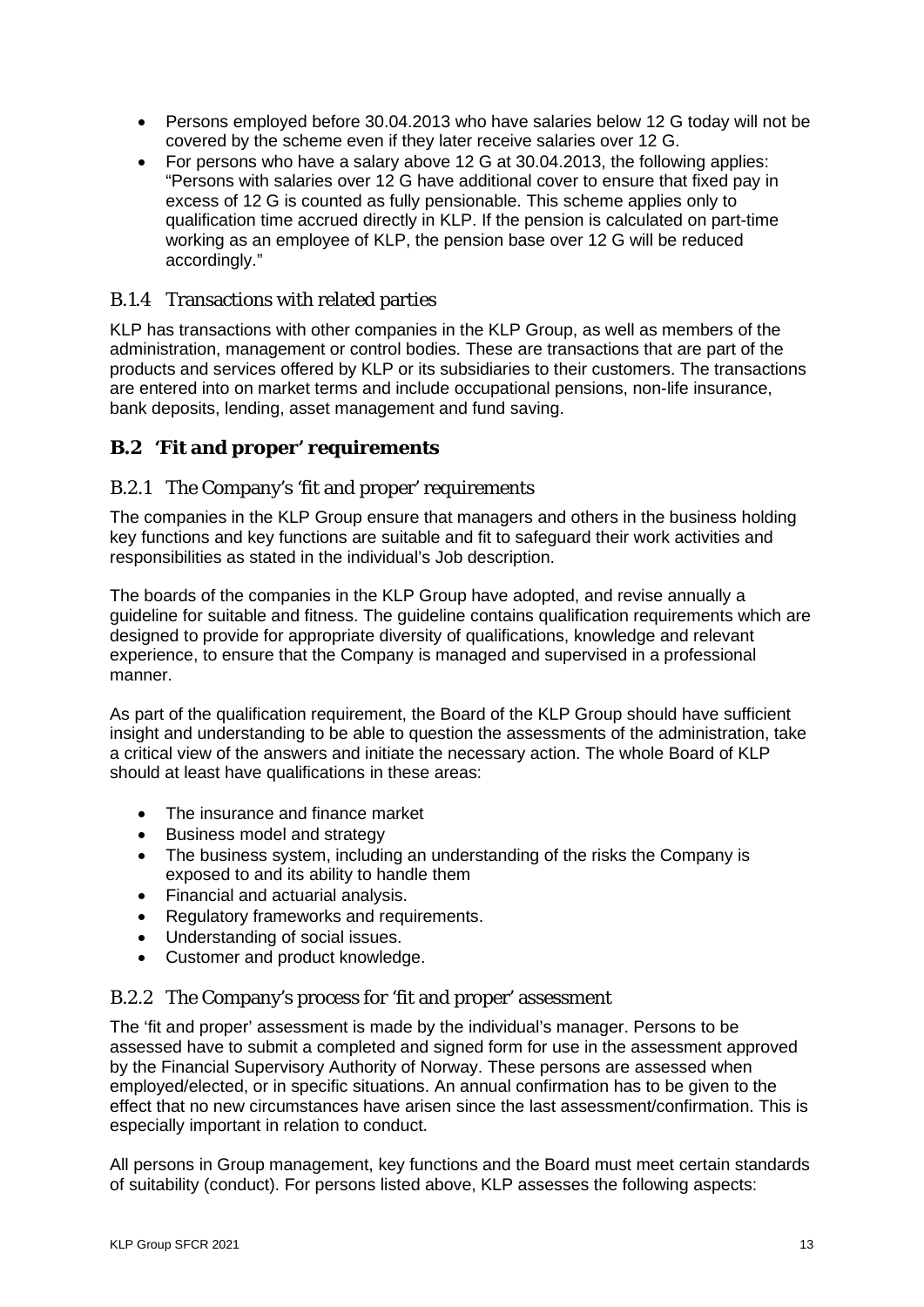- Persons employed before 30.04.2013 who have salaries below 12 G today will not be covered by the scheme even if they later receive salaries over 12 G.
- For persons who have a salary above 12 G at 30.04.2013, the following applies: "Persons with salaries over 12 G have additional cover to ensure that fixed pay in excess of 12 G is counted as fully pensionable. This scheme applies only to qualification time accrued directly in KLP. If the pension is calculated on part-time working as an employee of KLP, the pension base over 12 G will be reduced accordingly."

### B.1.4 Transactions with related parties

KLP has transactions with other companies in the KLP Group, as well as members of the administration, management or control bodies. These are transactions that are part of the products and services offered by KLP or its subsidiaries to their customers. The transactions are entered into on market terms and include occupational pensions, non-life insurance, bank deposits, lending, asset management and fund saving.

## B.2 'Fit and proper' requirements

### B.2.1 The Company's 'fit and proper' requirements

The companies in the KLP Group ensure that managers and others in the business holding key functions and key functions are suitable and fit to safeguard their work activities and responsibilities as stated in the individual's Job description.

The boards of the companies in the KLP Group have adopted, and revise annually a guideline for suitable and fitness. The guideline contains qualification requirements which are designed to provide for appropriate diversity of qualifications, knowledge and relevant experience, to ensure that the Company is managed and supervised in a professional manner.

As part of the qualification requirement, the Board of the KLP Group should have sufficient insight and understanding to be able to question the assessments of the administration, take a critical view of the answers and initiate the necessary action. The whole Board of KLP should at least have qualifications in these areas:

- The insurance and finance market
- Business model and strategy
- The business system, including an understanding of the risks the Company is exposed to and its ability to handle them
- Financial and actuarial analysis.
- Regulatory frameworks and requirements.
- Understanding of social issues.
- Customer and product knowledge.

### B.2.2 The Company's process for 'fit and proper' assessment

The 'fit and proper' assessment is made by the individual's manager. Persons to be assessed have to submit a completed and signed form for use in the assessment approved by the Financial Supervisory Authority of Norway. These persons are assessed when employed/elected, or in specific situations. An annual confirmation has to be given to the effect that no new circumstances have arisen since the last assessment/confirmation. This is especially important in relation to conduct.

All persons in Group management, key functions and the Board must meet certain standards of suitability (conduct). For persons listed above, KLP assesses the following aspects: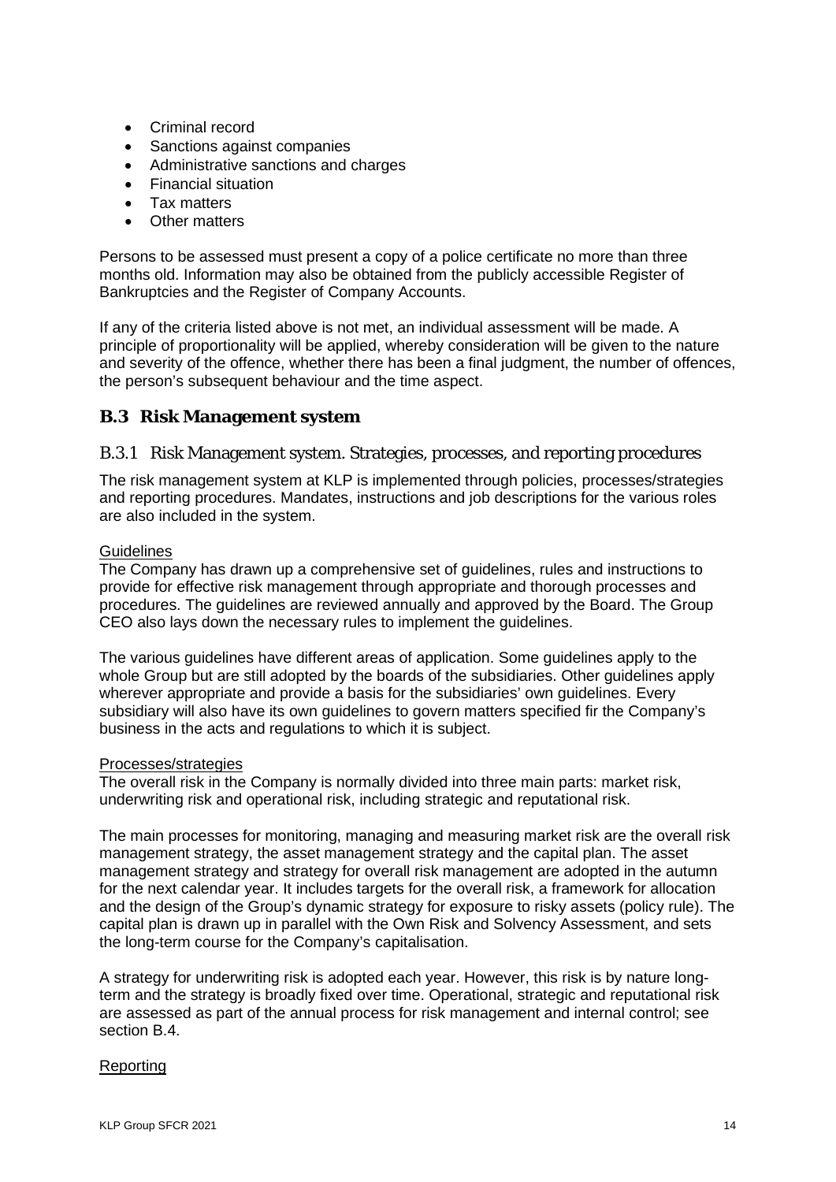- Criminal record
- Sanctions against companies
- Administrative sanctions and charges
- Financial situation
- Tax matters
- Other matters

Persons to be assessed must present a copy of a police certificate no more than three months old. Information may also be obtained from the publicly accessible Register of Bankruptcies and the Register of Company Accounts.

If any of the criteria listed above is not met, an individual assessment will be made. A principle of proportionality will be applied, whereby consideration will be given to the nature and severity of the offence, whether there has been a final judgment, the number of offences, the person's subsequent behaviour and the time aspect.

## B.3 Risk Management system

### B.3.1 Risk Management system. Strategies, processes, and reporting procedures

The risk management system at KLP is implemented through policies, processes/strategies and reporting procedures. Mandates, instructions and job descriptions for the various roles are also included in the system.

Guidelines

The Company has drawn up a comprehensive set of guidelines, rules and instructions to provide for effective risk management through appropriate and thorough processes and procedures. The guidelines are reviewed annually and approved by the Board. The Group CEO also lays down the necessary rules to implement the guidelines.

The various guidelines have different areas of application. Some guidelines apply to the whole Group but are still adopted by the boards of the subsidiaries. Other guidelines apply wherever appropriate and provide a basis for the subsidiaries' own guidelines. Every subsidiary will also have its own guidelines to govern matters specified fir the Company's business in the acts and regulations to which it is subject.

Processes/strategies

The overall risk in the Company is normally divided into three main parts: market risk, underwriting risk and operational risk, including strategic and reputational risk.

The main processes for monitoring, managing and measuring market risk are the overall risk management strategy, the asset management strategy and the capital plan. The asset management strategy and strategy for overall risk management are adopted in the autumn for the next calendar year. It includes targets for the overall risk, a framework for allocation and the design of the Group's dynamic strategy for exposure to risky assets (policy rule). The capital plan is drawn up in parallel with the Own Risk and Solvency Assessment, and sets the long-term course for the Company's capitalisation.

A strategy for underwriting risk is adopted each year. However, this risk is by nature long-term and the strategy is broadly fixed over time. Operational, strategic and reputational risk are assessed as part of the annual process for risk management and internal control; see section B.4.

Reporting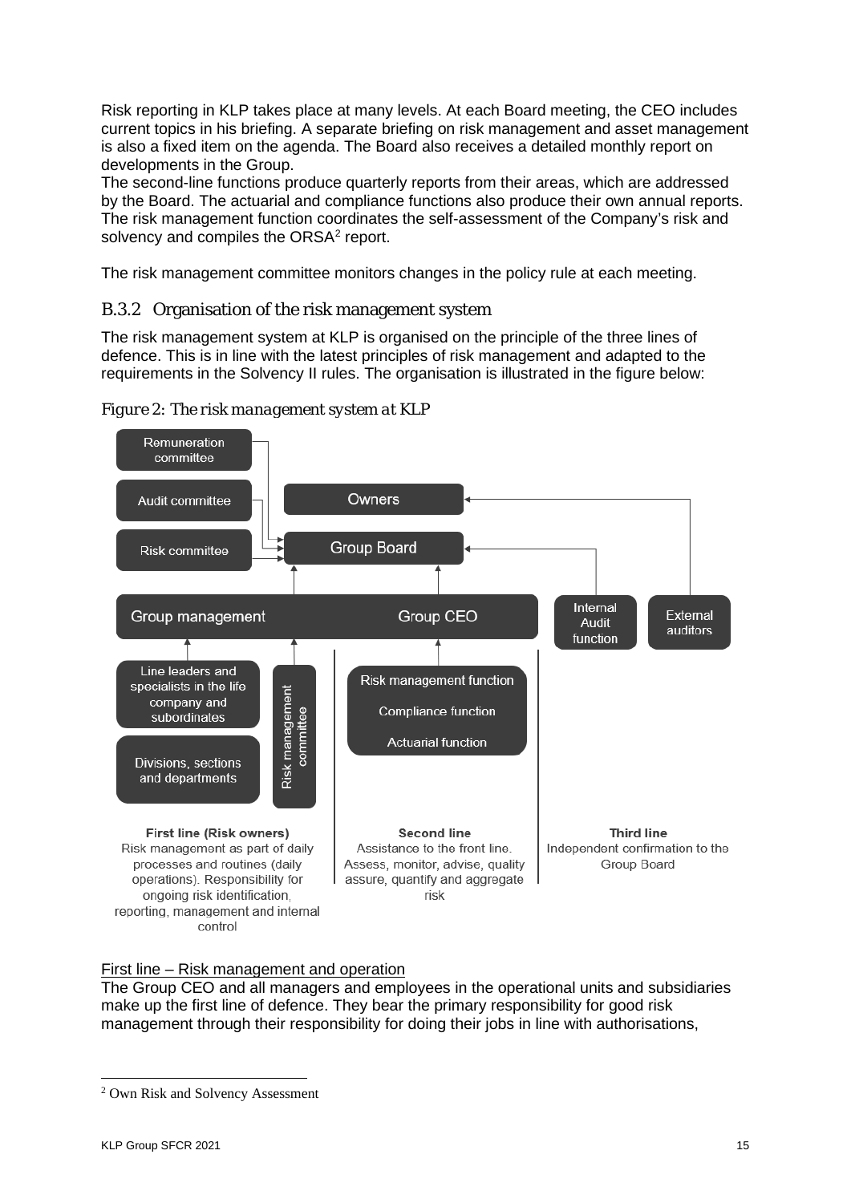Risk reporting in KLP takes place at many levels. At each Board meeting, the CEO includes current topics in his briefing. A separate briefing on risk management and asset management is also a fixed item on the agenda. The Board also receives a detailed monthly report on developments in the Group.
The second-line functions produce quarterly reports from their areas, which are addressed by the Board. The actuarial and compliance functions also produce their own annual reports. The risk management function coordinates the self-assessment of the Company's risk and solvency and compiles the ORSA[2] report.

The risk management committee monitors changes in the policy rule at each meeting.

### B.3.2 Organisation of the risk management system

The risk management system at KLP is organised on the principle of the three lines of defence. This is in line with the latest principles of risk management and adapted to the requirements in the Solvency II rules. The organisation is illustrated in the figure below:

*Figure 2: The risk management system at KLP*

Remuneration committee

Audit committee

Risk committee

Owners

Group Board

Group management

Group CEO

Internal Audit function

External auditors

Line leaders and specialists in the life company and subordinates

Divisions, sections and departments

Risk management committee

Risk management function

Compliance function

Actuarial function

**First line (Risk owners)**
Risk management as part of daily processes and routines (daily operations). Responsibility for ongoing risk identification, reporting, management and internal control

**Second line**
Assistance to the front line. Assess, monitor, advise, quality assure, quantify and aggregate risk

**Third line**
Independent confirmation to the Group Board

First line – Risk management and operation
The Group CEO and all managers and employees in the operational units and subsidiaries make up the first line of defence. They bear the primary responsibility for good risk management through their responsibility for doing their jobs in line with authorisations,

---
[2] Own Risk and Solvency Assessment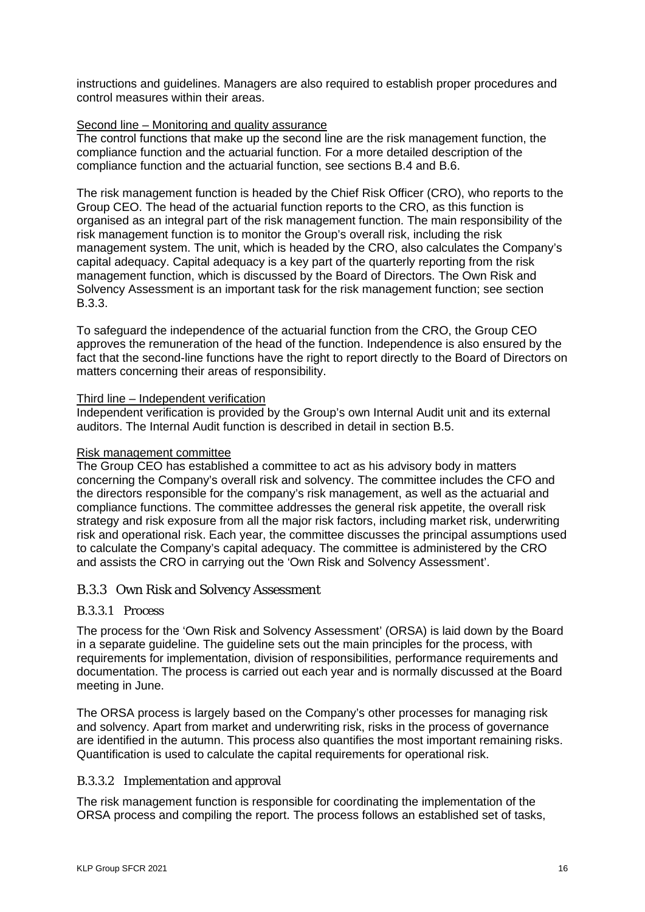instructions and guidelines. Managers are also required to establish proper procedures and control measures within their areas.

Second line – Monitoring and quality assurance

The control functions that make up the second line are the risk management function, the compliance function and the actuarial function. For a more detailed description of the compliance function and the actuarial function, see sections B.4 and B.6.

The risk management function is headed by the Chief Risk Officer (CRO), who reports to the Group CEO. The head of the actuarial function reports to the CRO, as this function is organised as an integral part of the risk management function. The main responsibility of the risk management function is to monitor the Group's overall risk, including the risk management system. The unit, which is headed by the CRO, also calculates the Company's capital adequacy. Capital adequacy is a key part of the quarterly reporting from the risk management function, which is discussed by the Board of Directors. The Own Risk and Solvency Assessment is an important task for the risk management function; see section B.3.3.

To safeguard the independence of the actuarial function from the CRO, the Group CEO approves the remuneration of the head of the function. Independence is also ensured by the fact that the second-line functions have the right to report directly to the Board of Directors on matters concerning their areas of responsibility.

Third line – Independent verification

Independent verification is provided by the Group's own Internal Audit unit and its external auditors. The Internal Audit function is described in detail in section B.5.

Risk management committee

The Group CEO has established a committee to act as his advisory body in matters concerning the Company's overall risk and solvency. The committee includes the CFO and the directors responsible for the company's risk management, as well as the actuarial and compliance functions. The committee addresses the general risk appetite, the overall risk strategy and risk exposure from all the major risk factors, including market risk, underwriting risk and operational risk. Each year, the committee discusses the principal assumptions used to calculate the Company's capital adequacy. The committee is administered by the CRO and assists the CRO in carrying out the 'Own Risk and Solvency Assessment'.

### B.3.3 Own Risk and Solvency Assessment

#### B.3.3.1 Process

The process for the 'Own Risk and Solvency Assessment' (ORSA) is laid down by the Board in a separate guideline. The guideline sets out the main principles for the process, with requirements for implementation, division of responsibilities, performance requirements and documentation. The process is carried out each year and is normally discussed at the Board meeting in June.

The ORSA process is largely based on the Company's other processes for managing risk and solvency. Apart from market and underwriting risk, risks in the process of governance are identified in the autumn. This process also quantifies the most important remaining risks. Quantification is used to calculate the capital requirements for operational risk.

#### B.3.3.2 Implementation and approval

The risk management function is responsible for coordinating the implementation of the ORSA process and compiling the report. The process follows an established set of tasks,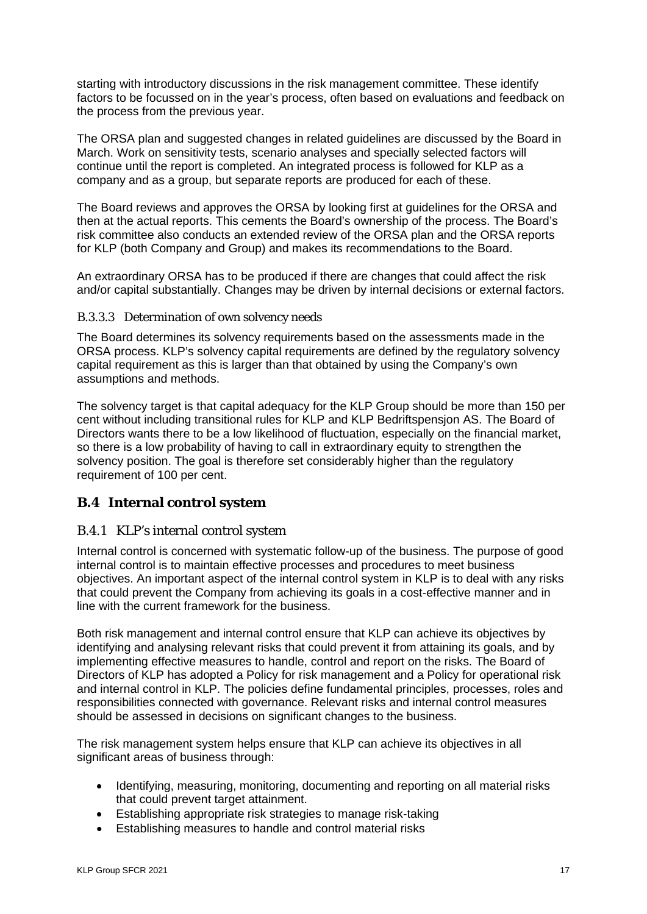starting with introductory discussions in the risk management committee. These identify factors to be focussed on in the year's process, often based on evaluations and feedback on the process from the previous year.

The ORSA plan and suggested changes in related guidelines are discussed by the Board in March. Work on sensitivity tests, scenario analyses and specially selected factors will continue until the report is completed. An integrated process is followed for KLP as a company and as a group, but separate reports are produced for each of these.

The Board reviews and approves the ORSA by looking first at guidelines for the ORSA and then at the actual reports. This cements the Board's ownership of the process. The Board's risk committee also conducts an extended review of the ORSA plan and the ORSA reports for KLP (both Company and Group) and makes its recommendations to the Board.

An extraordinary ORSA has to be produced if there are changes that could affect the risk and/or capital substantially. Changes may be driven by internal decisions or external factors.

#### B.3.3.3 Determination of own solvency needs

The Board determines its solvency requirements based on the assessments made in the ORSA process. KLP's solvency capital requirements are defined by the regulatory solvency capital requirement as this is larger than that obtained by using the Company's own assumptions and methods.

The solvency target is that capital adequacy for the KLP Group should be more than 150 per cent without including transitional rules for KLP and KLP Bedriftspensjon AS. The Board of Directors wants there to be a low likelihood of fluctuation, especially on the financial market, so there is a low probability of having to call in extraordinary equity to strengthen the solvency position. The goal is therefore set considerably higher than the regulatory requirement of 100 per cent.

## B.4 Internal control system

### B.4.1 KLP's internal control system

Internal control is concerned with systematic follow-up of the business. The purpose of good internal control is to maintain effective processes and procedures to meet business objectives. An important aspect of the internal control system in KLP is to deal with any risks that could prevent the Company from achieving its goals in a cost-effective manner and in line with the current framework for the business.

Both risk management and internal control ensure that KLP can achieve its objectives by identifying and analysing relevant risks that could prevent it from attaining its goals, and by implementing effective measures to handle, control and report on the risks. The Board of Directors of KLP has adopted a Policy for risk management and a Policy for operational risk and internal control in KLP. The policies define fundamental principles, processes, roles and responsibilities connected with governance. Relevant risks and internal control measures should be assessed in decisions on significant changes to the business.

The risk management system helps ensure that KLP can achieve its objectives in all significant areas of business through:

- Identifying, measuring, monitoring, documenting and reporting on all material risks that could prevent target attainment.
- Establishing appropriate risk strategies to manage risk-taking
- Establishing measures to handle and control material risks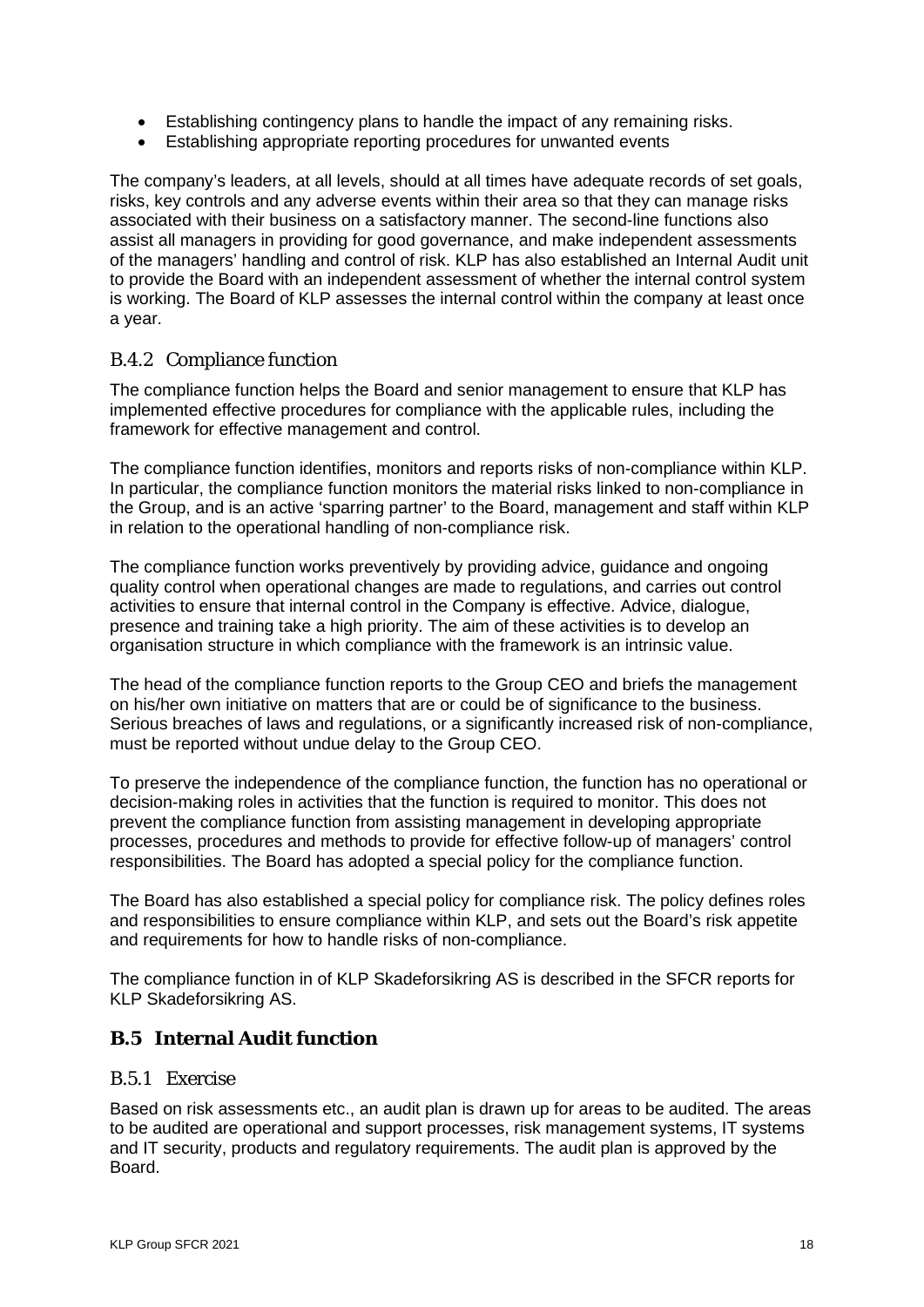- Establishing contingency plans to handle the impact of any remaining risks.
- Establishing appropriate reporting procedures for unwanted events

The company's leaders, at all levels, should at all times have adequate records of set goals, risks, key controls and any adverse events within their area so that they can manage risks associated with their business on a satisfactory manner. The second-line functions also assist all managers in providing for good governance, and make independent assessments of the managers' handling and control of risk. KLP has also established an Internal Audit unit to provide the Board with an independent assessment of whether the internal control system is working. The Board of KLP assesses the internal control within the company at least once a year.

### B.4.2 Compliance function

The compliance function helps the Board and senior management to ensure that KLP has implemented effective procedures for compliance with the applicable rules, including the framework for effective management and control.

The compliance function identifies, monitors and reports risks of non-compliance within KLP. In particular, the compliance function monitors the material risks linked to non-compliance in the Group, and is an active 'sparring partner' to the Board, management and staff within KLP in relation to the operational handling of non-compliance risk.

The compliance function works preventively by providing advice, guidance and ongoing quality control when operational changes are made to regulations, and carries out control activities to ensure that internal control in the Company is effective. Advice, dialogue, presence and training take a high priority. The aim of these activities is to develop an organisation structure in which compliance with the framework is an intrinsic value.

The head of the compliance function reports to the Group CEO and briefs the management on his/her own initiative on matters that are or could be of significance to the business. Serious breaches of laws and regulations, or a significantly increased risk of non-compliance, must be reported without undue delay to the Group CEO.

To preserve the independence of the compliance function, the function has no operational or decision-making roles in activities that the function is required to monitor. This does not prevent the compliance function from assisting management in developing appropriate processes, procedures and methods to provide for effective follow-up of managers' control responsibilities. The Board has adopted a special policy for the compliance function.

The Board has also established a special policy for compliance risk. The policy defines roles and responsibilities to ensure compliance within KLP, and sets out the Board's risk appetite and requirements for how to handle risks of non-compliance.

The compliance function in of KLP Skadeforsikring AS is described in the SFCR reports for KLP Skadeforsikring AS.

## B.5 Internal Audit function

### B.5.1 Exercise

Based on risk assessments etc., an audit plan is drawn up for areas to be audited. The areas to be audited are operational and support processes, risk management systems, IT systems and IT security, products and regulatory requirements. The audit plan is approved by the Board.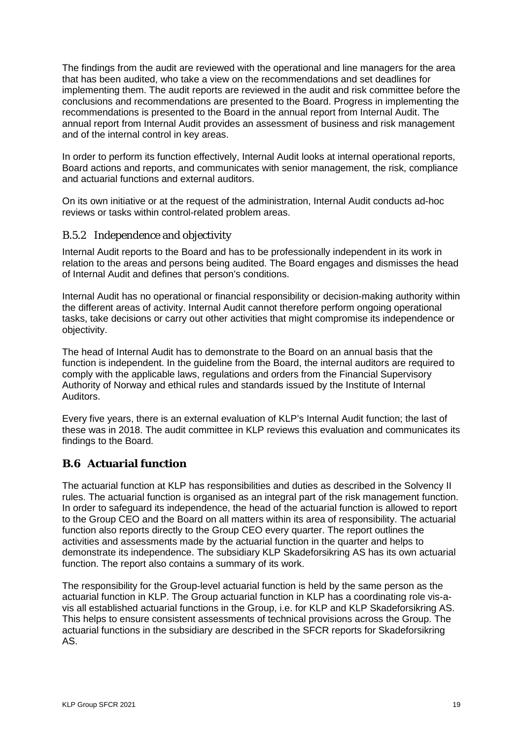The findings from the audit are reviewed with the operational and line managers for the area that has been audited, who take a view on the recommendations and set deadlines for implementing them. The audit reports are reviewed in the audit and risk committee before the conclusions and recommendations are presented to the Board. Progress in implementing the recommendations is presented to the Board in the annual report from Internal Audit. The annual report from Internal Audit provides an assessment of business and risk management and of the internal control in key areas.

In order to perform its function effectively, Internal Audit looks at internal operational reports, Board actions and reports, and communicates with senior management, the risk, compliance and actuarial functions and external auditors.

On its own initiative or at the request of the administration, Internal Audit conducts ad-hoc reviews or tasks within control-related problem areas.

### B.5.2 Independence and objectivity

Internal Audit reports to the Board and has to be professionally independent in its work in relation to the areas and persons being audited. The Board engages and dismisses the head of Internal Audit and defines that person's conditions.

Internal Audit has no operational or financial responsibility or decision-making authority within the different areas of activity. Internal Audit cannot therefore perform ongoing operational tasks, take decisions or carry out other activities that might compromise its independence or objectivity.

The head of Internal Audit has to demonstrate to the Board on an annual basis that the function is independent. In the guideline from the Board, the internal auditors are required to comply with the applicable laws, regulations and orders from the Financial Supervisory Authority of Norway and ethical rules and standards issued by the Institute of Internal Auditors.

Every five years, there is an external evaluation of KLP's Internal Audit function; the last of these was in 2018. The audit committee in KLP reviews this evaluation and communicates its findings to the Board.

## B.6 Actuarial function

The actuarial function at KLP has responsibilities and duties as described in the Solvency II rules. The actuarial function is organised as an integral part of the risk management function. In order to safeguard its independence, the head of the actuarial function is allowed to report to the Group CEO and the Board on all matters within its area of responsibility. The actuarial function also reports directly to the Group CEO every quarter. The report outlines the activities and assessments made by the actuarial function in the quarter and helps to demonstrate its independence. The subsidiary KLP Skadeforsikring AS has its own actuarial function. The report also contains a summary of its work.

The responsibility for the Group-level actuarial function is held by the same person as the actuarial function in KLP. The Group actuarial function in KLP has a coordinating role vis-a-vis all established actuarial functions in the Group, i.e. for KLP and KLP Skadeforsikring AS. This helps to ensure consistent assessments of technical provisions across the Group. The actuarial functions in the subsidiary are described in the SFCR reports for Skadeforsikring AS.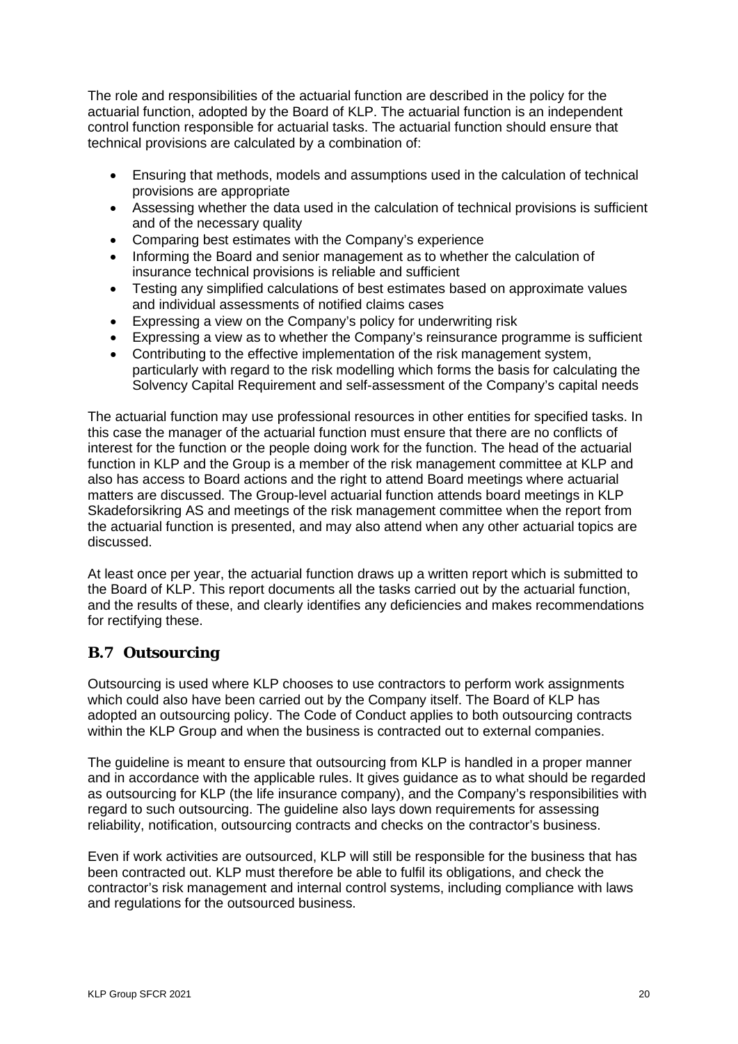The role and responsibilities of the actuarial function are described in the policy for the actuarial function, adopted by the Board of KLP. The actuarial function is an independent control function responsible for actuarial tasks. The actuarial function should ensure that technical provisions are calculated by a combination of:

- Ensuring that methods, models and assumptions used in the calculation of technical provisions are appropriate
- Assessing whether the data used in the calculation of technical provisions is sufficient and of the necessary quality
- Comparing best estimates with the Company's experience
- Informing the Board and senior management as to whether the calculation of insurance technical provisions is reliable and sufficient
- Testing any simplified calculations of best estimates based on approximate values and individual assessments of notified claims cases
- Expressing a view on the Company's policy for underwriting risk
- Expressing a view as to whether the Company's reinsurance programme is sufficient
- Contributing to the effective implementation of the risk management system, particularly with regard to the risk modelling which forms the basis for calculating the Solvency Capital Requirement and self-assessment of the Company's capital needs

The actuarial function may use professional resources in other entities for specified tasks. In this case the manager of the actuarial function must ensure that there are no conflicts of interest for the function or the people doing work for the function. The head of the actuarial function in KLP and the Group is a member of the risk management committee at KLP and also has access to Board actions and the right to attend Board meetings where actuarial matters are discussed. The Group-level actuarial function attends board meetings in KLP Skadeforsikring AS and meetings of the risk management committee when the report from the actuarial function is presented, and may also attend when any other actuarial topics are discussed.

At least once per year, the actuarial function draws up a written report which is submitted to the Board of KLP. This report documents all the tasks carried out by the actuarial function, and the results of these, and clearly identifies any deficiencies and makes recommendations for rectifying these.

## B.7 Outsourcing

Outsourcing is used where KLP chooses to use contractors to perform work assignments which could also have been carried out by the Company itself. The Board of KLP has adopted an outsourcing policy. The Code of Conduct applies to both outsourcing contracts within the KLP Group and when the business is contracted out to external companies.

The guideline is meant to ensure that outsourcing from KLP is handled in a proper manner and in accordance with the applicable rules. It gives guidance as to what should be regarded as outsourcing for KLP (the life insurance company), and the Company's responsibilities with regard to such outsourcing. The guideline also lays down requirements for assessing reliability, notification, outsourcing contracts and checks on the contractor's business.

Even if work activities are outsourced, KLP will still be responsible for the business that has been contracted out. KLP must therefore be able to fulfil its obligations, and check the contractor's risk management and internal control systems, including compliance with laws and regulations for the outsourced business.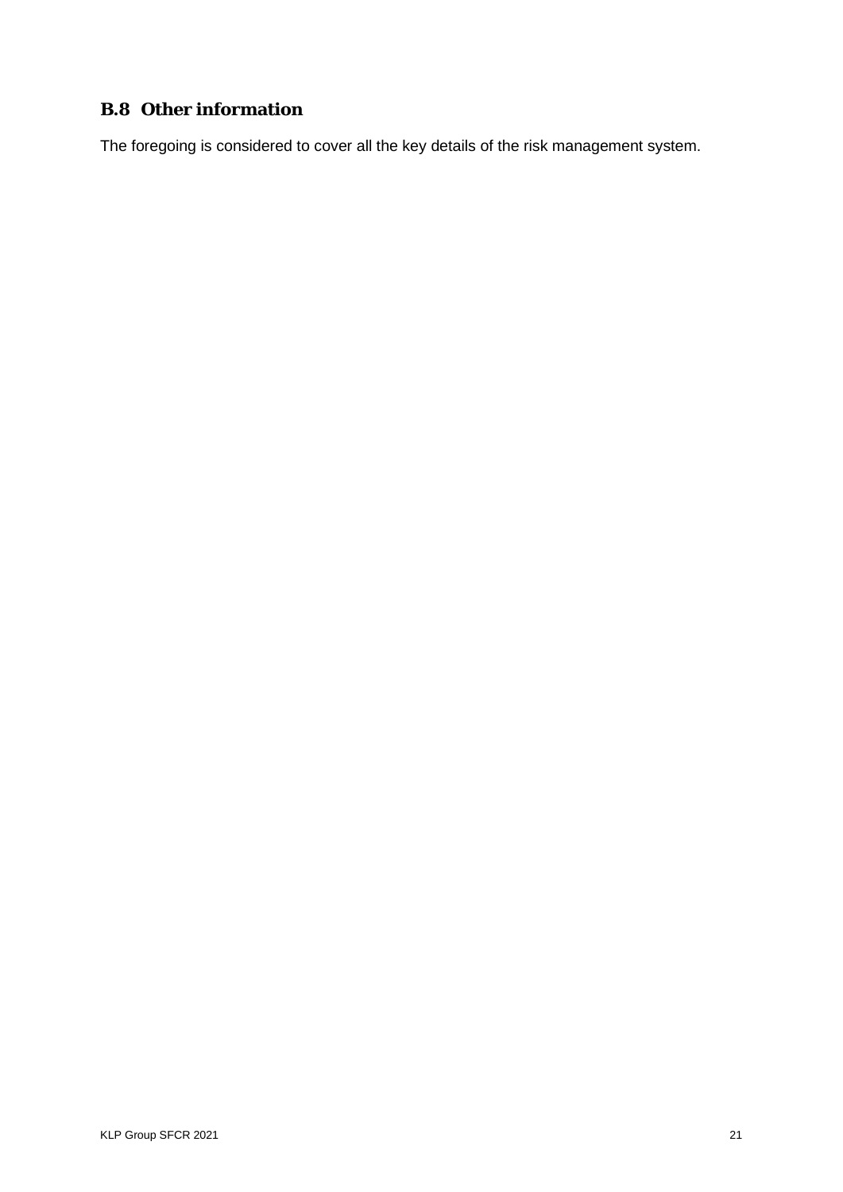## B.8 Other information

The foregoing is considered to cover all the key details of the risk management system.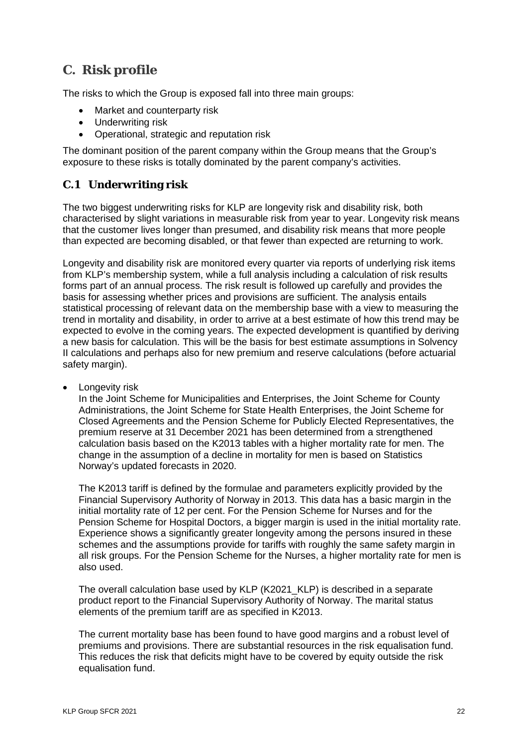# C. Risk profile

The risks to which the Group is exposed fall into three main groups:

- Market and counterparty risk
- Underwriting risk
- Operational, strategic and reputation risk

The dominant position of the parent company within the Group means that the Group's exposure to these risks is totally dominated by the parent company's activities.

## C.1 Underwriting risk

The two biggest underwriting risks for KLP are longevity risk and disability risk, both characterised by slight variations in measurable risk from year to year. Longevity risk means that the customer lives longer than presumed, and disability risk means that more people than expected are becoming disabled, or that fewer than expected are returning to work.

Longevity and disability risk are monitored every quarter via reports of underlying risk items from KLP's membership system, while a full analysis including a calculation of risk results forms part of an annual process. The risk result is followed up carefully and provides the basis for assessing whether prices and provisions are sufficient. The analysis entails statistical processing of relevant data on the membership base with a view to measuring the trend in mortality and disability, in order to arrive at a best estimate of how this trend may be expected to evolve in the coming years. The expected development is quantified by deriving a new basis for calculation. This will be the basis for best estimate assumptions in Solvency II calculations and perhaps also for new premium and reserve calculations (before actuarial safety margin).

- Longevity risk

  In the Joint Scheme for Municipalities and Enterprises, the Joint Scheme for County Administrations, the Joint Scheme for State Health Enterprises, the Joint Scheme for Closed Agreements and the Pension Scheme for Publicly Elected Representatives, the premium reserve at 31 December 2021 has been determined from a strengthened calculation basis based on the K2013 tables with a higher mortality rate for men. The change in the assumption of a decline in mortality for men is based on Statistics Norway's updated forecasts in 2020.

  The K2013 tariff is defined by the formulae and parameters explicitly provided by the Financial Supervisory Authority of Norway in 2013. This data has a basic margin in the initial mortality rate of 12 per cent. For the Pension Scheme for Nurses and for the Pension Scheme for Hospital Doctors, a bigger margin is used in the initial mortality rate. Experience shows a significantly greater longevity among the persons insured in these schemes and the assumptions provide for tariffs with roughly the same safety margin in all risk groups. For the Pension Scheme for the Nurses, a higher mortality rate for men is also used.

  The overall calculation base used by KLP (K2021_KLP) is described in a separate product report to the Financial Supervisory Authority of Norway. The marital status elements of the premium tariff are as specified in K2013.

  The current mortality base has been found to have good margins and a robust level of premiums and provisions. There are substantial resources in the risk equalisation fund. This reduces the risk that deficits might have to be covered by equity outside the risk equalisation fund.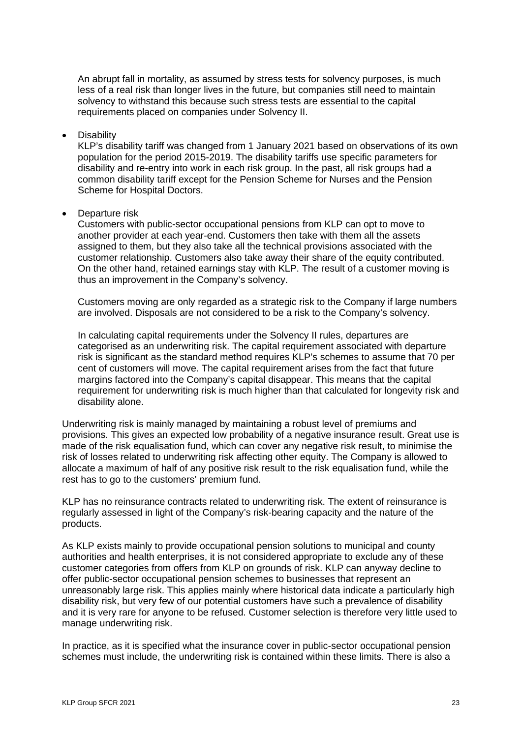An abrupt fall in mortality, as assumed by stress tests for solvency purposes, is much less of a real risk than longer lives in the future, but companies still need to maintain solvency to withstand this because such stress tests are essential to the capital requirements placed on companies under Solvency II.

- Disability

  KLP's disability tariff was changed from 1 January 2021 based on observations of its own population for the period 2015-2019. The disability tariffs use specific parameters for disability and re-entry into work in each risk group. In the past, all risk groups had a common disability tariff except for the Pension Scheme for Nurses and the Pension Scheme for Hospital Doctors.

- Departure risk

  Customers with public-sector occupational pensions from KLP can opt to move to another provider at each year-end. Customers then take with them all the assets assigned to them, but they also take all the technical provisions associated with the customer relationship. Customers also take away their share of the equity contributed. On the other hand, retained earnings stay with KLP. The result of a customer moving is thus an improvement in the Company's solvency.

  Customers moving are only regarded as a strategic risk to the Company if large numbers are involved. Disposals are not considered to be a risk to the Company's solvency.

  In calculating capital requirements under the Solvency II rules, departures are categorised as an underwriting risk. The capital requirement associated with departure risk is significant as the standard method requires KLP's schemes to assume that 70 per cent of customers will move. The capital requirement arises from the fact that future margins factored into the Company's capital disappear. This means that the capital requirement for underwriting risk is much higher than that calculated for longevity risk and disability alone.

Underwriting risk is mainly managed by maintaining a robust level of premiums and provisions. This gives an expected low probability of a negative insurance result. Great use is made of the risk equalisation fund, which can cover any negative risk result, to minimise the risk of losses related to underwriting risk affecting other equity. The Company is allowed to allocate a maximum of half of any positive risk result to the risk equalisation fund, while the rest has to go to the customers' premium fund.

KLP has no reinsurance contracts related to underwriting risk. The extent of reinsurance is regularly assessed in light of the Company's risk-bearing capacity and the nature of the products.

As KLP exists mainly to provide occupational pension solutions to municipal and county authorities and health enterprises, it is not considered appropriate to exclude any of these customer categories from offers from KLP on grounds of risk. KLP can anyway decline to offer public-sector occupational pension schemes to businesses that represent an unreasonably large risk. This applies mainly where historical data indicate a particularly high disability risk, but very few of our potential customers have such a prevalence of disability and it is very rare for anyone to be refused. Customer selection is therefore very little used to manage underwriting risk.

In practice, as it is specified what the insurance cover in public-sector occupational pension schemes must include, the underwriting risk is contained within these limits. There is also a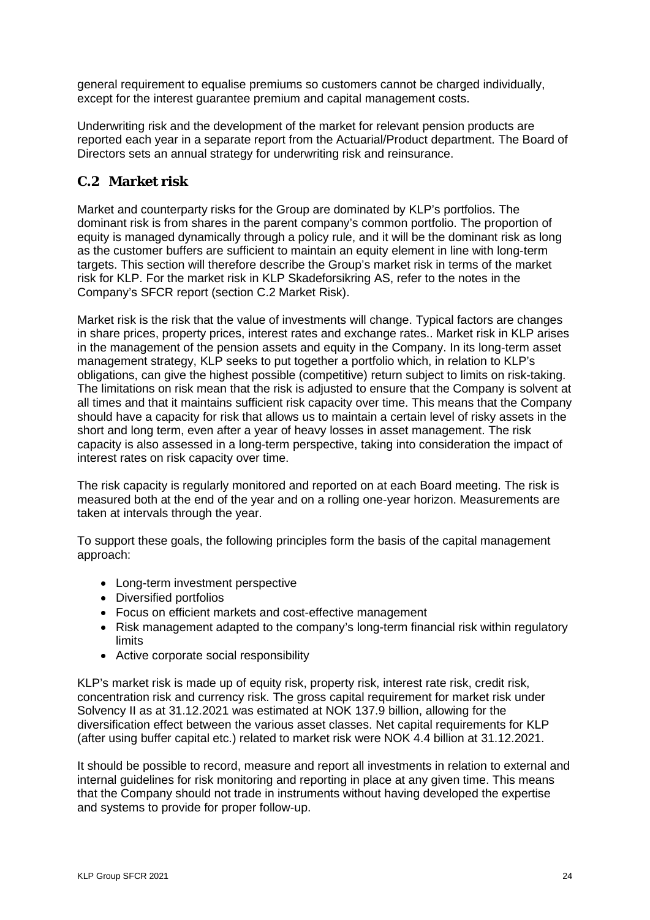general requirement to equalise premiums so customers cannot be charged individually, except for the interest guarantee premium and capital management costs.

Underwriting risk and the development of the market for relevant pension products are reported each year in a separate report from the Actuarial/Product department. The Board of Directors sets an annual strategy for underwriting risk and reinsurance.

## C.2 Market risk

Market and counterparty risks for the Group are dominated by KLP's portfolios. The dominant risk is from shares in the parent company's common portfolio. The proportion of equity is managed dynamically through a policy rule, and it will be the dominant risk as long as the customer buffers are sufficient to maintain an equity element in line with long-term targets. This section will therefore describe the Group's market risk in terms of the market risk for KLP. For the market risk in KLP Skadeforsikring AS, refer to the notes in the Company's SFCR report (section C.2 Market Risk).

Market risk is the risk that the value of investments will change. Typical factors are changes in share prices, property prices, interest rates and exchange rates.. Market risk in KLP arises in the management of the pension assets and equity in the Company. In its long-term asset management strategy, KLP seeks to put together a portfolio which, in relation to KLP's obligations, can give the highest possible (competitive) return subject to limits on risk-taking. The limitations on risk mean that the risk is adjusted to ensure that the Company is solvent at all times and that it maintains sufficient risk capacity over time. This means that the Company should have a capacity for risk that allows us to maintain a certain level of risky assets in the short and long term, even after a year of heavy losses in asset management. The risk capacity is also assessed in a long-term perspective, taking into consideration the impact of interest rates on risk capacity over time.

The risk capacity is regularly monitored and reported on at each Board meeting. The risk is measured both at the end of the year and on a rolling one-year horizon. Measurements are taken at intervals through the year.

To support these goals, the following principles form the basis of the capital management approach:

- Long-term investment perspective
- Diversified portfolios
- Focus on efficient markets and cost-effective management
- Risk management adapted to the company's long-term financial risk within regulatory limits
- Active corporate social responsibility

KLP's market risk is made up of equity risk, property risk, interest rate risk, credit risk, concentration risk and currency risk. The gross capital requirement for market risk under Solvency II as at 31.12.2021 was estimated at NOK 137.9 billion, allowing for the diversification effect between the various asset classes. Net capital requirements for KLP (after using buffer capital etc.) related to market risk were NOK 4.4 billion at 31.12.2021.

It should be possible to record, measure and report all investments in relation to external and internal guidelines for risk monitoring and reporting in place at any given time. This means that the Company should not trade in instruments without having developed the expertise and systems to provide for proper follow-up.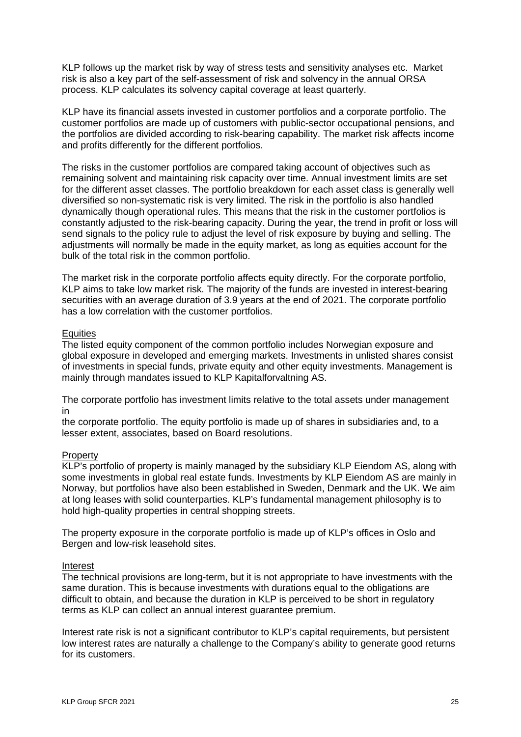KLP follows up the market risk by way of stress tests and sensitivity analyses etc. Market risk is also a key part of the self-assessment of risk and solvency in the annual ORSA process. KLP calculates its solvency capital coverage at least quarterly.

KLP have its financial assets invested in customer portfolios and a corporate portfolio. The customer portfolios are made up of customers with public-sector occupational pensions, and the portfolios are divided according to risk-bearing capability. The market risk affects income and profits differently for the different portfolios.

The risks in the customer portfolios are compared taking account of objectives such as remaining solvent and maintaining risk capacity over time. Annual investment limits are set for the different asset classes. The portfolio breakdown for each asset class is generally well diversified so non-systematic risk is very limited. The risk in the portfolio is also handled dynamically though operational rules. This means that the risk in the customer portfolios is constantly adjusted to the risk-bearing capacity. During the year, the trend in profit or loss will send signals to the policy rule to adjust the level of risk exposure by buying and selling. The adjustments will normally be made in the equity market, as long as equities account for the bulk of the total risk in the common portfolio.

The market risk in the corporate portfolio affects equity directly. For the corporate portfolio, KLP aims to take low market risk. The majority of the funds are invested in interest-bearing securities with an average duration of 3.9 years at the end of 2021. The corporate portfolio has a low correlation with the customer portfolios.

Equities

The listed equity component of the common portfolio includes Norwegian exposure and global exposure in developed and emerging markets. Investments in unlisted shares consist of investments in special funds, private equity and other equity investments. Management is mainly through mandates issued to KLP Kapitalforvaltning AS.

The corporate portfolio has investment limits relative to the total assets under management in
the corporate portfolio. The equity portfolio is made up of shares in subsidiaries and, to a lesser extent, associates, based on Board resolutions.

Property

KLP's portfolio of property is mainly managed by the subsidiary KLP Eiendom AS, along with some investments in global real estate funds. Investments by KLP Eiendom AS are mainly in Norway, but portfolios have also been established in Sweden, Denmark and the UK. We aim at long leases with solid counterparties. KLP's fundamental management philosophy is to hold high-quality properties in central shopping streets.

The property exposure in the corporate portfolio is made up of KLP's offices in Oslo and Bergen and low-risk leasehold sites.

Interest

The technical provisions are long-term, but it is not appropriate to have investments with the same duration. This is because investments with durations equal to the obligations are difficult to obtain, and because the duration in KLP is perceived to be short in regulatory terms as KLP can collect an annual interest guarantee premium.

Interest rate risk is not a significant contributor to KLP's capital requirements, but persistent low interest rates are naturally a challenge to the Company's ability to generate good returns for its customers.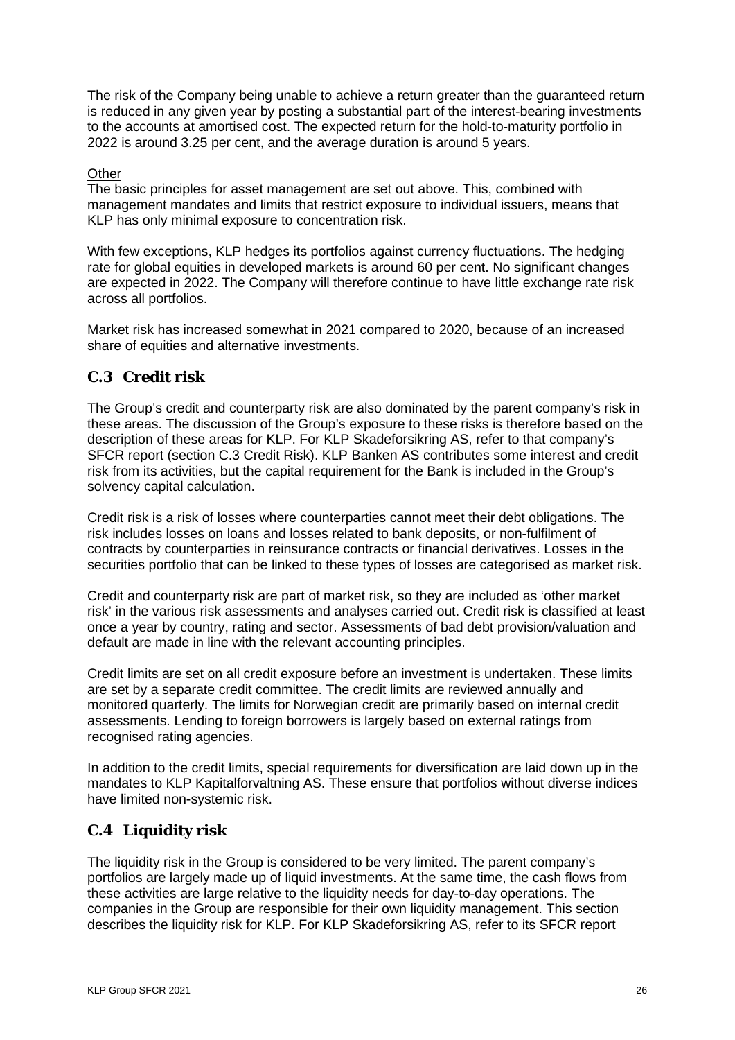The risk of the Company being unable to achieve a return greater than the guaranteed return is reduced in any given year by posting a substantial part of the interest-bearing investments to the accounts at amortised cost. The expected return for the hold-to-maturity portfolio in 2022 is around 3.25 per cent, and the average duration is around 5 years.

Other

The basic principles for asset management are set out above. This, combined with management mandates and limits that restrict exposure to individual issuers, means that KLP has only minimal exposure to concentration risk.

With few exceptions, KLP hedges its portfolios against currency fluctuations. The hedging rate for global equities in developed markets is around 60 per cent. No significant changes are expected in 2022. The Company will therefore continue to have little exchange rate risk across all portfolios.

Market risk has increased somewhat in 2021 compared to 2020, because of an increased share of equities and alternative investments.

## C.3 Credit risk

The Group's credit and counterparty risk are also dominated by the parent company's risk in these areas. The discussion of the Group's exposure to these risks is therefore based on the description of these areas for KLP. For KLP Skadeforsikring AS, refer to that company's SFCR report (section C.3 Credit Risk). KLP Banken AS contributes some interest and credit risk from its activities, but the capital requirement for the Bank is included in the Group's solvency capital calculation.

Credit risk is a risk of losses where counterparties cannot meet their debt obligations. The risk includes losses on loans and losses related to bank deposits, or non-fulfilment of contracts by counterparties in reinsurance contracts or financial derivatives. Losses in the securities portfolio that can be linked to these types of losses are categorised as market risk.

Credit and counterparty risk are part of market risk, so they are included as 'other market risk' in the various risk assessments and analyses carried out. Credit risk is classified at least once a year by country, rating and sector. Assessments of bad debt provision/valuation and default are made in line with the relevant accounting principles.

Credit limits are set on all credit exposure before an investment is undertaken. These limits are set by a separate credit committee. The credit limits are reviewed annually and monitored quarterly. The limits for Norwegian credit are primarily based on internal credit assessments. Lending to foreign borrowers is largely based on external ratings from recognised rating agencies.

In addition to the credit limits, special requirements for diversification are laid down up in the mandates to KLP Kapitalforvaltning AS. These ensure that portfolios without diverse indices have limited non-systemic risk.

## C.4 Liquidity risk

The liquidity risk in the Group is considered to be very limited. The parent company's portfolios are largely made up of liquid investments. At the same time, the cash flows from these activities are large relative to the liquidity needs for day-to-day operations. The companies in the Group are responsible for their own liquidity management. This section describes the liquidity risk for KLP. For KLP Skadeforsikring AS, refer to its SFCR report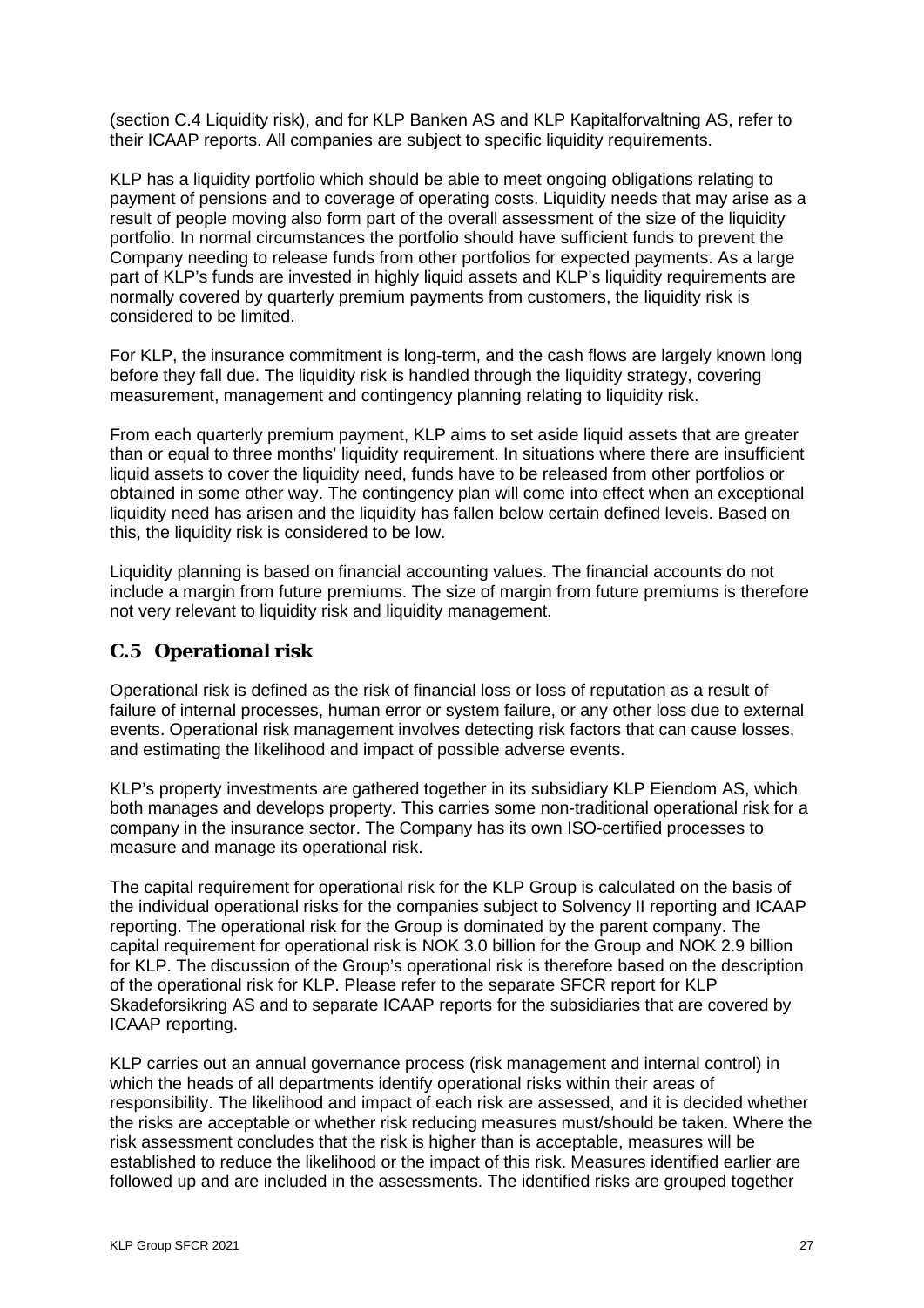(section C.4 Liquidity risk), and for KLP Banken AS and KLP Kapitalforvaltning AS, refer to their ICAAP reports. All companies are subject to specific liquidity requirements.

KLP has a liquidity portfolio which should be able to meet ongoing obligations relating to payment of pensions and to coverage of operating costs. Liquidity needs that may arise as a result of people moving also form part of the overall assessment of the size of the liquidity portfolio. In normal circumstances the portfolio should have sufficient funds to prevent the Company needing to release funds from other portfolios for expected payments. As a large part of KLP's funds are invested in highly liquid assets and KLP's liquidity requirements are normally covered by quarterly premium payments from customers, the liquidity risk is considered to be limited.

For KLP, the insurance commitment is long-term, and the cash flows are largely known long before they fall due. The liquidity risk is handled through the liquidity strategy, covering measurement, management and contingency planning relating to liquidity risk.

From each quarterly premium payment, KLP aims to set aside liquid assets that are greater than or equal to three months' liquidity requirement. In situations where there are insufficient liquid assets to cover the liquidity need, funds have to be released from other portfolios or obtained in some other way. The contingency plan will come into effect when an exceptional liquidity need has arisen and the liquidity has fallen below certain defined levels. Based on this, the liquidity risk is considered to be low.

Liquidity planning is based on financial accounting values. The financial accounts do not include a margin from future premiums. The size of margin from future premiums is therefore not very relevant to liquidity risk and liquidity management.

## C.5 Operational risk

Operational risk is defined as the risk of financial loss or loss of reputation as a result of failure of internal processes, human error or system failure, or any other loss due to external events. Operational risk management involves detecting risk factors that can cause losses, and estimating the likelihood and impact of possible adverse events.

KLP's property investments are gathered together in its subsidiary KLP Eiendom AS, which both manages and develops property. This carries some non-traditional operational risk for a company in the insurance sector. The Company has its own ISO-certified processes to measure and manage its operational risk.

The capital requirement for operational risk for the KLP Group is calculated on the basis of the individual operational risks for the companies subject to Solvency II reporting and ICAAP reporting. The operational risk for the Group is dominated by the parent company. The capital requirement for operational risk is NOK 3.0 billion for the Group and NOK 2.9 billion for KLP. The discussion of the Group's operational risk is therefore based on the description of the operational risk for KLP. Please refer to the separate SFCR report for KLP Skadeforsikring AS and to separate ICAAP reports for the subsidiaries that are covered by ICAAP reporting.

KLP carries out an annual governance process (risk management and internal control) in which the heads of all departments identify operational risks within their areas of responsibility. The likelihood and impact of each risk are assessed, and it is decided whether the risks are acceptable or whether risk reducing measures must/should be taken. Where the risk assessment concludes that the risk is higher than is acceptable, measures will be established to reduce the likelihood or the impact of this risk. Measures identified earlier are followed up and are included in the assessments. The identified risks are grouped together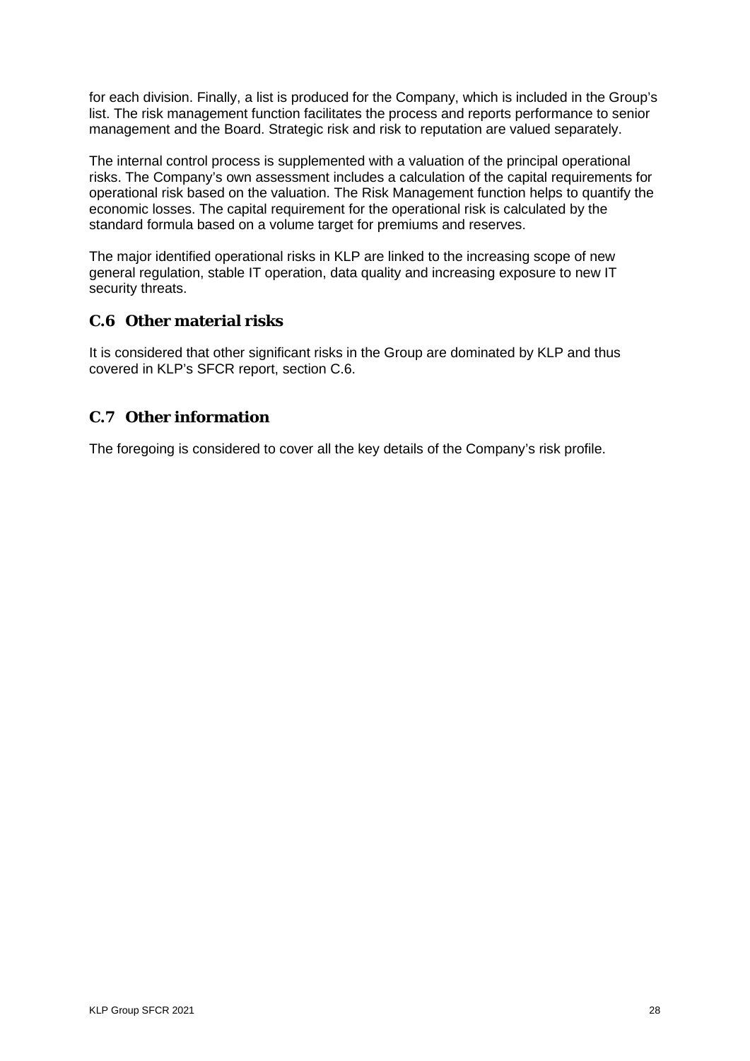for each division. Finally, a list is produced for the Company, which is included in the Group's list. The risk management function facilitates the process and reports performance to senior management and the Board. Strategic risk and risk to reputation are valued separately.

The internal control process is supplemented with a valuation of the principal operational risks. The Company's own assessment includes a calculation of the capital requirements for operational risk based on the valuation. The Risk Management function helps to quantify the economic losses. The capital requirement for the operational risk is calculated by the standard formula based on a volume target for premiums and reserves.

The major identified operational risks in KLP are linked to the increasing scope of new general regulation, stable IT operation, data quality and increasing exposure to new IT security threats.

## C.6 Other material risks

It is considered that other significant risks in the Group are dominated by KLP and thus covered in KLP's SFCR report, section C.6.

## C.7 Other information

The foregoing is considered to cover all the key details of the Company's risk profile.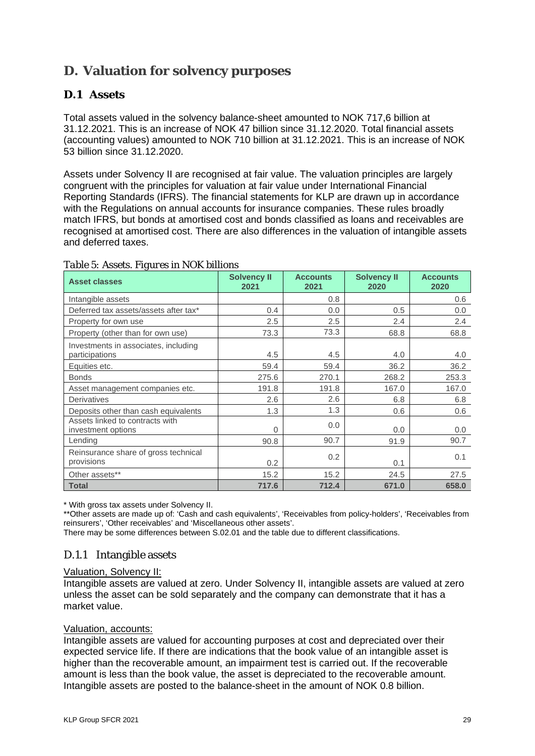# D. Valuation for solvency purposes

## D.1 Assets

Total assets valued in the solvency balance-sheet amounted to NOK 717,6 billion at 31.12.2021. This is an increase of NOK 47 billion since 31.12.2020. Total financial assets (accounting values) amounted to NOK 710 billion at 31.12.2021. This is an increase of NOK 53 billion since 31.12.2020.

Assets under Solvency II are recognised at fair value. The valuation principles are largely congruent with the principles for valuation at fair value under International Financial Reporting Standards (IFRS). The financial statements for KLP are drawn up in accordance with the Regulations on annual accounts for insurance companies. These rules broadly match IFRS, but bonds at amortised cost and bonds classified as loans and receivables are recognised at amortised cost. There are also differences in the valuation of intangible assets and deferred taxes.

Table 5: Assets. Figures in NOK billions

| Asset classes | Solvency II 2021 | Accounts 2021 | Solvency II 2020 | Accounts 2020 |
|---|---|---|---|---|
| Intangible assets | | 0.8 | | 0.6 |
| Deferred tax assets/assets after tax* | 0.4 | 0.0 | 0.5 | 0.0 |
| Property for own use | 2.5 | 2.5 | 2.4 | 2.4 |
| Property (other than for own use) | 73.3 | 73.3 | 68.8 | 68.8 |
| Investments in associates, including participations | 4.5 | 4.5 | 4.0 | 4.0 |
| Equities etc. | 59.4 | 59.4 | 36.2 | 36.2 |
| Bonds | 275.6 | 270.1 | 268.2 | 253.3 |
| Asset management companies etc. | 191.8 | 191.8 | 167.0 | 167.0 |
| Derivatives | 2.6 | 2.6 | 6.8 | 6.8 |
| Deposits other than cash equivalents | 1.3 | 1.3 | 0.6 | 0.6 |
| Assets linked to contracts with investment options | 0 | 0.0 | 0.0 | 0.0 |
| Lending | 90.8 | 90.7 | 91.9 | 90.7 |
| Reinsurance share of gross technical provisions | 0.2 | 0.2 | 0.1 | 0.1 |
| Other assets** | 15.2 | 15.2 | 24.5 | 27.5 |
| **Total** | **717.6** | **712.4** | **671.0** | **658.0** |

\* With gross tax assets under Solvency II.
\*\*Other assets are made up of: 'Cash and cash equivalents', 'Receivables from policy-holders', 'Receivables from reinsurers', 'Other receivables' and 'Miscellaneous other assets'.
There may be some differences between S.02.01 and the table due to different classifications.

### D.1.1 Intangible assets

Valuation, Solvency II:
Intangible assets are valued at zero. Under Solvency II, intangible assets are valued at zero unless the asset can be sold separately and the company can demonstrate that it has a market value.

Valuation, accounts:
Intangible assets are valued for accounting purposes at cost and depreciated over their expected service life. If there are indications that the book value of an intangible asset is higher than the recoverable amount, an impairment test is carried out. If the recoverable amount is less than the book value, the asset is depreciated to the recoverable amount. Intangible assets are posted to the balance-sheet in the amount of NOK 0.8 billion.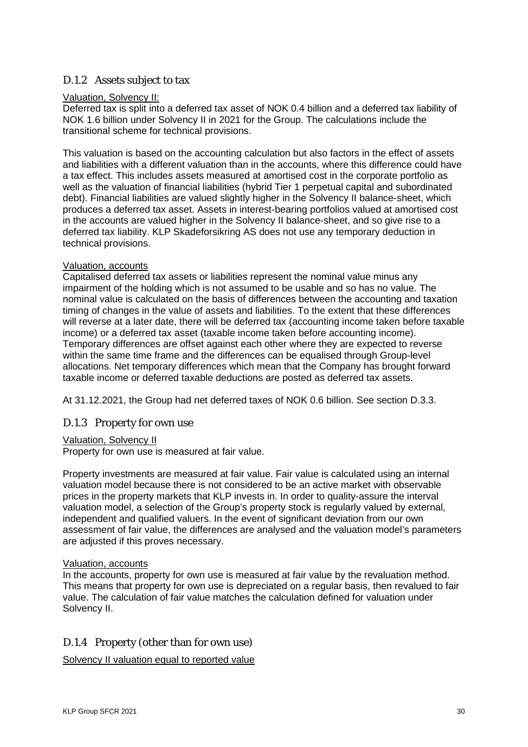### D.1.2 Assets subject to tax

Valuation, Solvency II:

Deferred tax is split into a deferred tax asset of NOK 0.4 billion and a deferred tax liability of NOK 1.6 billion under Solvency II in 2021 for the Group. The calculations include the transitional scheme for technical provisions.

This valuation is based on the accounting calculation but also factors in the effect of assets and liabilities with a different valuation than in the accounts, where this difference could have a tax effect. This includes assets measured at amortised cost in the corporate portfolio as well as the valuation of financial liabilities (hybrid Tier 1 perpetual capital and subordinated debt). Financial liabilities are valued slightly higher in the Solvency II balance-sheet, which produces a deferred tax asset. Assets in interest-bearing portfolios valued at amortised cost in the accounts are valued higher in the Solvency II balance-sheet, and so give rise to a deferred tax liability. KLP Skadeforsikring AS does not use any temporary deduction in technical provisions.

Valuation, accounts

Capitalised deferred tax assets or liabilities represent the nominal value minus any impairment of the holding which is not assumed to be usable and so has no value. The nominal value is calculated on the basis of differences between the accounting and taxation timing of changes in the value of assets and liabilities. To the extent that these differences will reverse at a later date, there will be deferred tax (accounting income taken before taxable income) or a deferred tax asset (taxable income taken before accounting income). Temporary differences are offset against each other where they are expected to reverse within the same time frame and the differences can be equalised through Group-level allocations. Net temporary differences which mean that the Company has brought forward taxable income or deferred taxable deductions are posted as deferred tax assets.

At 31.12.2021, the Group had net deferred taxes of NOK 0.6 billion. See section D.3.3.

### D.1.3 Property for own use

Valuation, Solvency II

Property for own use is measured at fair value.

Property investments are measured at fair value. Fair value is calculated using an internal valuation model because there is not considered to be an active market with observable prices in the property markets that KLP invests in. In order to quality-assure the interval valuation model, a selection of the Group's property stock is regularly valued by external, independent and qualified valuers. In the event of significant deviation from our own assessment of fair value, the differences are analysed and the valuation model's parameters are adjusted if this proves necessary.

Valuation, accounts

In the accounts, property for own use is measured at fair value by the revaluation method. This means that property for own use is depreciated on a regular basis, then revalued to fair value. The calculation of fair value matches the calculation defined for valuation under Solvency II.

### D.1.4 Property (other than for own use)

Solvency II valuation equal to reported value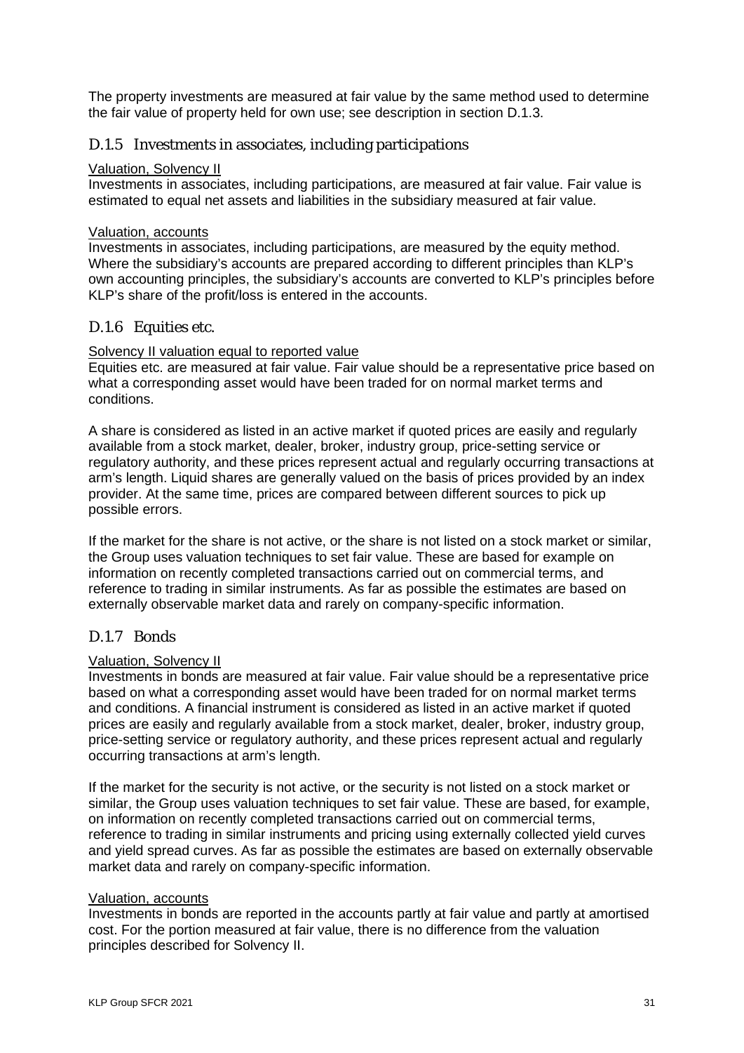The property investments are measured at fair value by the same method used to determine the fair value of property held for own use; see description in section D.1.3.

### D.1.5 Investments in associates, including participations

Valuation, Solvency II
Investments in associates, including participations, are measured at fair value. Fair value is estimated to equal net assets and liabilities in the subsidiary measured at fair value.

Valuation, accounts
Investments in associates, including participations, are measured by the equity method. Where the subsidiary's accounts are prepared according to different principles than KLP's own accounting principles, the subsidiary's accounts are converted to KLP's principles before KLP's share of the profit/loss is entered in the accounts.

### D.1.6 Equities etc.

Solvency II valuation equal to reported value
Equities etc. are measured at fair value. Fair value should be a representative price based on what a corresponding asset would have been traded for on normal market terms and conditions.

A share is considered as listed in an active market if quoted prices are easily and regularly available from a stock market, dealer, broker, industry group, price-setting service or regulatory authority, and these prices represent actual and regularly occurring transactions at arm's length. Liquid shares are generally valued on the basis of prices provided by an index provider. At the same time, prices are compared between different sources to pick up possible errors.

If the market for the share is not active, or the share is not listed on a stock market or similar, the Group uses valuation techniques to set fair value. These are based for example on information on recently completed transactions carried out on commercial terms, and reference to trading in similar instruments. As far as possible the estimates are based on externally observable market data and rarely on company-specific information.

### D.1.7 Bonds

Valuation, Solvency II
Investments in bonds are measured at fair value. Fair value should be a representative price based on what a corresponding asset would have been traded for on normal market terms and conditions. A financial instrument is considered as listed in an active market if quoted prices are easily and regularly available from a stock market, dealer, broker, industry group, price-setting service or regulatory authority, and these prices represent actual and regularly occurring transactions at arm's length.

If the market for the security is not active, or the security is not listed on a stock market or similar, the Group uses valuation techniques to set fair value. These are based, for example, on information on recently completed transactions carried out on commercial terms, reference to trading in similar instruments and pricing using externally collected yield curves and yield spread curves. As far as possible the estimates are based on externally observable market data and rarely on company-specific information.

Valuation, accounts
Investments in bonds are reported in the accounts partly at fair value and partly at amortised cost. For the portion measured at fair value, there is no difference from the valuation principles described for Solvency II.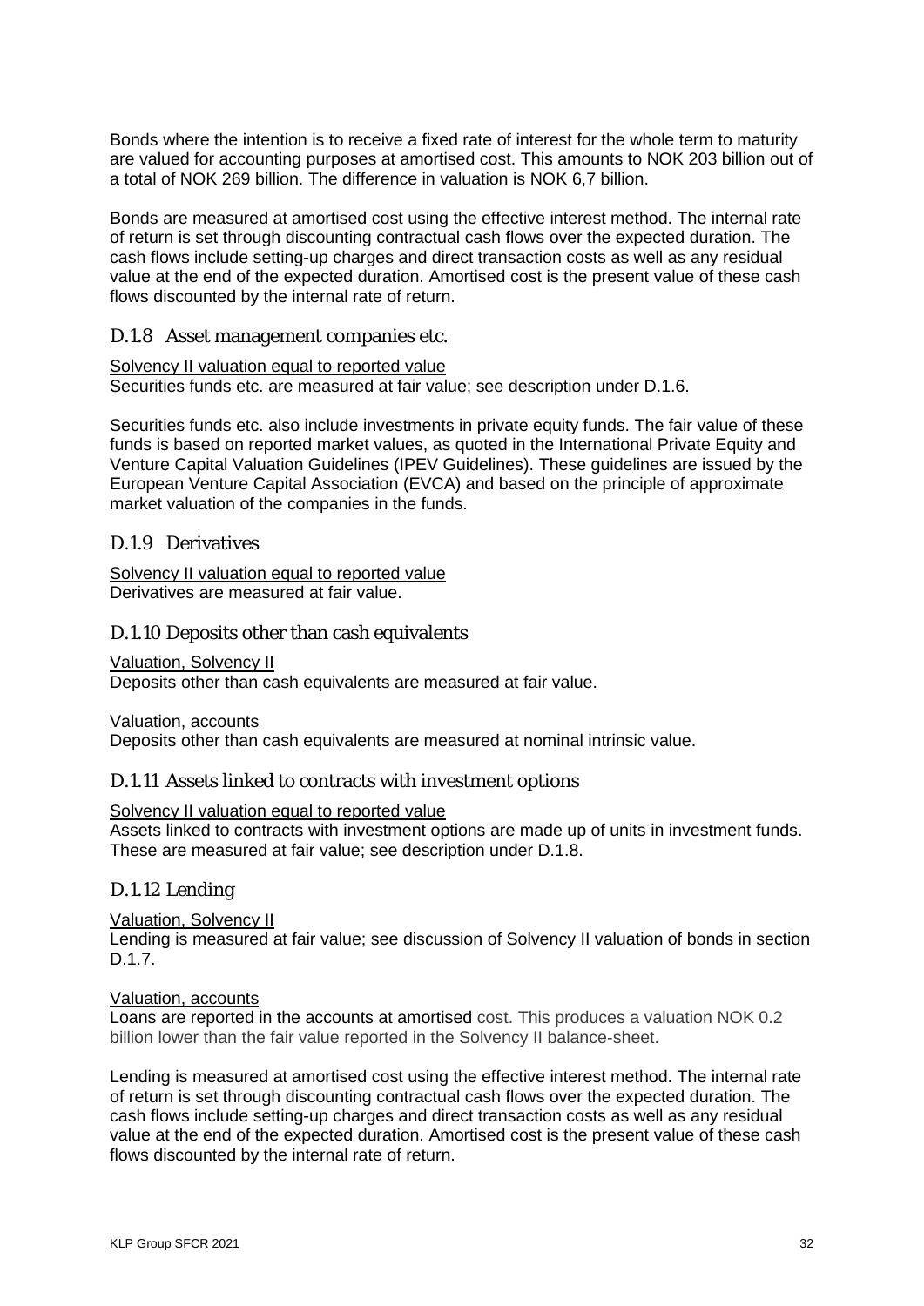Bonds where the intention is to receive a fixed rate of interest for the whole term to maturity are valued for accounting purposes at amortised cost. This amounts to NOK 203 billion out of a total of NOK 269 billion. The difference in valuation is NOK 6,7 billion.

Bonds are measured at amortised cost using the effective interest method. The internal rate of return is set through discounting contractual cash flows over the expected duration. The cash flows include setting-up charges and direct transaction costs as well as any residual value at the end of the expected duration. Amortised cost is the present value of these cash flows discounted by the internal rate of return.

### D.1.8 Asset management companies etc.

Solvency II valuation equal to reported value
Securities funds etc. are measured at fair value; see description under D.1.6.

Securities funds etc. also include investments in private equity funds. The fair value of these funds is based on reported market values, as quoted in the International Private Equity and Venture Capital Valuation Guidelines (IPEV Guidelines). These guidelines are issued by the European Venture Capital Association (EVCA) and based on the principle of approximate market valuation of the companies in the funds.

### D.1.9 Derivatives

Solvency II valuation equal to reported value
Derivatives are measured at fair value.

### D.1.10 Deposits other than cash equivalents

Valuation, Solvency II
Deposits other than cash equivalents are measured at fair value.

Valuation, accounts
Deposits other than cash equivalents are measured at nominal intrinsic value.

### D.1.11 Assets linked to contracts with investment options

Solvency II valuation equal to reported value
Assets linked to contracts with investment options are made up of units in investment funds. These are measured at fair value; see description under D.1.8.

### D.1.12 Lending

Valuation, Solvency II
Lending is measured at fair value; see discussion of Solvency II valuation of bonds in section D.1.7.

Valuation, accounts
Loans are reported in the accounts at amortised cost. This produces a valuation NOK 0.2 billion lower than the fair value reported in the Solvency II balance-sheet.

Lending is measured at amortised cost using the effective interest method. The internal rate of return is set through discounting contractual cash flows over the expected duration. The cash flows include setting-up charges and direct transaction costs as well as any residual value at the end of the expected duration. Amortised cost is the present value of these cash flows discounted by the internal rate of return.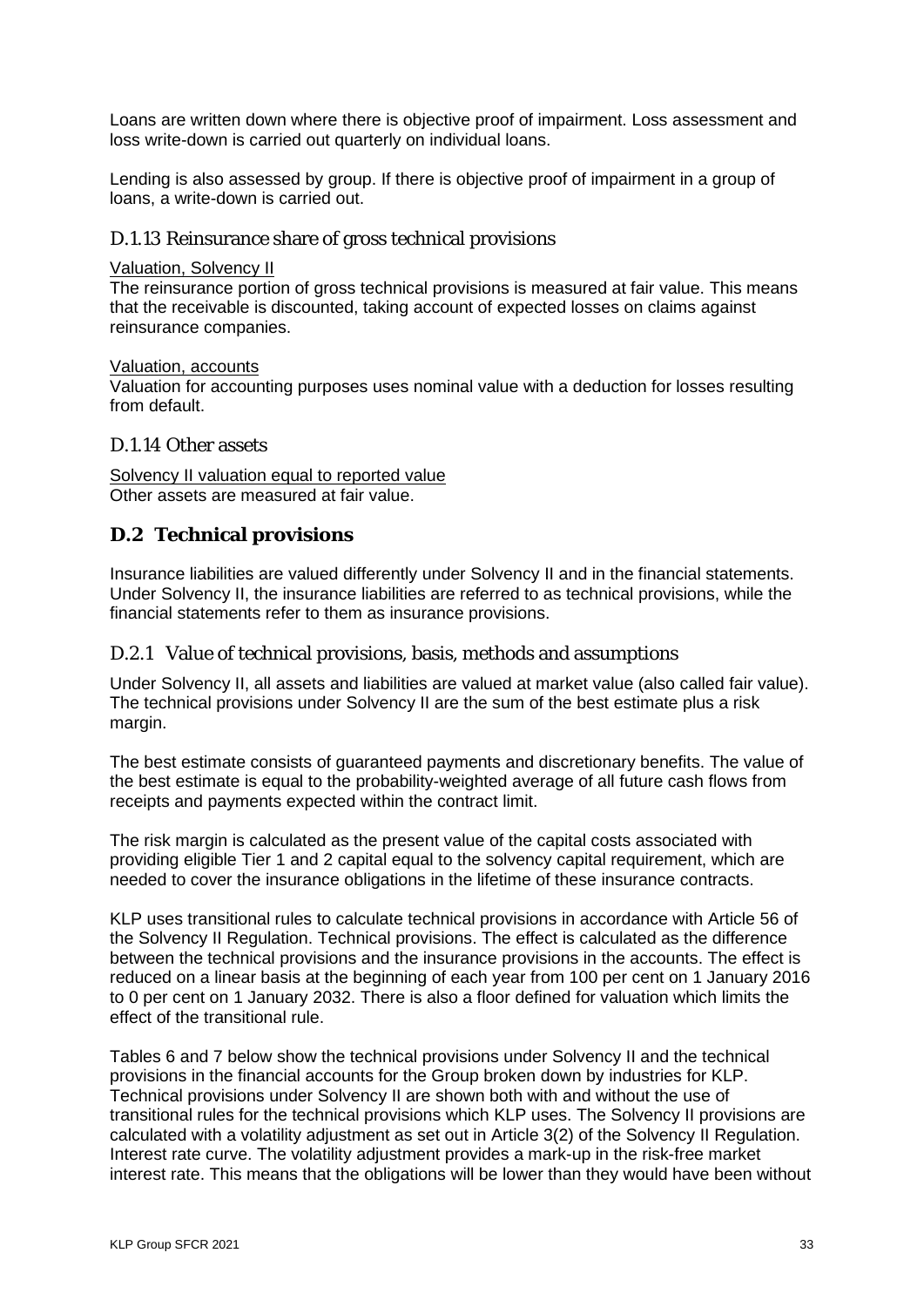Loans are written down where there is objective proof of impairment. Loss assessment and loss write-down is carried out quarterly on individual loans.

Lending is also assessed by group. If there is objective proof of impairment in a group of loans, a write-down is carried out.

### D.1.13 Reinsurance share of gross technical provisions

Valuation, Solvency II

The reinsurance portion of gross technical provisions is measured at fair value. This means that the receivable is discounted, taking account of expected losses on claims against reinsurance companies.

Valuation, accounts

Valuation for accounting purposes uses nominal value with a deduction for losses resulting from default.

### D.1.14 Other assets

Solvency II valuation equal to reported value

Other assets are measured at fair value.

## D.2 Technical provisions

Insurance liabilities are valued differently under Solvency II and in the financial statements. Under Solvency II, the insurance liabilities are referred to as technical provisions, while the financial statements refer to them as insurance provisions.

### D.2.1 Value of technical provisions, basis, methods and assumptions

Under Solvency II, all assets and liabilities are valued at market value (also called fair value). The technical provisions under Solvency II are the sum of the best estimate plus a risk margin.

The best estimate consists of guaranteed payments and discretionary benefits. The value of the best estimate is equal to the probability-weighted average of all future cash flows from receipts and payments expected within the contract limit.

The risk margin is calculated as the present value of the capital costs associated with providing eligible Tier 1 and 2 capital equal to the solvency capital requirement, which are needed to cover the insurance obligations in the lifetime of these insurance contracts.

KLP uses transitional rules to calculate technical provisions in accordance with Article 56 of the Solvency II Regulation. Technical provisions. The effect is calculated as the difference between the technical provisions and the insurance provisions in the accounts. The effect is reduced on a linear basis at the beginning of each year from 100 per cent on 1 January 2016 to 0 per cent on 1 January 2032. There is also a floor defined for valuation which limits the effect of the transitional rule.

Tables 6 and 7 below show the technical provisions under Solvency II and the technical provisions in the financial accounts for the Group broken down by industries for KLP. Technical provisions under Solvency II are shown both with and without the use of transitional rules for the technical provisions which KLP uses. The Solvency II provisions are calculated with a volatility adjustment as set out in Article 3(2) of the Solvency II Regulation. Interest rate curve. The volatility adjustment provides a mark-up in the risk-free market interest rate. This means that the obligations will be lower than they would have been without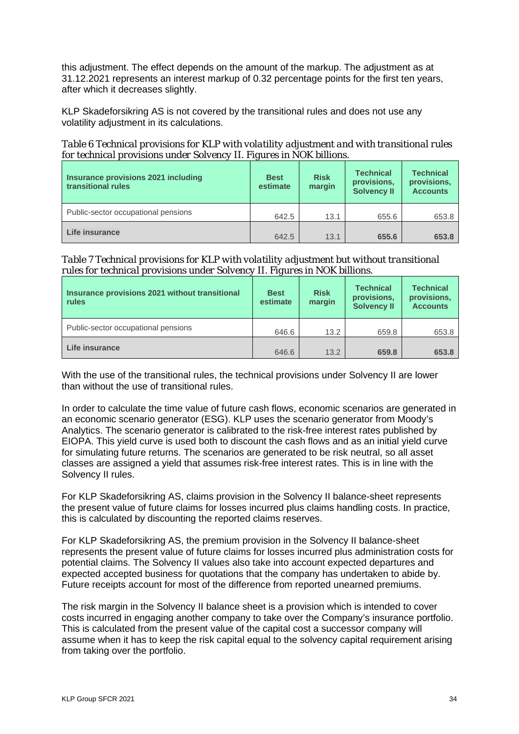this adjustment. The effect depends on the amount of the markup. The adjustment as at 31.12.2021 represents an interest markup of 0.32 percentage points for the first ten years, after which it decreases slightly.

KLP Skadeforsikring AS is not covered by the transitional rules and does not use any volatility adjustment in its calculations.

*Table 6 Technical provisions for KLP with volatility adjustment and with transitional rules for technical provisions under Solvency II. Figures in NOK billions.*

| Insurance provisions 2021 including transitional rules | Best estimate | Risk margin | Technical provisions, Solvency II | Technical provisions, Accounts |
|---|---|---|---|---|
| Public-sector occupational pensions | 642.5 | 13.1 | 655.6 | 653.8 |
| **Life insurance** | 642.5 | 13.1 | **655.6** | **653.8** |

*Table 7 Technical provisions for KLP with volatility adjustment but without transitional rules for technical provisions under Solvency II. Figures in NOK billions.*

| Insurance provisions 2021 without transitional rules | Best estimate | Risk margin | Technical provisions, Solvency II | Technical provisions, Accounts |
|---|---|---|---|---|
| Public-sector occupational pensions | 646.6 | 13.2 | 659.8 | 653.8 |
| **Life insurance** | 646.6 | 13.2 | **659.8** | **653.8** |

With the use of the transitional rules, the technical provisions under Solvency II are lower than without the use of transitional rules.

In order to calculate the time value of future cash flows, economic scenarios are generated in an economic scenario generator (ESG). KLP uses the scenario generator from Moody's Analytics. The scenario generator is calibrated to the risk-free interest rates published by EIOPA. This yield curve is used both to discount the cash flows and as an initial yield curve for simulating future returns. The scenarios are generated to be risk neutral, so all asset classes are assigned a yield that assumes risk-free interest rates. This is in line with the Solvency II rules.

For KLP Skadeforsikring AS, claims provision in the Solvency II balance-sheet represents the present value of future claims for losses incurred plus claims handling costs. In practice, this is calculated by discounting the reported claims reserves.

For KLP Skadeforsikring AS, the premium provision in the Solvency II balance-sheet represents the present value of future claims for losses incurred plus administration costs for potential claims. The Solvency II values also take into account expected departures and expected accepted business for quotations that the company has undertaken to abide by. Future receipts account for most of the difference from reported unearned premiums.

The risk margin in the Solvency II balance sheet is a provision which is intended to cover costs incurred in engaging another company to take over the Company's insurance portfolio. This is calculated from the present value of the capital cost a successor company will assume when it has to keep the risk capital equal to the solvency capital requirement arising from taking over the portfolio.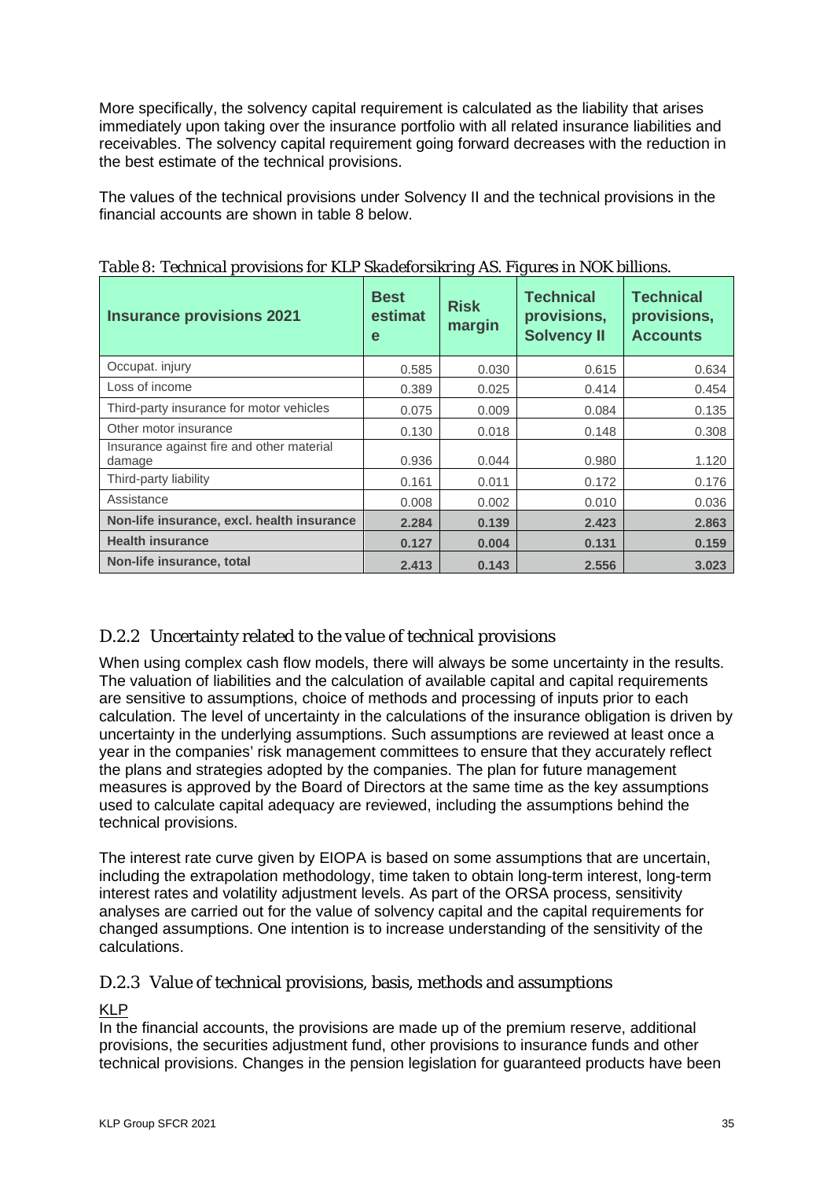More specifically, the solvency capital requirement is calculated as the liability that arises immediately upon taking over the insurance portfolio with all related insurance liabilities and receivables. The solvency capital requirement going forward decreases with the reduction in the best estimate of the technical provisions.

The values of the technical provisions under Solvency II and the technical provisions in the financial accounts are shown in table 8 below.

*Table 8: Technical provisions for KLP Skadeforsikring AS. Figures in NOK billions.*

| Insurance provisions 2021 | Best estimate | Risk margin | Technical provisions, Solvency II | Technical provisions, Accounts |
|---|---|---|---|---|
| Occupat. injury | 0.585 | 0.030 | 0.615 | 0.634 |
| Loss of income | 0.389 | 0.025 | 0.414 | 0.454 |
| Third-party insurance for motor vehicles | 0.075 | 0.009 | 0.084 | 0.135 |
| Other motor insurance | 0.130 | 0.018 | 0.148 | 0.308 |
| Insurance against fire and other material damage | 0.936 | 0.044 | 0.980 | 1.120 |
| Third-party liability | 0.161 | 0.011 | 0.172 | 0.176 |
| Assistance | 0.008 | 0.002 | 0.010 | 0.036 |
| **Non-life insurance, excl. health insurance** | **2.284** | **0.139** | **2.423** | **2.863** |
| **Health insurance** | **0.127** | **0.004** | **0.131** | **0.159** |
| **Non-life insurance, total** | **2.413** | **0.143** | **2.556** | **3.023** |

### D.2.2 Uncertainty related to the value of technical provisions

When using complex cash flow models, there will always be some uncertainty in the results. The valuation of liabilities and the calculation of available capital and capital requirements are sensitive to assumptions, choice of methods and processing of inputs prior to each calculation. The level of uncertainty in the calculations of the insurance obligation is driven by uncertainty in the underlying assumptions. Such assumptions are reviewed at least once a year in the companies' risk management committees to ensure that they accurately reflect the plans and strategies adopted by the companies. The plan for future management measures is approved by the Board of Directors at the same time as the key assumptions used to calculate capital adequacy are reviewed, including the assumptions behind the technical provisions.

The interest rate curve given by EIOPA is based on some assumptions that are uncertain, including the extrapolation methodology, time taken to obtain long-term interest, long-term interest rates and volatility adjustment levels. As part of the ORSA process, sensitivity analyses are carried out for the value of solvency capital and the capital requirements for changed assumptions. One intention is to increase understanding of the sensitivity of the calculations.

### D.2.3 Value of technical provisions, basis, methods and assumptions

<u>KLP</u>

In the financial accounts, the provisions are made up of the premium reserve, additional provisions, the securities adjustment fund, other provisions to insurance funds and other technical provisions. Changes in the pension legislation for guaranteed products have been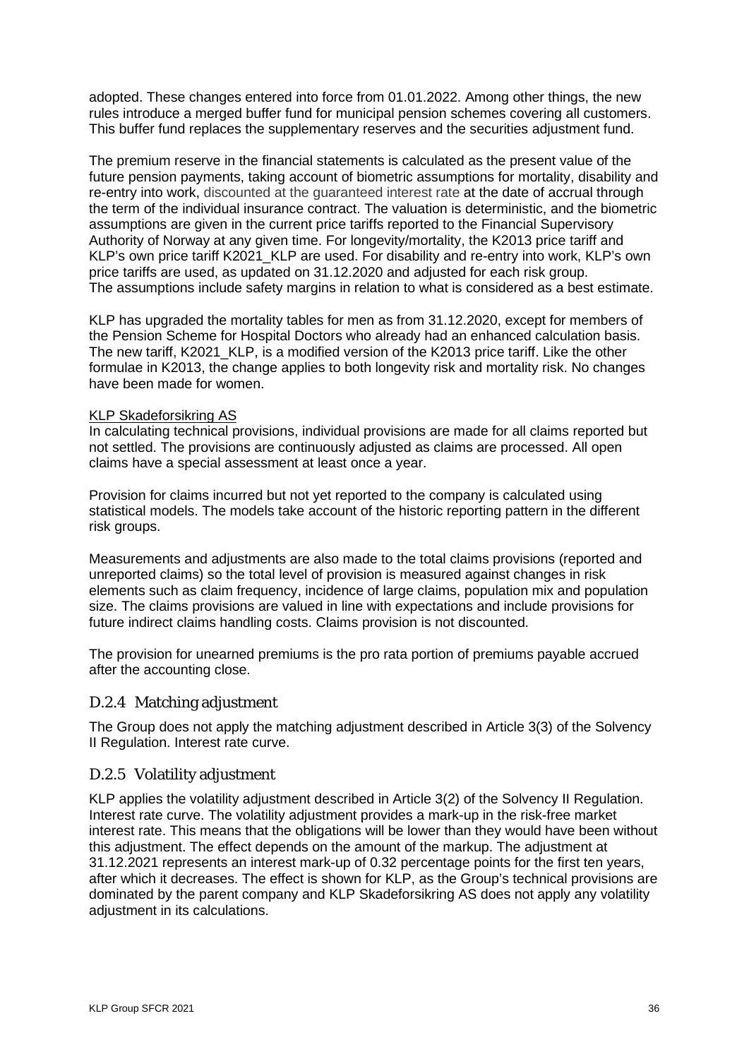adopted. These changes entered into force from 01.01.2022. Among other things, the new rules introduce a merged buffer fund for municipal pension schemes covering all customers. This buffer fund replaces the supplementary reserves and the securities adjustment fund.

The premium reserve in the financial statements is calculated as the present value of the future pension payments, taking account of biometric assumptions for mortality, disability and re-entry into work, discounted at the guaranteed interest rate at the date of accrual through the term of the individual insurance contract. The valuation is deterministic, and the biometric assumptions are given in the current price tariffs reported to the Financial Supervisory Authority of Norway at any given time. For longevity/mortality, the K2013 price tariff and KLP's own price tariff K2021_KLP are used. For disability and re-entry into work, KLP's own price tariffs are used, as updated on 31.12.2020 and adjusted for each risk group. The assumptions include safety margins in relation to what is considered as a best estimate.

KLP has upgraded the mortality tables for men as from 31.12.2020, except for members of the Pension Scheme for Hospital Doctors who already had an enhanced calculation basis. The new tariff, K2021_KLP, is a modified version of the K2013 price tariff. Like the other formulae in K2013, the change applies to both longevity risk and mortality risk. No changes have been made for women.

KLP Skadeforsikring AS

In calculating technical provisions, individual provisions are made for all claims reported but not settled. The provisions are continuously adjusted as claims are processed. All open claims have a special assessment at least once a year.

Provision for claims incurred but not yet reported to the company is calculated using statistical models. The models take account of the historic reporting pattern in the different risk groups.

Measurements and adjustments are also made to the total claims provisions (reported and unreported claims) so the total level of provision is measured against changes in risk elements such as claim frequency, incidence of large claims, population mix and population size. The claims provisions are valued in line with expectations and include provisions for future indirect claims handling costs. Claims provision is not discounted.

The provision for unearned premiums is the pro rata portion of premiums payable accrued after the accounting close.

### D.2.4 Matching adjustment

The Group does not apply the matching adjustment described in Article 3(3) of the Solvency II Regulation. Interest rate curve.

### D.2.5 Volatility adjustment

KLP applies the volatility adjustment described in Article 3(2) of the Solvency II Regulation. Interest rate curve. The volatility adjustment provides a mark-up in the risk-free market interest rate. This means that the obligations will be lower than they would have been without this adjustment. The effect depends on the amount of the markup. The adjustment at 31.12.2021 represents an interest mark-up of 0.32 percentage points for the first ten years, after which it decreases. The effect is shown for KLP, as the Group's technical provisions are dominated by the parent company and KLP Skadeforsikring AS does not apply any volatility adjustment in its calculations.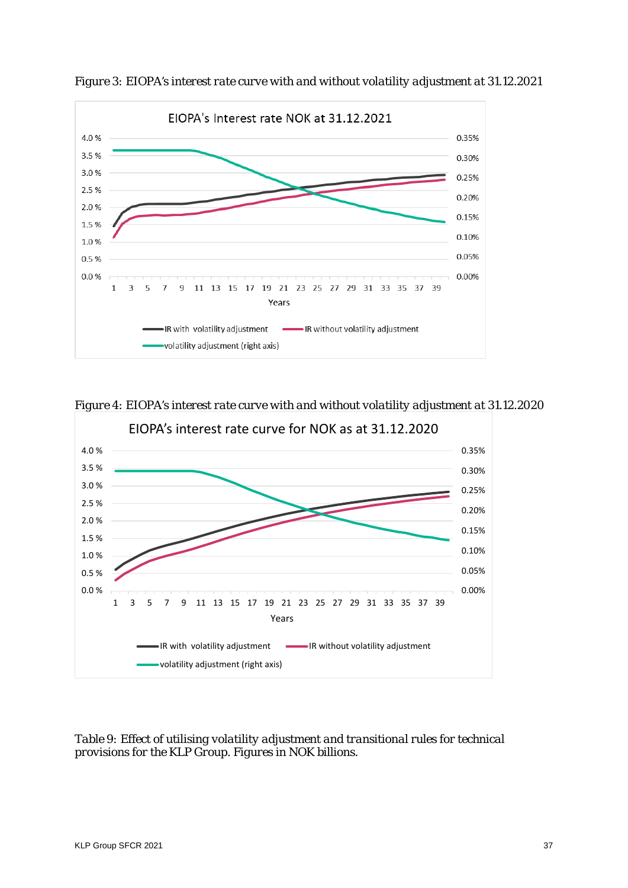Figure 3: EIOPA's interest rate curve with and without volatility adjustment at 31.12.2021

Figure 4: EIOPA's interest rate curve with and without volatility adjustment at 31.12.2020

Table 9: Effect of utilising volatility adjustment and transitional rules for technical provisions for the KLP Group. Figures in NOK billions.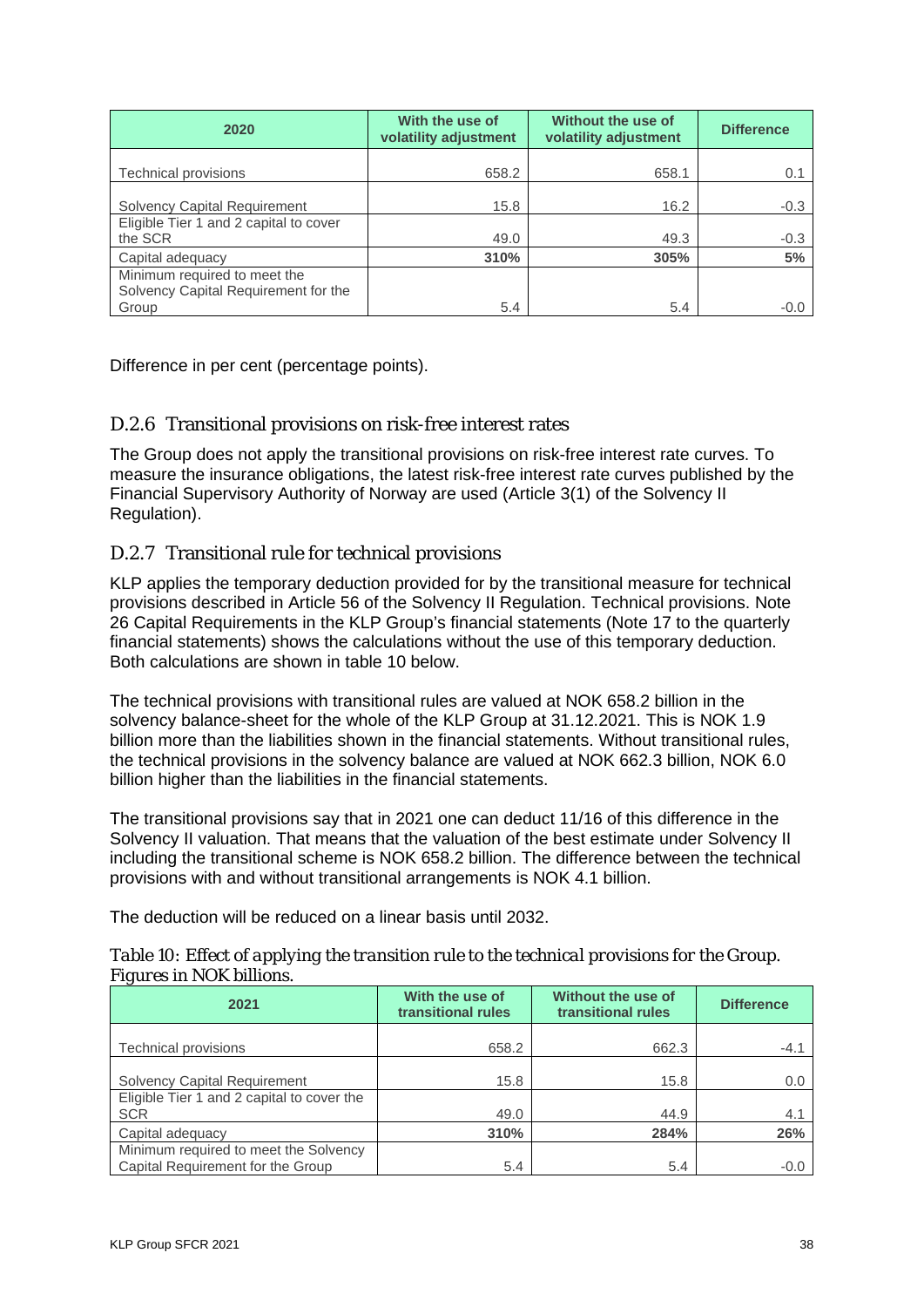| 2020 | With the use of volatility adjustment | Without the use of volatility adjustment | Difference |
|---|---|---|---|
| Technical provisions | 658.2 | 658.1 | 0.1 |
| Solvency Capital Requirement | 15.8 | 16.2 | -0.3 |
| Eligible Tier 1 and 2 capital to cover the SCR | 49.0 | 49.3 | -0.3 |
| Capital adequacy | **310%** | **305%** | **5%** |
| Minimum required to meet the Solvency Capital Requirement for the Group | 5.4 | 5.4 | -0.0 |

Difference in per cent (percentage points).

### D.2.6 Transitional provisions on risk-free interest rates

The Group does not apply the transitional provisions on risk-free interest rate curves. To measure the insurance obligations, the latest risk-free interest rate curves published by the Financial Supervisory Authority of Norway are used (Article 3(1) of the Solvency II Regulation).

### D.2.7 Transitional rule for technical provisions

KLP applies the temporary deduction provided for by the transitional measure for technical provisions described in Article 56 of the Solvency II Regulation. Technical provisions. Note 26 Capital Requirements in the KLP Group's financial statements (Note 17 to the quarterly financial statements) shows the calculations without the use of this temporary deduction. Both calculations are shown in table 10 below.

The technical provisions with transitional rules are valued at NOK 658.2 billion in the solvency balance-sheet for the whole of the KLP Group at 31.12.2021. This is NOK 1.9 billion more than the liabilities shown in the financial statements. Without transitional rules, the technical provisions in the solvency balance are valued at NOK 662.3 billion, NOK 6.0 billion higher than the liabilities in the financial statements.

The transitional provisions say that in 2021 one can deduct 11/16 of this difference in the Solvency II valuation. That means that the valuation of the best estimate under Solvency II including the transitional scheme is NOK 658.2 billion. The difference between the technical provisions with and without transitional arrangements is NOK 4.1 billion.

The deduction will be reduced on a linear basis until 2032.

*Table 10: Effect of applying the transition rule to the technical provisions for the Group. Figures in NOK billions.*

| 2021 | With the use of transitional rules | Without the use of transitional rules | Difference |
|---|---|---|---|
| Technical provisions | 658.2 | 662.3 | -4.1 |
| Solvency Capital Requirement | 15.8 | 15.8 | 0.0 |
| Eligible Tier 1 and 2 capital to cover the SCR | 49.0 | 44.9 | 4.1 |
| Capital adequacy | **310%** | **284%** | **26%** |
| Minimum required to meet the Solvency Capital Requirement for the Group | 5.4 | 5.4 | -0.0 |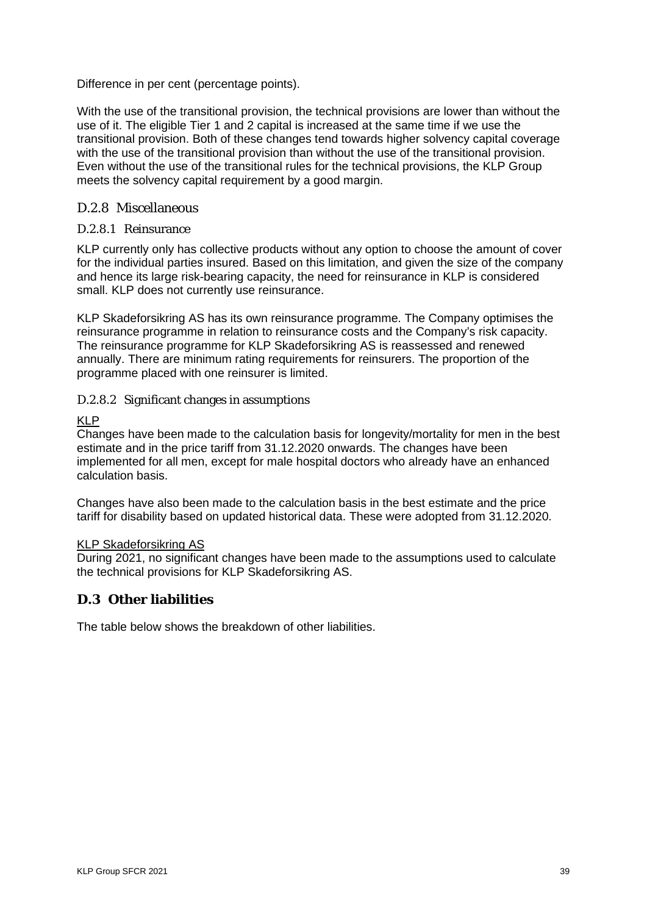Difference in per cent (percentage points).

With the use of the transitional provision, the technical provisions are lower than without the use of it. The eligible Tier 1 and 2 capital is increased at the same time if we use the transitional provision. Both of these changes tend towards higher solvency capital coverage with the use of the transitional provision than without the use of the transitional provision. Even without the use of the transitional rules for the technical provisions, the KLP Group meets the solvency capital requirement by a good margin.

### D.2.8 Miscellaneous

#### D.2.8.1 Reinsurance

KLP currently only has collective products without any option to choose the amount of cover for the individual parties insured. Based on this limitation, and given the size of the company and hence its large risk-bearing capacity, the need for reinsurance in KLP is considered small. KLP does not currently use reinsurance.

KLP Skadeforsikring AS has its own reinsurance programme. The Company optimises the reinsurance programme in relation to reinsurance costs and the Company's risk capacity. The reinsurance programme for KLP Skadeforsikring AS is reassessed and renewed annually. There are minimum rating requirements for reinsurers. The proportion of the programme placed with one reinsurer is limited.

#### D.2.8.2 Significant changes in assumptions

KLP

Changes have been made to the calculation basis for longevity/mortality for men in the best estimate and in the price tariff from 31.12.2020 onwards. The changes have been implemented for all men, except for male hospital doctors who already have an enhanced calculation basis.

Changes have also been made to the calculation basis in the best estimate and the price tariff for disability based on updated historical data. These were adopted from 31.12.2020.

KLP Skadeforsikring AS

During 2021, no significant changes have been made to the assumptions used to calculate the technical provisions for KLP Skadeforsikring AS.

## D.3 Other liabilities

The table below shows the breakdown of other liabilities.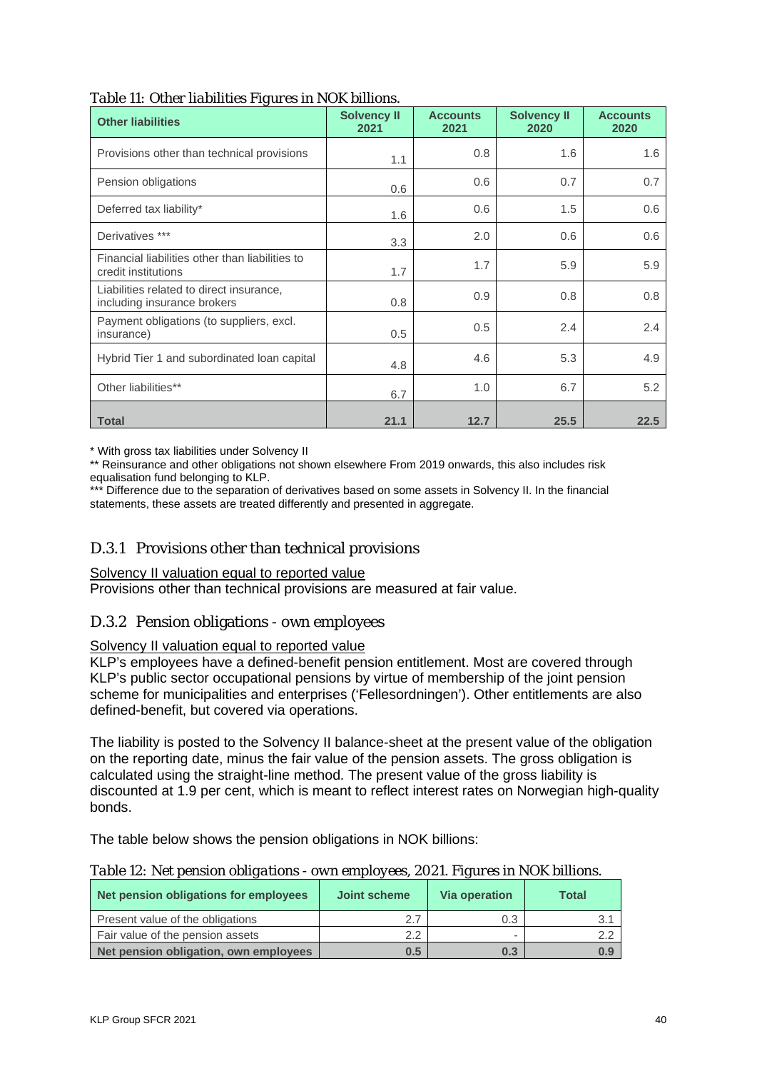*Table 11: Other liabilities Figures in NOK billions.*

| Other liabilities | Solvency II 2021 | Accounts 2021 | Solvency II 2020 | Accounts 2020 |
|---|---|---|---|---|
| Provisions other than technical provisions | 1.1 | 0.8 | 1.6 | 1.6 |
| Pension obligations | 0.6 | 0.6 | 0.7 | 0.7 |
| Deferred tax liability* | 1.6 | 0.6 | 1.5 | 0.6 |
| Derivatives *** | 3.3 | 2.0 | 0.6 | 0.6 |
| Financial liabilities other than liabilities to credit institutions | 1.7 | 1.7 | 5.9 | 5.9 |
| Liabilities related to direct insurance, including insurance brokers | 0.8 | 0.9 | 0.8 | 0.8 |
| Payment obligations (to suppliers, excl. insurance) | 0.5 | 0.5 | 2.4 | 2.4 |
| Hybrid Tier 1 and subordinated loan capital | 4.8 | 4.6 | 5.3 | 4.9 |
| Other liabilities** | 6.7 | 1.0 | 6.7 | 5.2 |
| **Total** | **21.1** | **12.7** | **25.5** | **22.5** |

* With gross tax liabilities under Solvency II

** Reinsurance and other obligations not shown elsewhere From 2019 onwards, this also includes risk equalisation fund belonging to KLP.

*** Difference due to the separation of derivatives based on some assets in Solvency II. In the financial statements, these assets are treated differently and presented in aggregate.

### D.3.1 Provisions other than technical provisions

Solvency II valuation equal to reported value

Provisions other than technical provisions are measured at fair value.

### D.3.2 Pension obligations - own employees

Solvency II valuation equal to reported value

KLP's employees have a defined-benefit pension entitlement. Most are covered through KLP's public sector occupational pensions by virtue of membership of the joint pension scheme for municipalities and enterprises ('Fellesordningen'). Other entitlements are also defined-benefit, but covered via operations.

The liability is posted to the Solvency II balance-sheet at the present value of the obligation on the reporting date, minus the fair value of the pension assets. The gross obligation is calculated using the straight-line method. The present value of the gross liability is discounted at 1.9 per cent, which is meant to reflect interest rates on Norwegian high-quality bonds.

The table below shows the pension obligations in NOK billions:

*Table 12: Net pension obligations - own employees, 2021. Figures in NOK billions.*

| Net pension obligations for employees | Joint scheme | Via operation | Total |
|---|---|---|---|
| Present value of the obligations | 2.7 | 0.3 | 3.1 |
| Fair value of the pension assets | 2.2 | - | 2.2 |
| **Net pension obligation, own employees** | **0.5** | **0.3** | **0.9** |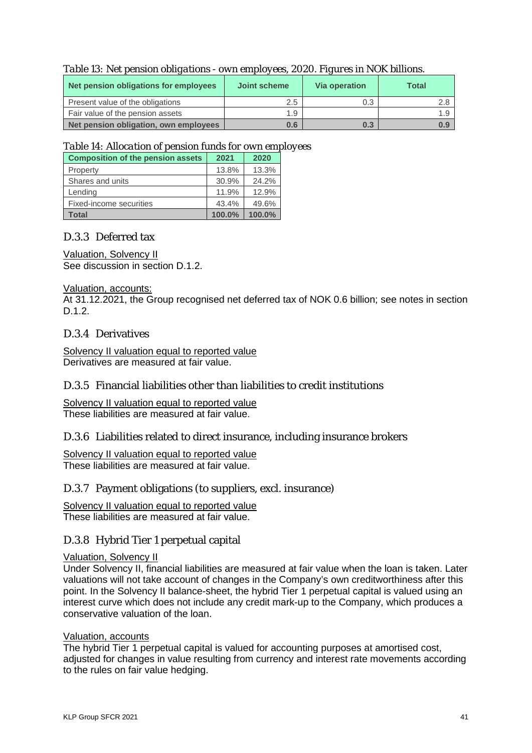*Table 13: Net pension obligations - own employees, 2020. Figures in NOK billions.*

| Net pension obligations for employees | Joint scheme | Via operation | Total |
|---|---|---|---|
| Present value of the obligations | 2.5 | 0.3 | 2.8 |
| Fair value of the pension assets | 1.9 | | 1.9 |
| **Net pension obligation, own employees** | **0.6** | **0.3** | **0.9** |

*Table 14: Allocation of pension funds for own employees*

| Composition of the pension assets | 2021 | 2020 |
|---|---|---|
| Property | 13.8% | 13.3% |
| Shares and units | 30.9% | 24.2% |
| Lending | 11.9% | 12.9% |
| Fixed-income securities | 43.4% | 49.6% |
| **Total** | **100.0%** | **100.0%** |

### D.3.3 Deferred tax

Valuation, Solvency II
See discussion in section D.1.2.

Valuation, accounts:
At 31.12.2021, the Group recognised net deferred tax of NOK 0.6 billion; see notes in section D.1.2.

### D.3.4 Derivatives

Solvency II valuation equal to reported value
Derivatives are measured at fair value.

### D.3.5 Financial liabilities other than liabilities to credit institutions

Solvency II valuation equal to reported value
These liabilities are measured at fair value.

### D.3.6 Liabilities related to direct insurance, including insurance brokers

Solvency II valuation equal to reported value
These liabilities are measured at fair value.

### D.3.7 Payment obligations (to suppliers, excl. insurance)

Solvency II valuation equal to reported value
These liabilities are measured at fair value.

### D.3.8 Hybrid Tier 1 perpetual capital

Valuation, Solvency II
Under Solvency II, financial liabilities are measured at fair value when the loan is taken. Later valuations will not take account of changes in the Company's own creditworthiness after this point. In the Solvency II balance-sheet, the hybrid Tier 1 perpetual capital is valued using an interest curve which does not include any credit mark-up to the Company, which produces a conservative valuation of the loan.

Valuation, accounts
The hybrid Tier 1 perpetual capital is valued for accounting purposes at amortised cost, adjusted for changes in value resulting from currency and interest rate movements according to the rules on fair value hedging.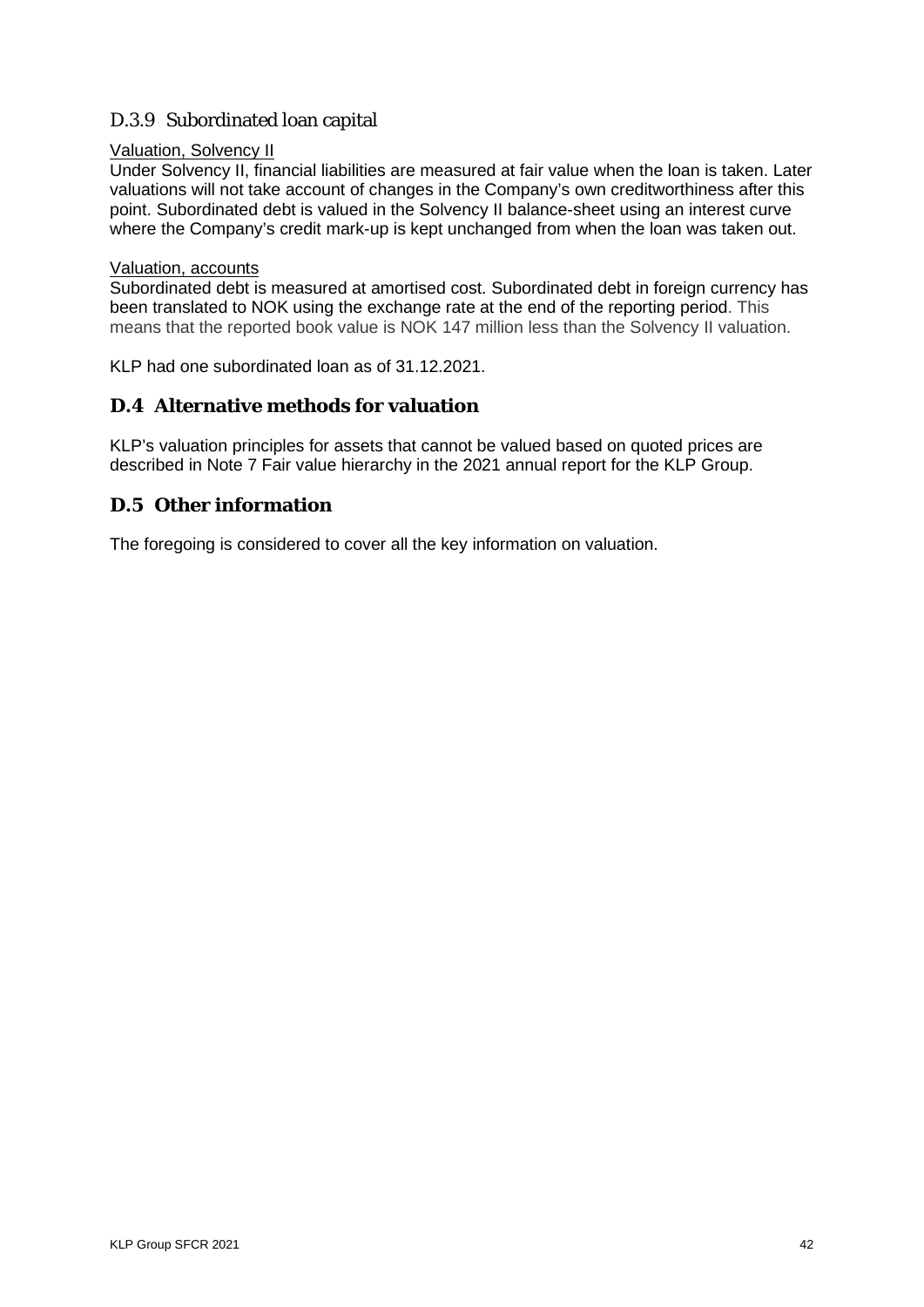### D.3.9 Subordinated loan capital

Valuation, Solvency II

Under Solvency II, financial liabilities are measured at fair value when the loan is taken. Later valuations will not take account of changes in the Company's own creditworthiness after this point. Subordinated debt is valued in the Solvency II balance-sheet using an interest curve where the Company's credit mark-up is kept unchanged from when the loan was taken out.

Valuation, accounts

Subordinated debt is measured at amortised cost. Subordinated debt in foreign currency has been translated to NOK using the exchange rate at the end of the reporting period. This means that the reported book value is NOK 147 million less than the Solvency II valuation.

KLP had one subordinated loan as of 31.12.2021.

## D.4 Alternative methods for valuation

KLP's valuation principles for assets that cannot be valued based on quoted prices are described in Note 7 Fair value hierarchy in the 2021 annual report for the KLP Group.

## D.5 Other information

The foregoing is considered to cover all the key information on valuation.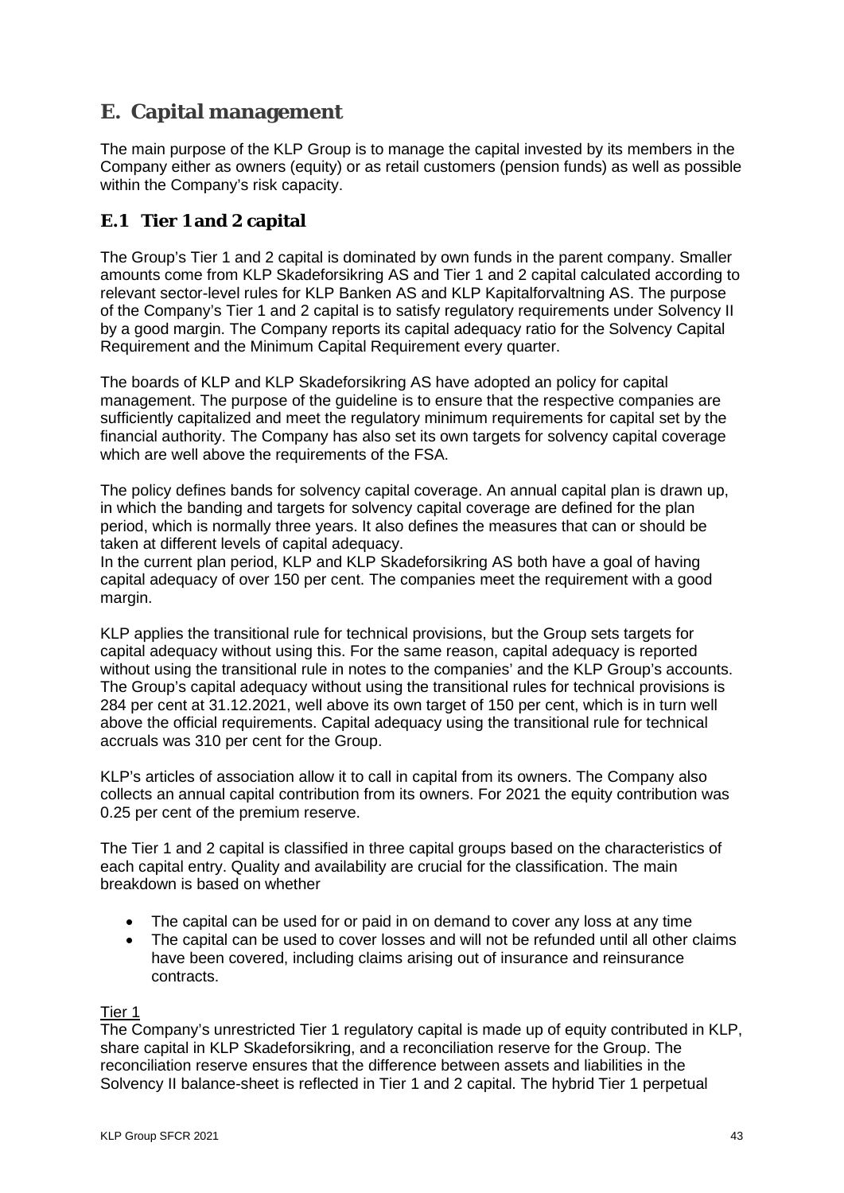# E. Capital management

The main purpose of the KLP Group is to manage the capital invested by its members in the Company either as owners (equity) or as retail customers (pension funds) as well as possible within the Company's risk capacity.

## E.1 Tier 1 and 2 capital

The Group's Tier 1 and 2 capital is dominated by own funds in the parent company. Smaller amounts come from KLP Skadeforsikring AS and Tier 1 and 2 capital calculated according to relevant sector-level rules for KLP Banken AS and KLP Kapitalforvaltning AS. The purpose of the Company's Tier 1 and 2 capital is to satisfy regulatory requirements under Solvency II by a good margin. The Company reports its capital adequacy ratio for the Solvency Capital Requirement and the Minimum Capital Requirement every quarter.

The boards of KLP and KLP Skadeforsikring AS have adopted an policy for capital management. The purpose of the guideline is to ensure that the respective companies are sufficiently capitalized and meet the regulatory minimum requirements for capital set by the financial authority. The Company has also set its own targets for solvency capital coverage which are well above the requirements of the FSA.

The policy defines bands for solvency capital coverage. An annual capital plan is drawn up, in which the banding and targets for solvency capital coverage are defined for the plan period, which is normally three years. It also defines the measures that can or should be taken at different levels of capital adequacy.
In the current plan period, KLP and KLP Skadeforsikring AS both have a goal of having capital adequacy of over 150 per cent. The companies meet the requirement with a good margin.

KLP applies the transitional rule for technical provisions, but the Group sets targets for capital adequacy without using this. For the same reason, capital adequacy is reported without using the transitional rule in notes to the companies' and the KLP Group's accounts. The Group's capital adequacy without using the transitional rules for technical provisions is 284 per cent at 31.12.2021, well above its own target of 150 per cent, which is in turn well above the official requirements. Capital adequacy using the transitional rule for technical accruals was 310 per cent for the Group.

KLP's articles of association allow it to call in capital from its owners. The Company also collects an annual capital contribution from its owners. For 2021 the equity contribution was 0.25 per cent of the premium reserve.

The Tier 1 and 2 capital is classified in three capital groups based on the characteristics of each capital entry. Quality and availability are crucial for the classification. The main breakdown is based on whether

- The capital can be used for or paid in on demand to cover any loss at any time
- The capital can be used to cover losses and will not be refunded until all other claims have been covered, including claims arising out of insurance and reinsurance contracts.

Tier 1
The Company's unrestricted Tier 1 regulatory capital is made up of equity contributed in KLP, share capital in KLP Skadeforsikring, and a reconciliation reserve for the Group. The reconciliation reserve ensures that the difference between assets and liabilities in the Solvency II balance-sheet is reflected in Tier 1 and 2 capital. The hybrid Tier 1 perpetual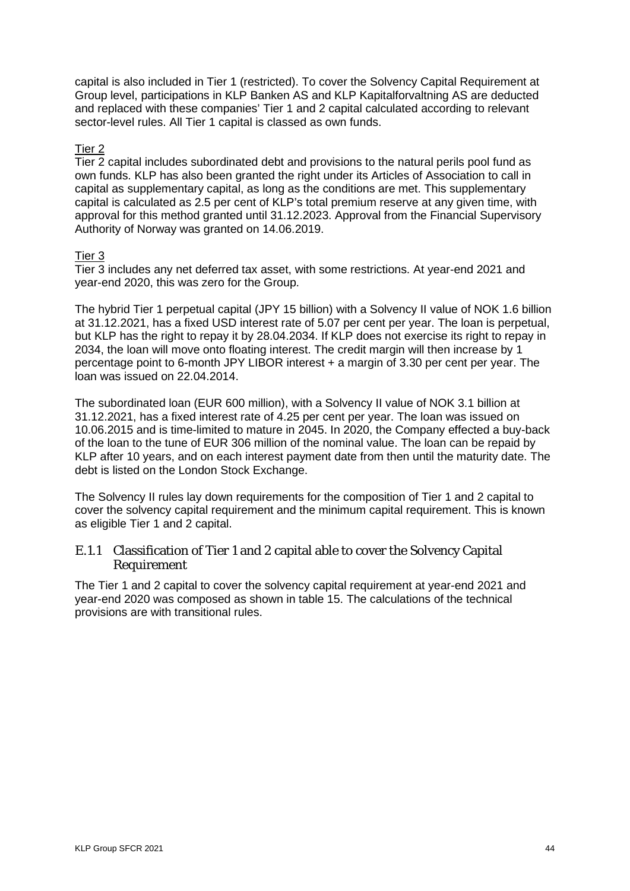capital is also included in Tier 1 (restricted). To cover the Solvency Capital Requirement at Group level, participations in KLP Banken AS and KLP Kapitalforvaltning AS are deducted and replaced with these companies' Tier 1 and 2 capital calculated according to relevant sector-level rules. All Tier 1 capital is classed as own funds.

Tier 2

Tier 2 capital includes subordinated debt and provisions to the natural perils pool fund as own funds. KLP has also been granted the right under its Articles of Association to call in capital as supplementary capital, as long as the conditions are met. This supplementary capital is calculated as 2.5 per cent of KLP's total premium reserve at any given time, with approval for this method granted until 31.12.2023. Approval from the Financial Supervisory Authority of Norway was granted on 14.06.2019.

Tier 3

Tier 3 includes any net deferred tax asset, with some restrictions. At year-end 2021 and year-end 2020, this was zero for the Group.

The hybrid Tier 1 perpetual capital (JPY 15 billion) with a Solvency II value of NOK 1.6 billion at 31.12.2021, has a fixed USD interest rate of 5.07 per cent per year. The loan is perpetual, but KLP has the right to repay it by 28.04.2034. If KLP does not exercise its right to repay in 2034, the loan will move onto floating interest. The credit margin will then increase by 1 percentage point to 6-month JPY LIBOR interest + a margin of 3.30 per cent per year. The loan was issued on 22.04.2014.

The subordinated loan (EUR 600 million), with a Solvency II value of NOK 3.1 billion at 31.12.2021, has a fixed interest rate of 4.25 per cent per year. The loan was issued on 10.06.2015 and is time-limited to mature in 2045. In 2020, the Company effected a buy-back of the loan to the tune of EUR 306 million of the nominal value. The loan can be repaid by KLP after 10 years, and on each interest payment date from then until the maturity date. The debt is listed on the London Stock Exchange.

The Solvency II rules lay down requirements for the composition of Tier 1 and 2 capital to cover the solvency capital requirement and the minimum capital requirement. This is known as eligible Tier 1 and 2 capital.

### E.1.1 Classification of Tier 1 and 2 capital able to cover the Solvency Capital Requirement

The Tier 1 and 2 capital to cover the solvency capital requirement at year-end 2021 and year-end 2020 was composed as shown in table 15. The calculations of the technical provisions are with transitional rules.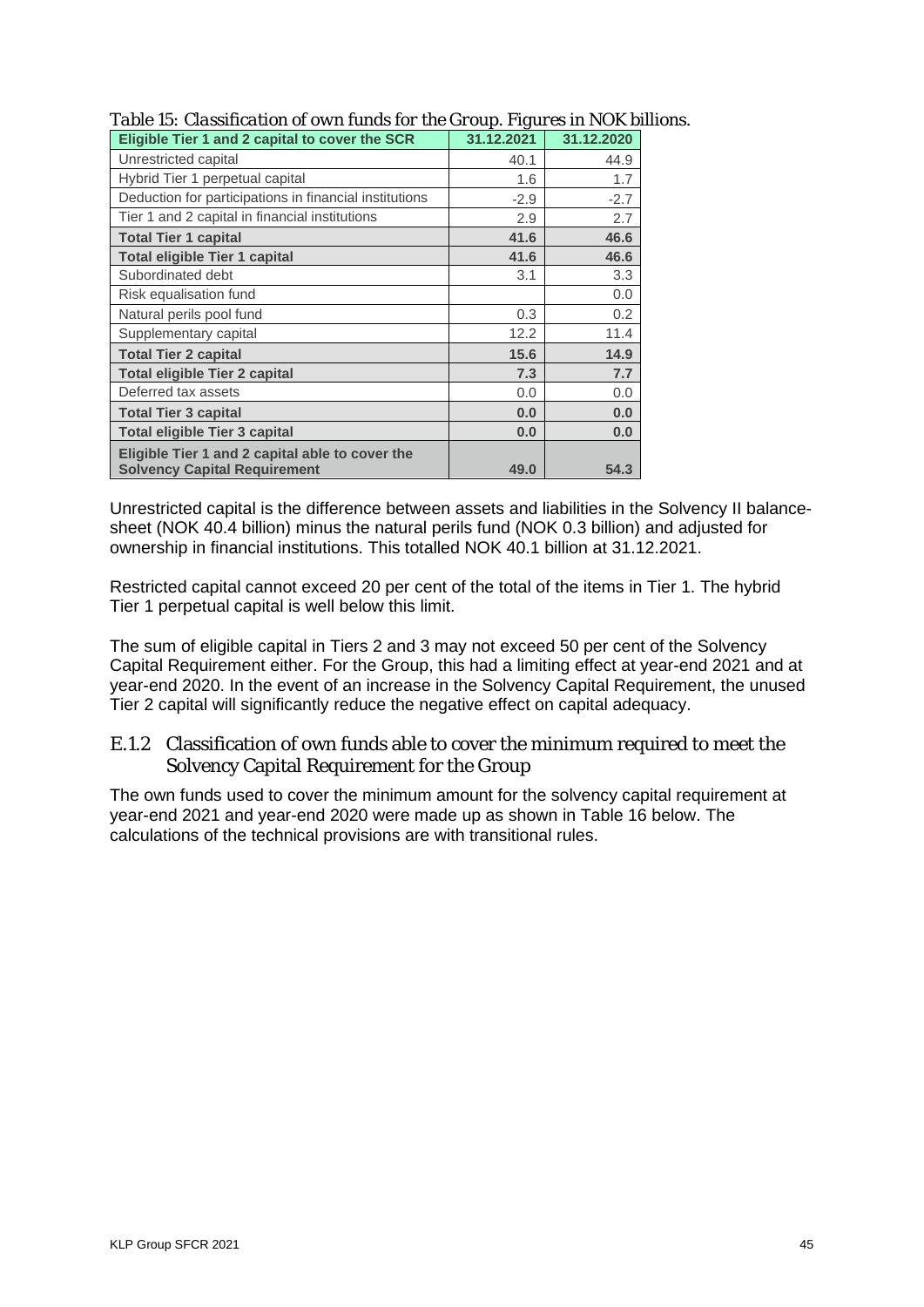*Table 15: Classification of own funds for the Group. Figures in NOK billions.*

| Eligible Tier 1 and 2 capital to cover the SCR | 31.12.2021 | 31.12.2020 |
|---|---|---|
| Unrestricted capital | 40.1 | 44.9 |
| Hybrid Tier 1 perpetual capital | 1.6 | 1.7 |
| Deduction for participations in financial institutions | -2.9 | -2.7 |
| Tier 1 and 2 capital in financial institutions | 2.9 | 2.7 |
| **Total Tier 1 capital** | **41.6** | **46.6** |
| **Total eligible Tier 1 capital** | **41.6** | **46.6** |
| Subordinated debt | 3.1 | 3.3 |
| Risk equalisation fund | | 0.0 |
| Natural perils pool fund | 0.3 | 0.2 |
| Supplementary capital | 12.2 | 11.4 |
| **Total Tier 2 capital** | **15.6** | **14.9** |
| **Total eligible Tier 2 capital** | **7.3** | **7.7** |
| Deferred tax assets | 0.0 | 0.0 |
| **Total Tier 3 capital** | **0.0** | **0.0** |
| **Total eligible Tier 3 capital** | **0.0** | **0.0** |
| **Eligible Tier 1 and 2 capital able to cover the Solvency Capital Requirement** | **49.0** | **54.3** |

Unrestricted capital is the difference between assets and liabilities in the Solvency II balance-sheet (NOK 40.4 billion) minus the natural perils fund (NOK 0.3 billion) and adjusted for ownership in financial institutions. This totalled NOK 40.1 billion at 31.12.2021.

Restricted capital cannot exceed 20 per cent of the total of the items in Tier 1. The hybrid Tier 1 perpetual capital is well below this limit.

The sum of eligible capital in Tiers 2 and 3 may not exceed 50 per cent of the Solvency Capital Requirement either. For the Group, this had a limiting effect at year-end 2021 and at year-end 2020. In the event of an increase in the Solvency Capital Requirement, the unused Tier 2 capital will significantly reduce the negative effect on capital adequacy.

### E.1.2 Classification of own funds able to cover the minimum required to meet the Solvency Capital Requirement for the Group

The own funds used to cover the minimum amount for the solvency capital requirement at year-end 2021 and year-end 2020 were made up as shown in Table 16 below. The calculations of the technical provisions are with transitional rules.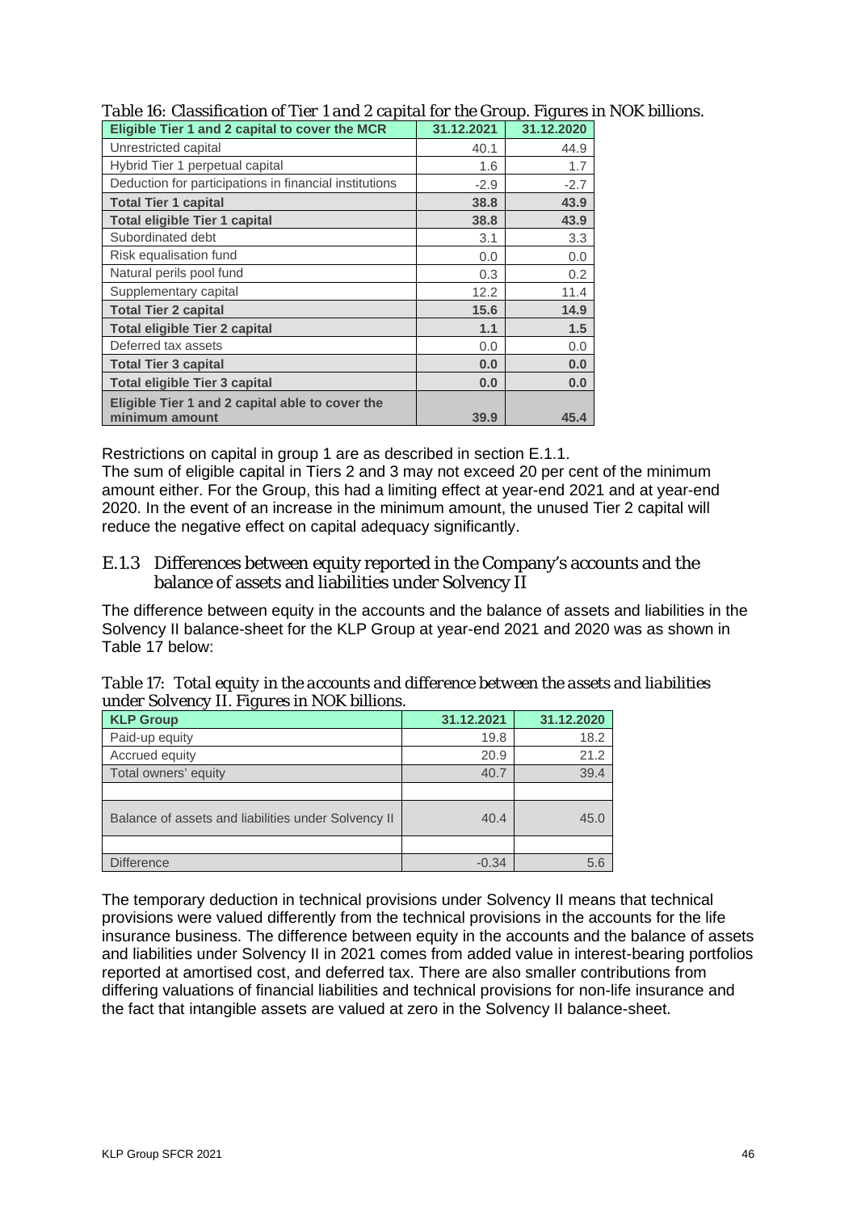*Table 16: Classification of Tier 1 and 2 capital for the Group. Figures in NOK billions.*

| Eligible Tier 1 and 2 capital to cover the MCR | 31.12.2021 | 31.12.2020 |
|---|---|---|
| Unrestricted capital | 40.1 | 44.9 |
| Hybrid Tier 1 perpetual capital | 1.6 | 1.7 |
| Deduction for participations in financial institutions | -2.9 | -2.7 |
| **Total Tier 1 capital** | **38.8** | **43.9** |
| **Total eligible Tier 1 capital** | **38.8** | **43.9** |
| Subordinated debt | 3.1 | 3.3 |
| Risk equalisation fund | 0.0 | 0.0 |
| Natural perils pool fund | 0.3 | 0.2 |
| Supplementary capital | 12.2 | 11.4 |
| **Total Tier 2 capital** | **15.6** | **14.9** |
| **Total eligible Tier 2 capital** | **1.1** | **1.5** |
| Deferred tax assets | 0.0 | 0.0 |
| **Total Tier 3 capital** | **0.0** | **0.0** |
| **Total eligible Tier 3 capital** | **0.0** | **0.0** |
| **Eligible Tier 1 and 2 capital able to cover the minimum amount** | **39.9** | **45.4** |

Restrictions on capital in group 1 are as described in section E.1.1.
The sum of eligible capital in Tiers 2 and 3 may not exceed 20 per cent of the minimum amount either. For the Group, this had a limiting effect at year-end 2021 and at year-end 2020. In the event of an increase in the minimum amount, the unused Tier 2 capital will reduce the negative effect on capital adequacy significantly.

### E.1.3 Differences between equity reported in the Company's accounts and the balance of assets and liabilities under Solvency II

The difference between equity in the accounts and the balance of assets and liabilities in the Solvency II balance-sheet for the KLP Group at year-end 2021 and 2020 was as shown in Table 17 below:

*Table 17: Total equity in the accounts and difference between the assets and liabilities under Solvency II. Figures in NOK billions.*

| KLP Group | 31.12.2021 | 31.12.2020 |
|---|---|---|
| Paid-up equity | 19.8 | 18.2 |
| Accrued equity | 20.9 | 21.2 |
| Total owners' equity | 40.7 | 39.4 |
| | | |
| Balance of assets and liabilities under Solvency II | 40.4 | 45.0 |
| | | |
| Difference | -0.34 | 5.6 |

The temporary deduction in technical provisions under Solvency II means that technical provisions were valued differently from the technical provisions in the accounts for the life insurance business. The difference between equity in the accounts and the balance of assets and liabilities under Solvency II in 2021 comes from added value in interest-bearing portfolios reported at amortised cost, and deferred tax. There are also smaller contributions from differing valuations of financial liabilities and technical provisions for non-life insurance and the fact that intangible assets are valued at zero in the Solvency II balance-sheet.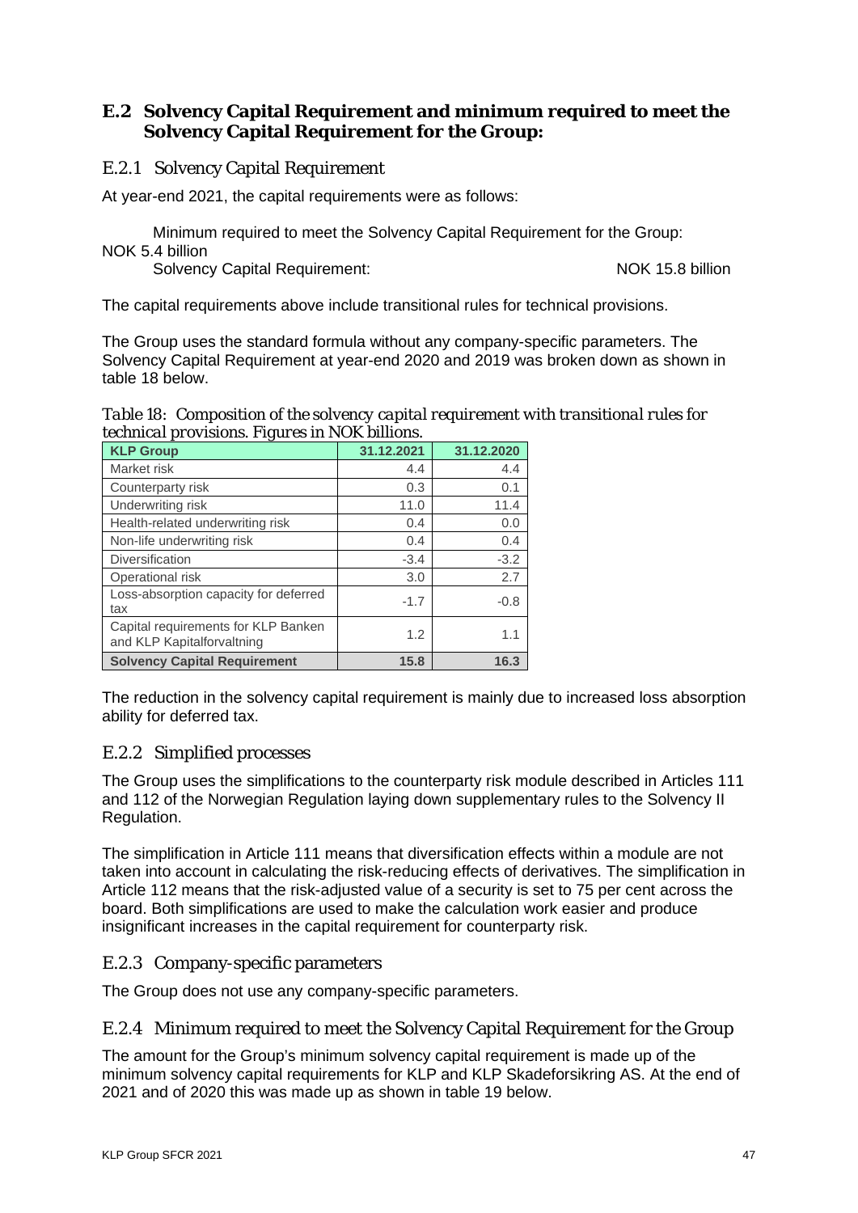## E.2 Solvency Capital Requirement and minimum required to meet the Solvency Capital Requirement for the Group:

### E.2.1 Solvency Capital Requirement

At year-end 2021, the capital requirements were as follows:

Minimum required to meet the Solvency Capital Requirement for the Group: NOK 5.4 billion
Solvency Capital Requirement: NOK 15.8 billion

The capital requirements above include transitional rules for technical provisions.

The Group uses the standard formula without any company-specific parameters. The Solvency Capital Requirement at year-end 2020 and 2019 was broken down as shown in table 18 below.

*Table 18: Composition of the solvency capital requirement with transitional rules for technical provisions. Figures in NOK billions.*

| KLP Group | 31.12.2021 | 31.12.2020 |
|---|---|---|
| Market risk | 4.4 | 4.4 |
| Counterparty risk | 0.3 | 0.1 |
| Underwriting risk | 11.0 | 11.4 |
| Health-related underwriting risk | 0.4 | 0.0 |
| Non-life underwriting risk | 0.4 | 0.4 |
| Diversification | -3.4 | -3.2 |
| Operational risk | 3.0 | 2.7 |
| Loss-absorption capacity for deferred tax | -1.7 | -0.8 |
| Capital requirements for KLP Banken and KLP Kapitalforvaltning | 1.2 | 1.1 |
| **Solvency Capital Requirement** | **15.8** | **16.3** |

The reduction in the solvency capital requirement is mainly due to increased loss absorption ability for deferred tax.

### E.2.2 Simplified processes

The Group uses the simplifications to the counterparty risk module described in Articles 111 and 112 of the Norwegian Regulation laying down supplementary rules to the Solvency II Regulation.

The simplification in Article 111 means that diversification effects within a module are not taken into account in calculating the risk-reducing effects of derivatives. The simplification in Article 112 means that the risk-adjusted value of a security is set to 75 per cent across the board. Both simplifications are used to make the calculation work easier and produce insignificant increases in the capital requirement for counterparty risk.

### E.2.3 Company-specific parameters

The Group does not use any company-specific parameters.

### E.2.4 Minimum required to meet the Solvency Capital Requirement for the Group

The amount for the Group's minimum solvency capital requirement is made up of the minimum solvency capital requirements for KLP and KLP Skadeforsikring AS. At the end of 2021 and of 2020 this was made up as shown in table 19 below.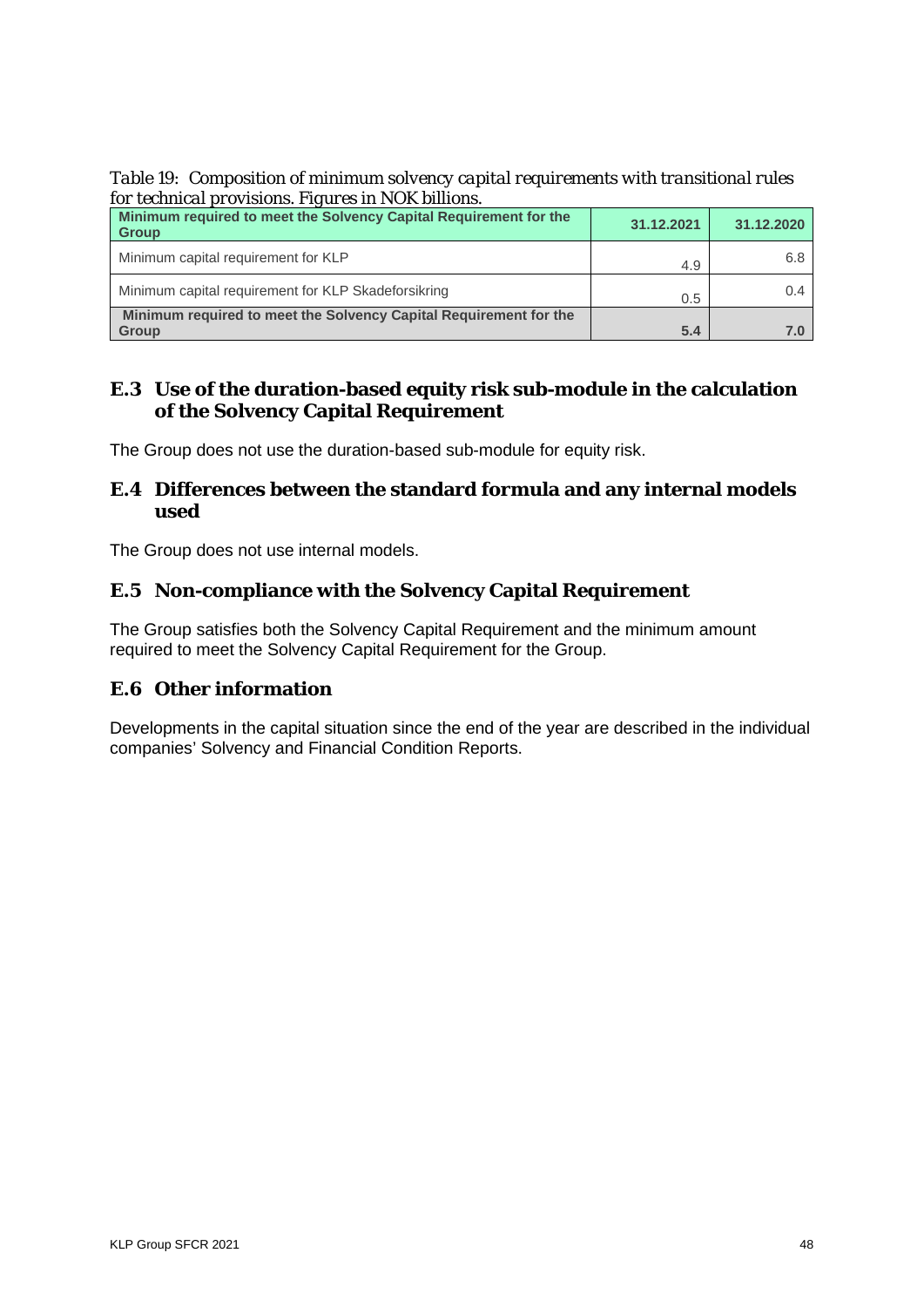*Table 19: Composition of minimum solvency capital requirements with transitional rules for technical provisions. Figures in NOK billions.*

| Minimum required to meet the Solvency Capital Requirement for the Group | 31.12.2021 | 31.12.2020 |
|---|---|---|
| Minimum capital requirement for KLP | 4.9 | 6.8 |
| Minimum capital requirement for KLP Skadeforsikring | 0.5 | 0.4 |
| **Minimum required to meet the Solvency Capital Requirement for the Group** | **5.4** | **7.0** |

## E.3 Use of the duration-based equity risk sub-module in the calculation of the Solvency Capital Requirement

The Group does not use the duration-based sub-module for equity risk.

## E.4 Differences between the standard formula and any internal models used

The Group does not use internal models.

## E.5 Non-compliance with the Solvency Capital Requirement

The Group satisfies both the Solvency Capital Requirement and the minimum amount required to meet the Solvency Capital Requirement for the Group.

## E.6 Other information

Developments in the capital situation since the end of the year are described in the individual companies' Solvency and Financial Condition Reports.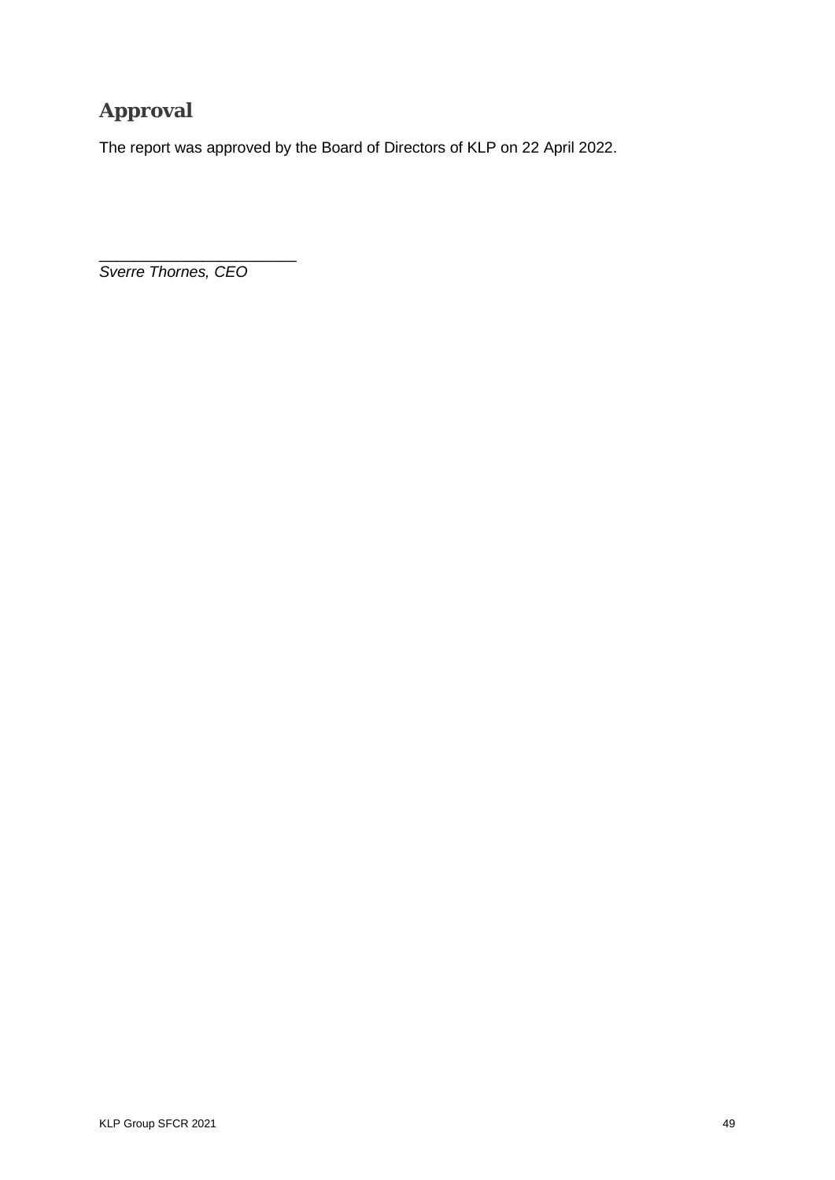## Approval

The report was approved by the Board of Directors of KLP on 22 April 2022.

_______________________

*Sverre Thornes, CEO*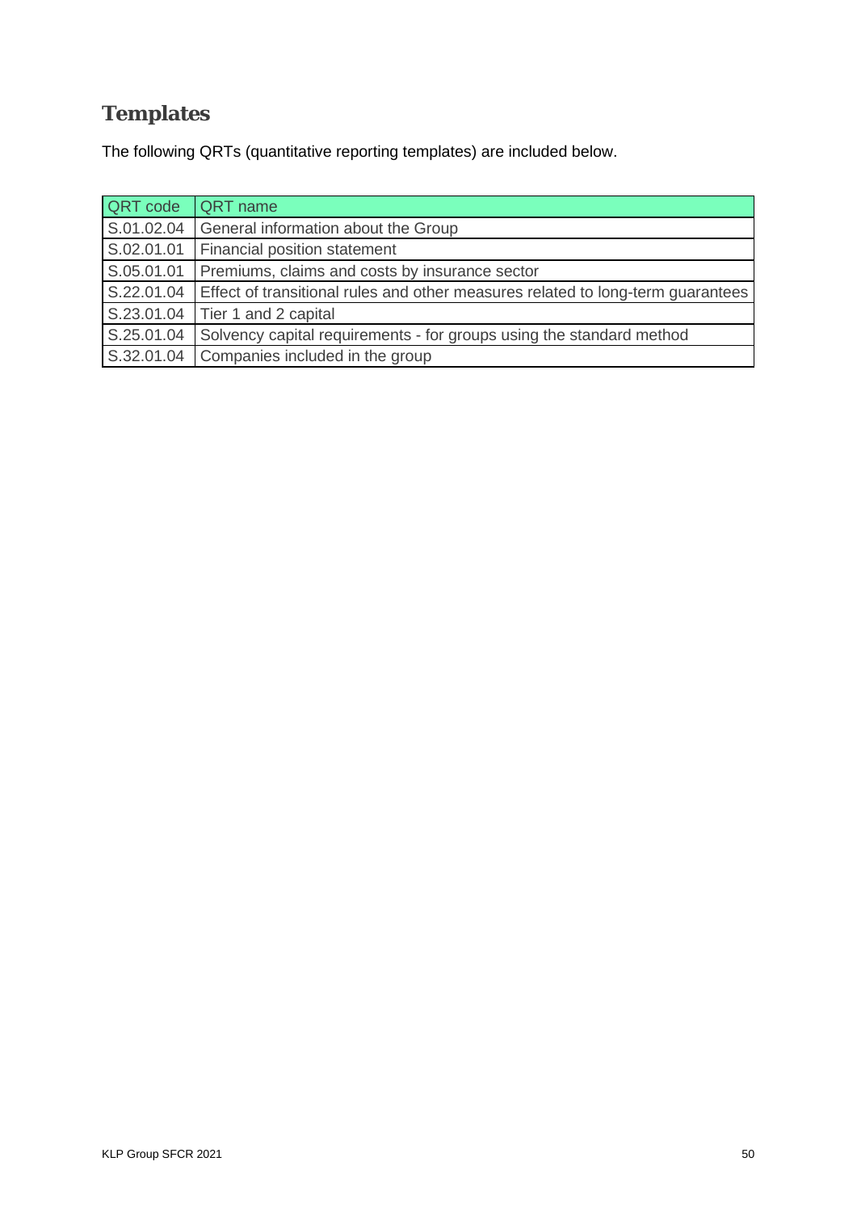## Templates

The following QRTs (quantitative reporting templates) are included below.

| QRT code | QRT name |
| --- | --- |
| S.01.02.04 | General information about the Group |
| S.02.01.01 | Financial position statement |
| S.05.01.01 | Premiums, claims and costs by insurance sector |
| S.22.01.04 | Effect of transitional rules and other measures related to long-term guarantees |
| S.23.01.04 | Tier 1 and 2 capital |
| S.25.01.04 | Solvency capital requirements - for groups using the standard method |
| S.32.01.04 | Companies included in the group |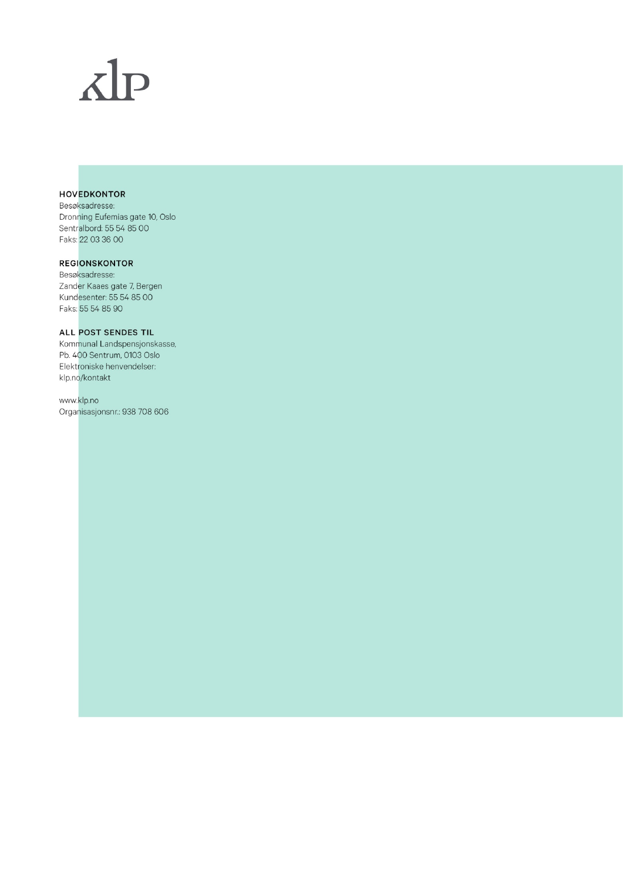KLP

**HOVEDKONTOR**
Besøksadresse:
Dronning Eufemias gate 10, Oslo
Sentralbord: 55 54 85 00
Faks: 22 03 36 00

**REGIONSKONTOR**
Besøksadresse:
Zander Kaaes gate 7, Bergen
Kundesenter: 55 54 85 00
Faks: 55 54 85 90

**ALL POST SENDES TIL**
Kommunal Landspensjonskasse,
Pb. 400 Sentrum, 0103 Oslo
Elektroniske henvendelser:
klp.no/kontakt

www.klp.no
Organisasjonsnr.: 938 708 606